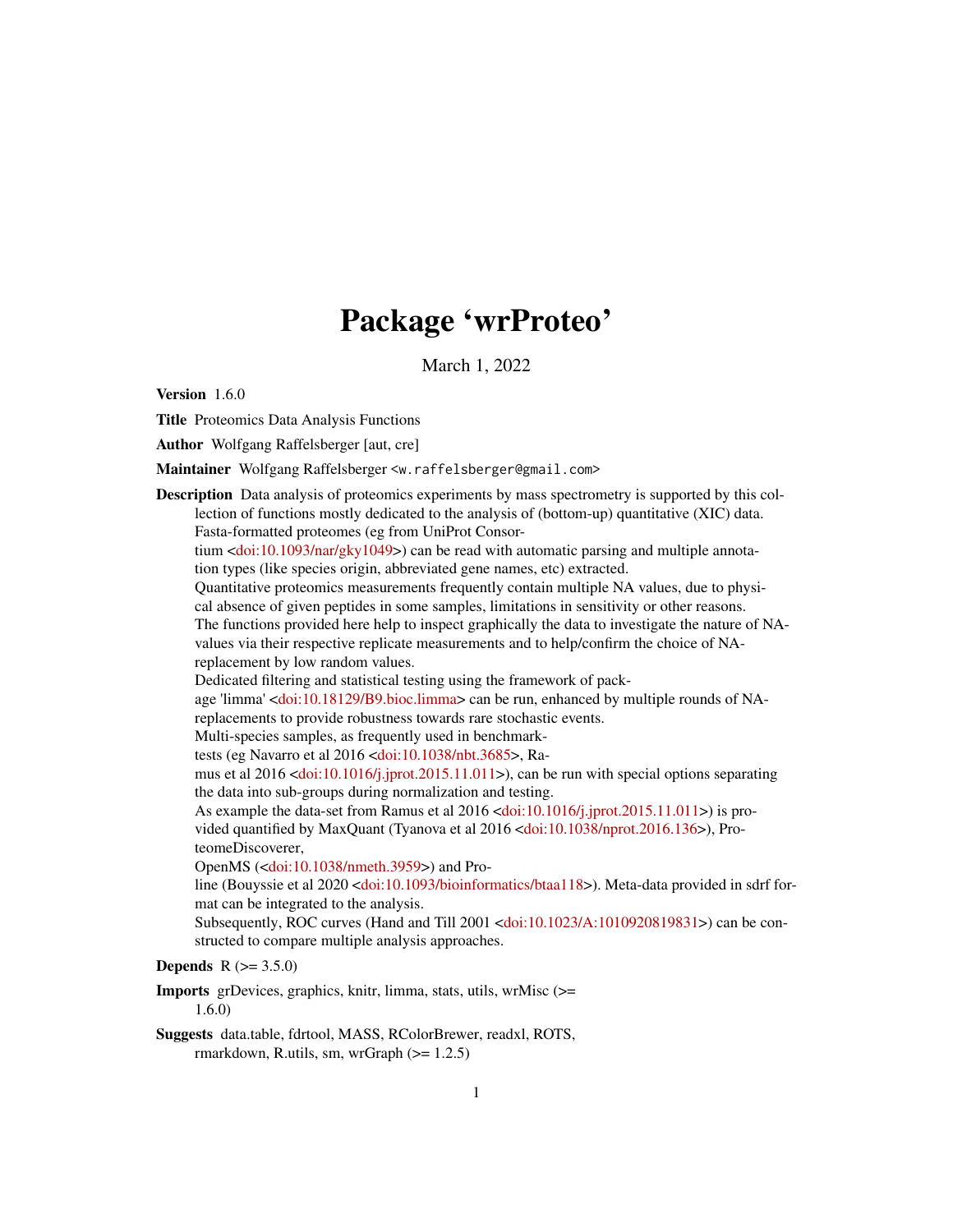# Package 'wrProteo'

March 1, 2022

**Version** 1.6.0

**Title** Proteomics Data Analysis Functions

**Author** Wolfgang Raffelsberger [aut, cre]

**Maintainer** Wolfgang Raffelsberger <w.raffelsberger@gmail.com>

**Description** Data analysis of proteomics experiments by mass spectrometry is supported by this collection of functions mostly dedicated to the analysis of (bottom-up) quantitative (XIC) data. Fasta-formatted proteomes (eg from UniProt Consortium <doi:10.1093/nar/gky1049>) can be read with automatic parsing and multiple annotation types (like species origin, abbreviated gene names, etc) extracted.
Quantitative proteomics measurements frequently contain multiple NA values, due to physical absence of given peptides in some samples, limitations in sensitivity or other reasons. The functions provided here help to inspect graphically the data to investigate the nature of NA-values via their respective replicate measurements and to help/confirm the choice of NA-replacement by low random values.
Dedicated filtering and statistical testing using the framework of package 'limma' <doi:10.18129/B9.bioc.limma> can be run, enhanced by multiple rounds of NA-replacements to provide robustness towards rare stochastic events.
Multi-species samples, as frequently used in benchmark-tests (eg Navarro et al 2016 <doi:10.1038/nbt.3685>, Ramus et al 2016 <doi:10.1016/j.jprot.2015.11.011>), can be run with special options separating the data into sub-groups during normalization and testing.
As example the data-set from Ramus et al 2016 <doi:10.1016/j.jprot.2015.11.011>) is provided quantified by MaxQuant (Tyanova et al 2016 <doi:10.1038/nprot.2016.136>), ProteomeDiscoverer,
OpenMS (<doi:10.1038/nmeth.3959>) and Proline (Bouyssie et al 2020 <doi:10.1093/bioinformatics/btaa118>). Meta-data provided in sdrf format can be integrated to the analysis.
Subsequently, ROC curves (Hand and Till 2001 <doi:10.1023/A:1010920819831>) can be constructed to compare multiple analysis approaches.

**Depends** R (>= 3.5.0)

**Imports** grDevices, graphics, knitr, limma, stats, utils, wrMisc (>= 1.6.0)

**Suggests** data.table, fdrtool, MASS, RColorBrewer, readxl, ROTS, rmarkdown, R.utils, sm, wrGraph (>= 1.2.5)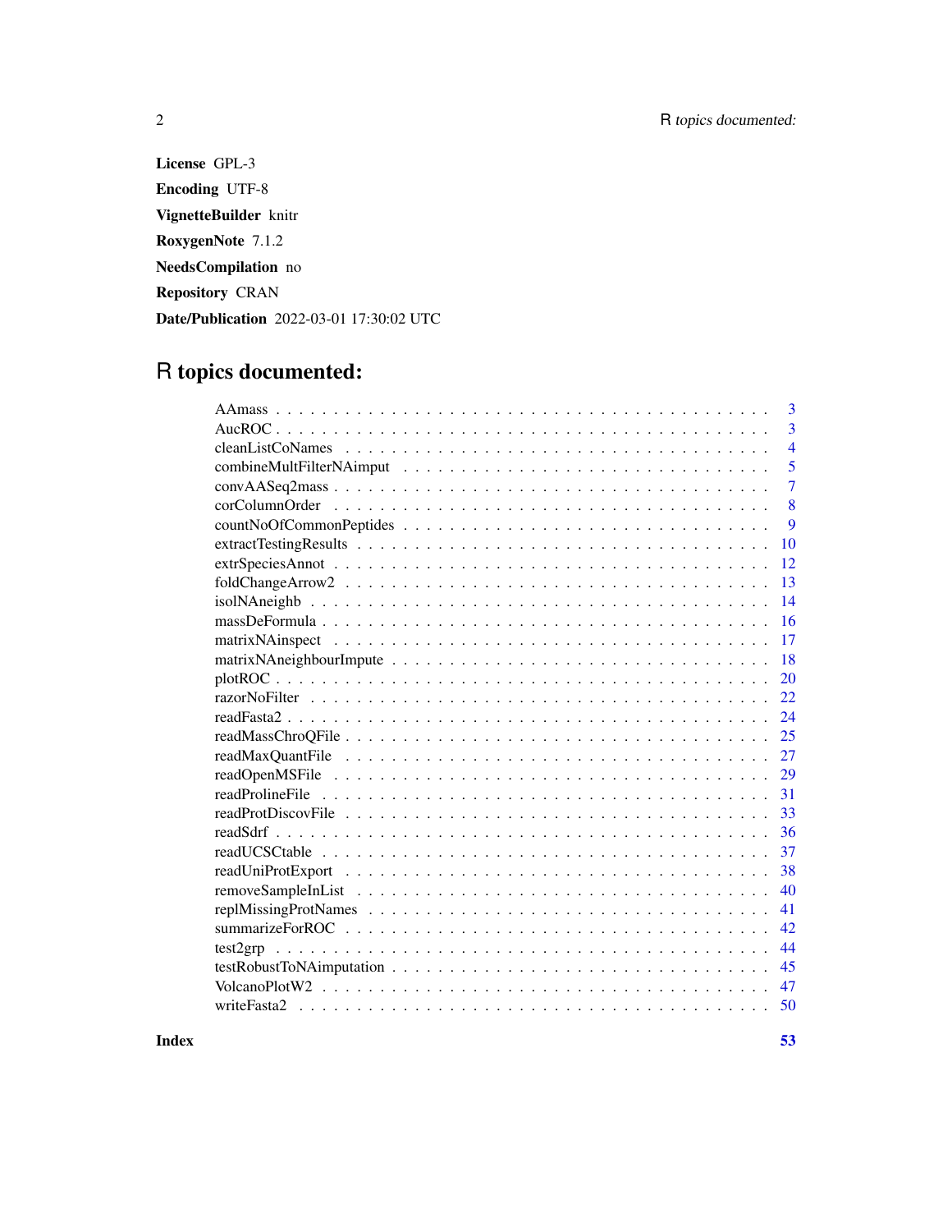**License** GPL-3

**Encoding** UTF-8

**VignetteBuilder** knitr

**RoxygenNote** 7.1.2

**NeedsCompilation** no

**Repository** CRAN

**Date/Publication** 2022-03-01 17:30:02 UTC

# R topics documented:

| | |
|---|---|
| AAmass | 3 |
| AucROC | 3 |
| cleanListCoNames | 4 |
| combineMultFilterNAimput | 5 |
| convAASeq2mass | 7 |
| corColumnOrder | 8 |
| countNoOfCommonPeptides | 9 |
| extractTestingResults | 10 |
| extrSpeciesAnnot | 12 |
| foldChangeArrow2 | 13 |
| isolNAneighb | 14 |
| massDeFormula | 16 |
| matrixNAinspect | 17 |
| matrixNAneighbourImpute | 18 |
| plotROC | 20 |
| razorNoFilter | 22 |
| readFasta2 | 24 |
| readMassChroQFile | 25 |
| readMaxQuantFile | 27 |
| readOpenMSFile | 29 |
| readProlineFile | 31 |
| readProtDiscovFile | 33 |
| readSdrf | 36 |
| readUCSCtable | 37 |
| readUniProtExport | 38 |
| removeSampleInList | 40 |
| replMissingProtNames | 41 |
| summarizeForROC | 42 |
| test2grp | 44 |
| testRobustToNAimputation | 45 |
| VolcanoPlotW2 | 47 |
| writeFasta2 | 50 |
| **Index** | **53** |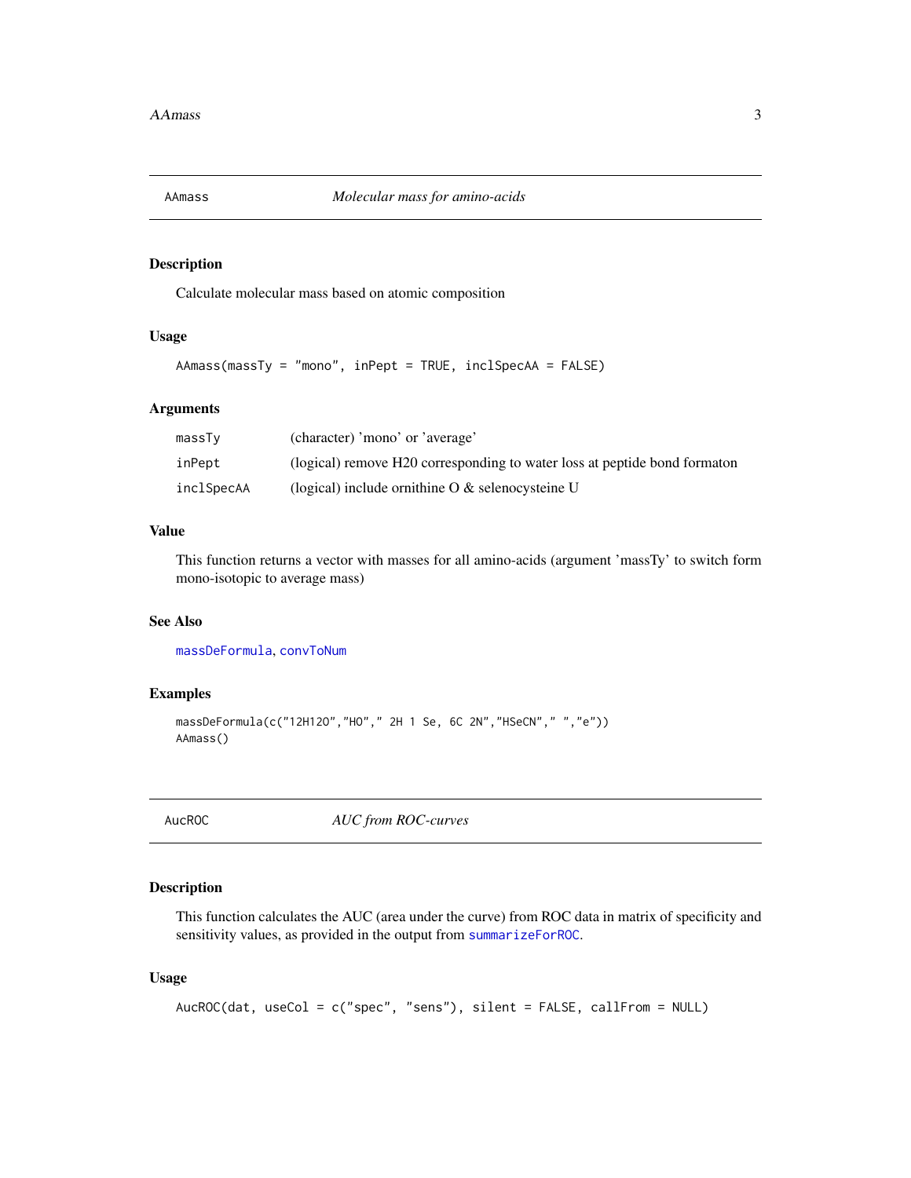## AAmass — *Molecular mass for amino-acids*

### Description

Calculate molecular mass based on atomic composition

### Usage

```
AAmass(massTy = "mono", inPept = TRUE, inclSpecAA = FALSE)
```

### Arguments

| | |
|---|---|
| massTy | (character) 'mono' or 'average' |
| inPept | (logical) remove H20 corresponding to water loss at peptide bond formaton |
| inclSpecAA | (logical) include ornithine O & selenocysteine U |

### Value

This function returns a vector with masses for all amino-acids (argument 'massTy' to switch form mono-isotopic to average mass)

### See Also

massDeFormula, convToNum

### Examples

```
massDeFormula(c("12H12O","HO"," 2H 1 Se, 6C 2N","HSeCN"," ","e"))
AAmass()
```

## AucROC — *AUC from ROC-curves*

### Description

This function calculates the AUC (area under the curve) from ROC data in matrix of specificity and sensitivity values, as provided in the output from summarizeForROC.

### Usage

```
AucROC(dat, useCol = c("spec", "sens"), silent = FALSE, callFrom = NULL)
```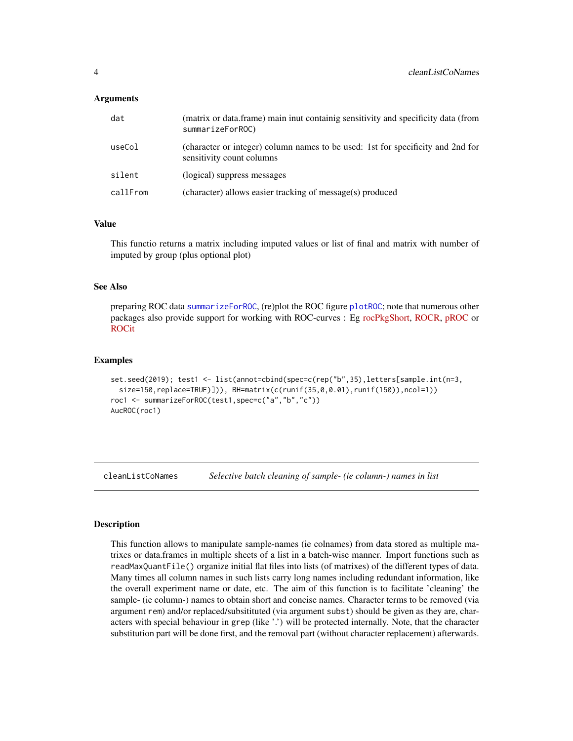### Arguments

| | |
|---|---|
| dat | (matrix or data.frame) main inut containig sensitivity and specificity data (from summarizeForROC) |
| useCol | (character or integer) column names to be used: 1st for specificity and 2nd for sensitivity count columns |
| silent | (logical) suppress messages |
| callFrom | (character) allows easier tracking of message(s) produced |

### Value

This functio returns a matrix including imputed values or list of final and matrix with number of imputed by group (plus optional plot)

### See Also

preparing ROC data `summarizeForROC`, (re)plot the ROC figure `plotROC`; note that numerous other packages also provide support for working with ROC-curves : Eg rocPkgShort, ROCR, pROC or ROCit

### Examples

```
set.seed(2019); test1 <- list(annot=cbind(spec=c(rep("b",35),letters[sample.int(n=3,
  size=150,replace=TRUE)])), BH=matrix(c(runif(35,0,0.01),runif(150)),ncol=1))
roc1 <- summarizeForROC(test1,spec=c("a","b","c"))
AucROC(roc1)
```

---

## cleanListCoNames — *Selective batch cleaning of sample- (ie column-) names in list*

### Description

This function allows to manipulate sample-names (ie colnames) from data stored as multiple matrixes or data.frames in multiple sheets of a list in a batch-wise manner. Import functions such as `readMaxQuantFile()` organize initial flat files into lists (of matrixes) of the different types of data. Many times all column names in such lists carry long names including redundant information, like the overall experiment name or date, etc. The aim of this function is to facilitate 'cleaning' the sample- (ie column-) names to obtain short and concise names. Character terms to be removed (via argument `rem`) and/or replaced/subsitituted (via argument `subst`) should be given as they are, characters with special behaviour in `grep` (like '.') will be protected internally. Note, that the character substitution part will be done first, and the removal part (without character replacement) afterwards.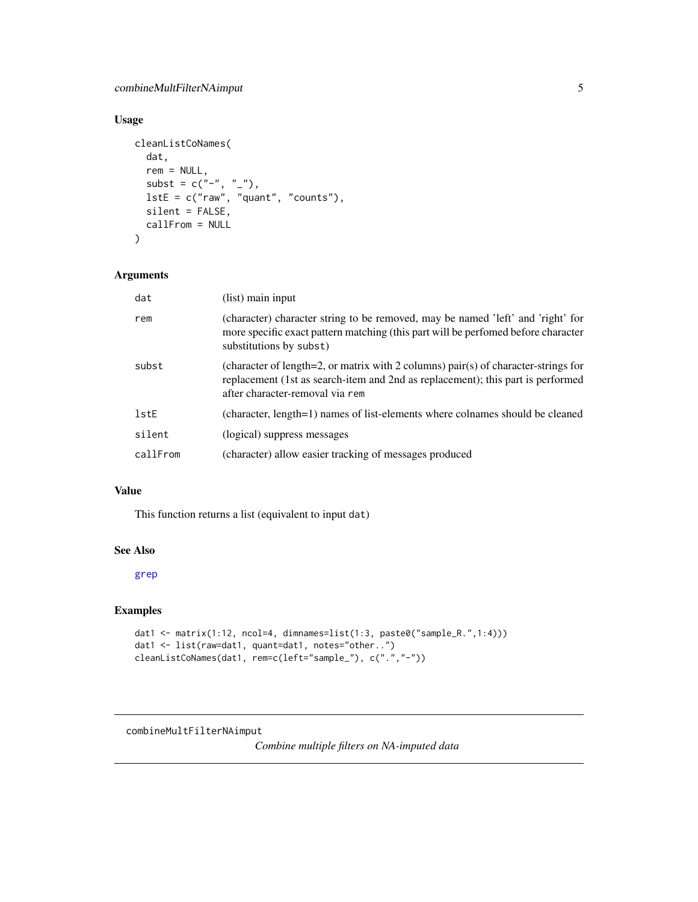## Usage

```
cleanListCoNames(
  dat,
  rem = NULL,
  subst = c("-", "_"),
  lstE = c("raw", "quant", "counts"),
  silent = FALSE,
  callFrom = NULL
)
```

## Arguments

| | |
|---|---|
| dat | (list) main input |
| rem | (character) character string to be removed, may be named 'left' and 'right' for more specific exact pattern matching (this part will be perfomed before character substitutions by subst) |
| subst | (character of length=2, or matrix with 2 columns) pair(s) of character-strings for replacement (1st as search-item and 2nd as replacement); this part is performed after character-removal via rem |
| lstE | (character, length=1) names of list-elements where colnames should be cleaned |
| silent | (logical) suppress messages |
| callFrom | (character) allow easier tracking of messages produced |

## Value

This function returns a list (equivalent to input dat)

## See Also

grep

## Examples

```
dat1 <- matrix(1:12, ncol=4, dimnames=list(1:3, paste0("sample_R.",1:4)))
dat1 <- list(raw=dat1, quant=dat1, notes="other..")
cleanListCoNames(dat1, rem=c(left="sample_"), c(".","-"))
```

---

# combineMultFilterNAimput

*Combine multiple filters on NA-imputed data*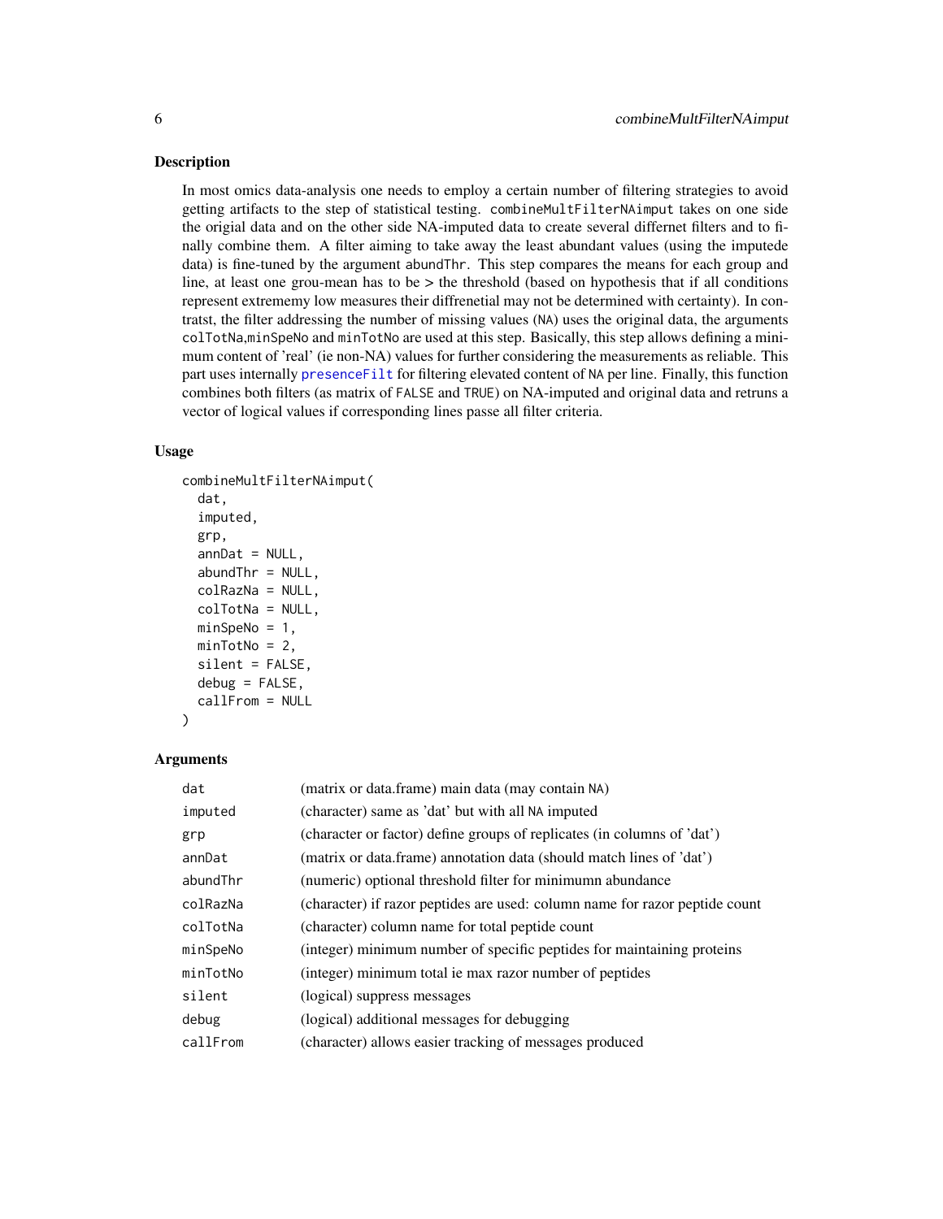## Description

In most omics data-analysis one needs to employ a certain number of filtering strategies to avoid getting artifacts to the step of statistical testing. `combineMultFilterNAimput` takes on one side the origial data and on the other side NA-imputed data to create several differnet filters and to finally combine them. A filter aiming to take away the least abundant values (using the imputede data) is fine-tuned by the argument `abundThr`. This step compares the means for each group and line, at least one grou-mean has to be > the threshold (based on hypothesis that if all conditions represent extrememy low measures their diffrenetial may not be determined with certainty). In contratst, the filter addressing the number of missing values (`NA`) uses the original data, the arguments `colTotNa`,`minSpeNo` and `minTotNo` are used at this step. Basically, this step allows defining a minimum content of 'real' (ie non-NA) values for further considering the measurements as reliable. This part uses internally `presenceFilt` for filtering elevated content of `NA` per line. Finally, this function combines both filters (as matrix of `FALSE` and `TRUE`) on NA-imputed and original data and retruns a vector of logical values if corresponding lines passe all filter criteria.

## Usage

```
combineMultFilterNAimput(
  dat,
  imputed,
  grp,
  annDat = NULL,
  abundThr = NULL,
  colRazNa = NULL,
  colTotNa = NULL,
  minSpeNo = 1,
  minTotNo = 2,
  silent = FALSE,
  debug = FALSE,
  callFrom = NULL
)
```

## Arguments

| | |
|---|---|
| `dat` | (matrix or data.frame) main data (may contain `NA`) |
| `imputed` | (character) same as 'dat' but with all `NA` imputed |
| `grp` | (character or factor) define groups of replicates (in columns of 'dat') |
| `annDat` | (matrix or data.frame) annotation data (should match lines of 'dat') |
| `abundThr` | (numeric) optional threshold filter for minimumn abundance |
| `colRazNa` | (character) if razor peptides are used: column name for razor peptide count |
| `colTotNa` | (character) column name for total peptide count |
| `minSpeNo` | (integer) minimum number of specific peptides for maintaining proteins |
| `minTotNo` | (integer) minimum total ie max razor number of peptides |
| `silent` | (logical) suppress messages |
| `debug` | (logical) additional messages for debugging |
| `callFrom` | (character) allows easier tracking of messages produced |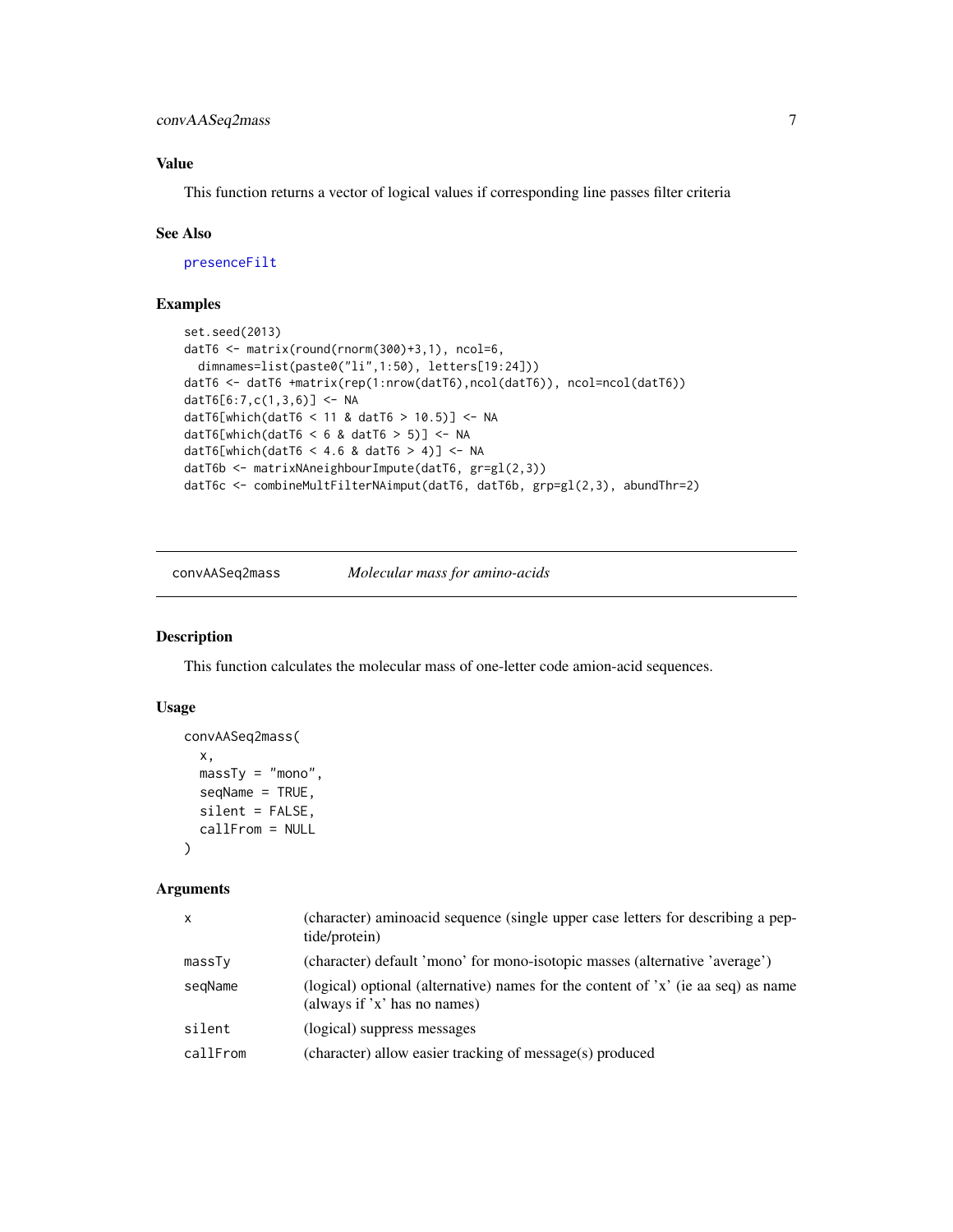### Value

This function returns a vector of logical values if corresponding line passes filter criteria

### See Also

presenceFilt

### Examples

```
set.seed(2013)
datT6 <- matrix(round(rnorm(300)+3,1), ncol=6,
  dimnames=list(paste0("li",1:50), letters[19:24]))
datT6 <- datT6 +matrix(rep(1:nrow(datT6),ncol(datT6)), ncol=ncol(datT6))
datT6[6:7,c(1,3,6)] <- NA
datT6[which(datT6 < 11 & datT6 > 10.5)] <- NA
datT6[which(datT6 < 6 & datT6 > 5)] <- NA
datT6[which(datT6 < 4.6 & datT6 > 4)] <- NA
datT6b <- matrixNAneighbourImpute(datT6, gr=gl(2,3))
datT6c <- combineMultFilterNAimput(datT6, datT6b, grp=gl(2,3), abundThr=2)
```

---

## convAASeq2mass &nbsp;&nbsp;&nbsp; *Molecular mass for amino-acids*

### Description

This function calculates the molecular mass of one-letter code amion-acid sequences.

### Usage

```
convAASeq2mass(
  x,
  massTy = "mono",
  seqName = TRUE,
  silent = FALSE,
  callFrom = NULL
)
```

### Arguments

| | |
|---|---|
| x | (character) aminoacid sequence (single upper case letters for describing a peptide/protein) |
| massTy | (character) default 'mono' for mono-isotopic masses (alternative 'average') |
| seqName | (logical) optional (alternative) names for the content of 'x' (ie aa seq) as name (always if 'x' has no names) |
| silent | (logical) suppress messages |
| callFrom | (character) allow easier tracking of message(s) produced |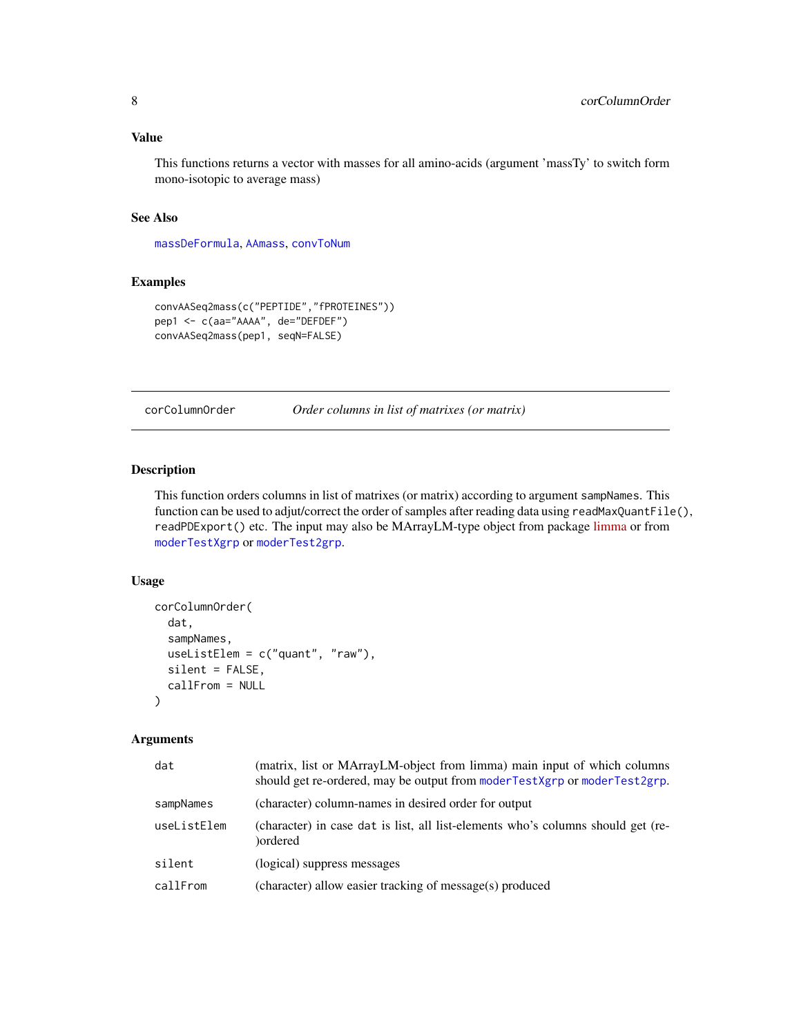### Value

This functions returns a vector with masses for all amino-acids (argument 'massTy' to switch form mono-isotopic to average mass)

### See Also

massDeFormula, AAmass, convToNum

### Examples

```
convAASeq2mass(c("PEPTIDE","fPROTEINES"))
pep1 <- c(aa="AAAA", de="DEFDEF")
convAASeq2mass(pep1, seqN=FALSE)
```

---

## corColumnOrder — *Order columns in list of matrixes (or matrix)*

### Description

This function orders columns in list of matrixes (or matrix) according to argument sampNames. This function can be used to adjut/correct the order of samples after reading data using readMaxQuantFile(), readPDExport() etc. The input may also be MArrayLM-type object from package limma or from moderTestXgrp or moderTest2grp.

### Usage

```
corColumnOrder(
  dat,
  sampNames,
  useListElem = c("quant", "raw"),
  silent = FALSE,
  callFrom = NULL
)
```

### Arguments

| | |
|---|---|
| dat | (matrix, list or MArrayLM-object from limma) main input of which columns should get re-ordered, may be output from moderTestXgrp or moderTest2grp. |
| sampNames | (character) column-names in desired order for output |
| useListElem | (character) in case dat is list, all list-elements who's columns should get (re-)ordered |
| silent | (logical) suppress messages |
| callFrom | (character) allow easier tracking of message(s) produced |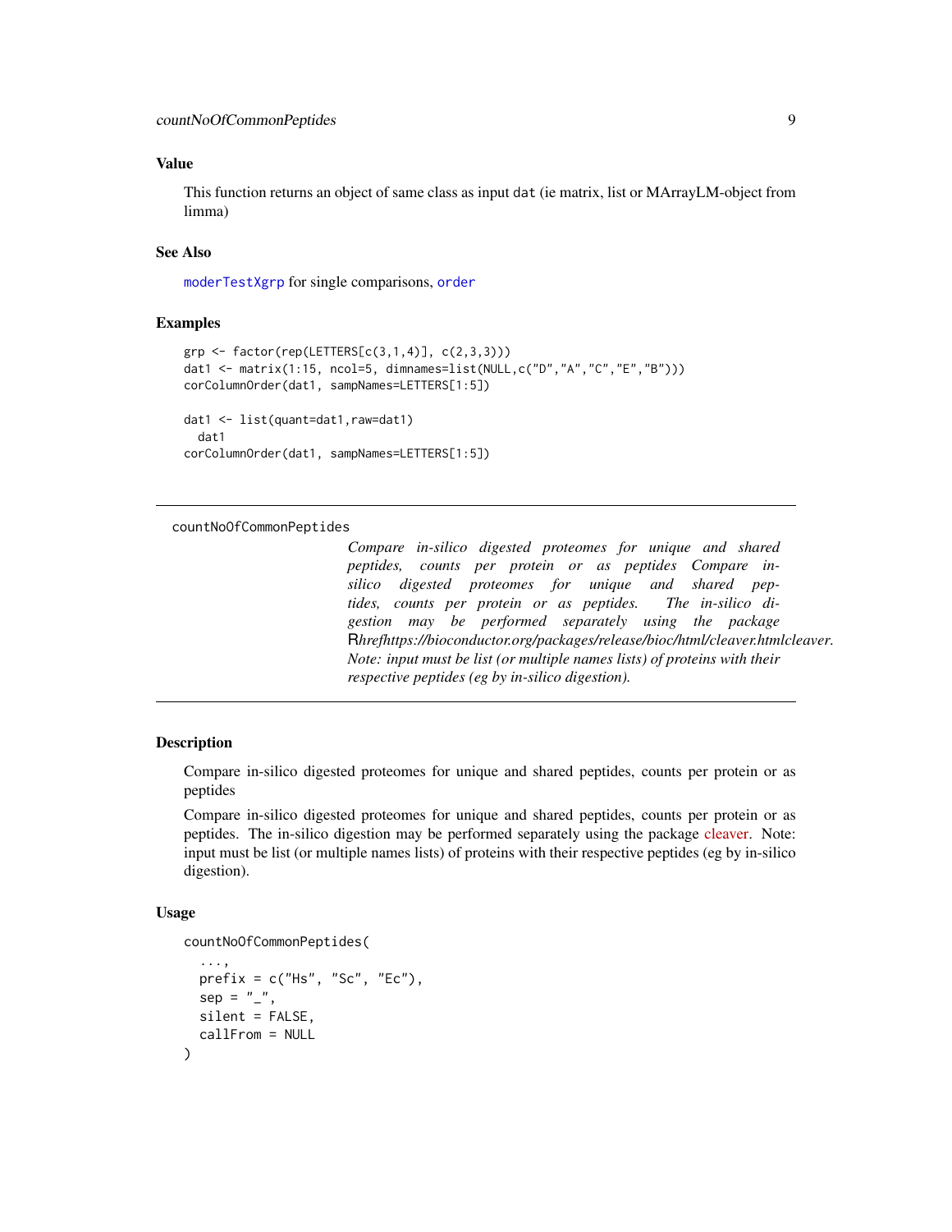### Value

This function returns an object of same class as input `dat` (ie matrix, list or MArrayLM-object from limma)

### See Also

`moderTestXgrp` for single comparisons, `order`

### Examples

```
grp <- factor(rep(LETTERS[c(3,1,4)], c(2,3,3)))
dat1 <- matrix(1:15, ncol=5, dimnames=list(NULL,c("D","A","C","E","B")))
corColumnOrder(dat1, sampNames=LETTERS[1:5])

dat1 <- list(quant=dat1,raw=dat1)
  dat1
corColumnOrder(dat1, sampNames=LETTERS[1:5])
```

---

## countNoOfCommonPeptides

*Compare in-silico digested proteomes for unique and shared peptides, counts per protein or as peptides Compare in-silico digested proteomes for unique and shared peptides, counts per protein or as peptides. The in-silico digestion may be performed separately using the package* R*hrefhttps://bioconductor.org/packages/release/bioc/html/cleaver.htmlcleaver. Note: input must be list (or multiple names lists) of proteins with their respective peptides (eg by in-silico digestion).*

---

### Description

Compare in-silico digested proteomes for unique and shared peptides, counts per protein or as peptides

Compare in-silico digested proteomes for unique and shared peptides, counts per protein or as peptides. The in-silico digestion may be performed separately using the package cleaver. Note: input must be list (or multiple names lists) of proteins with their respective peptides (eg by in-silico digestion).

### Usage

```
countNoOfCommonPeptides(
  ...,
  prefix = c("Hs", "Sc", "Ec"),
  sep = "_",
  silent = FALSE,
  callFrom = NULL
)
```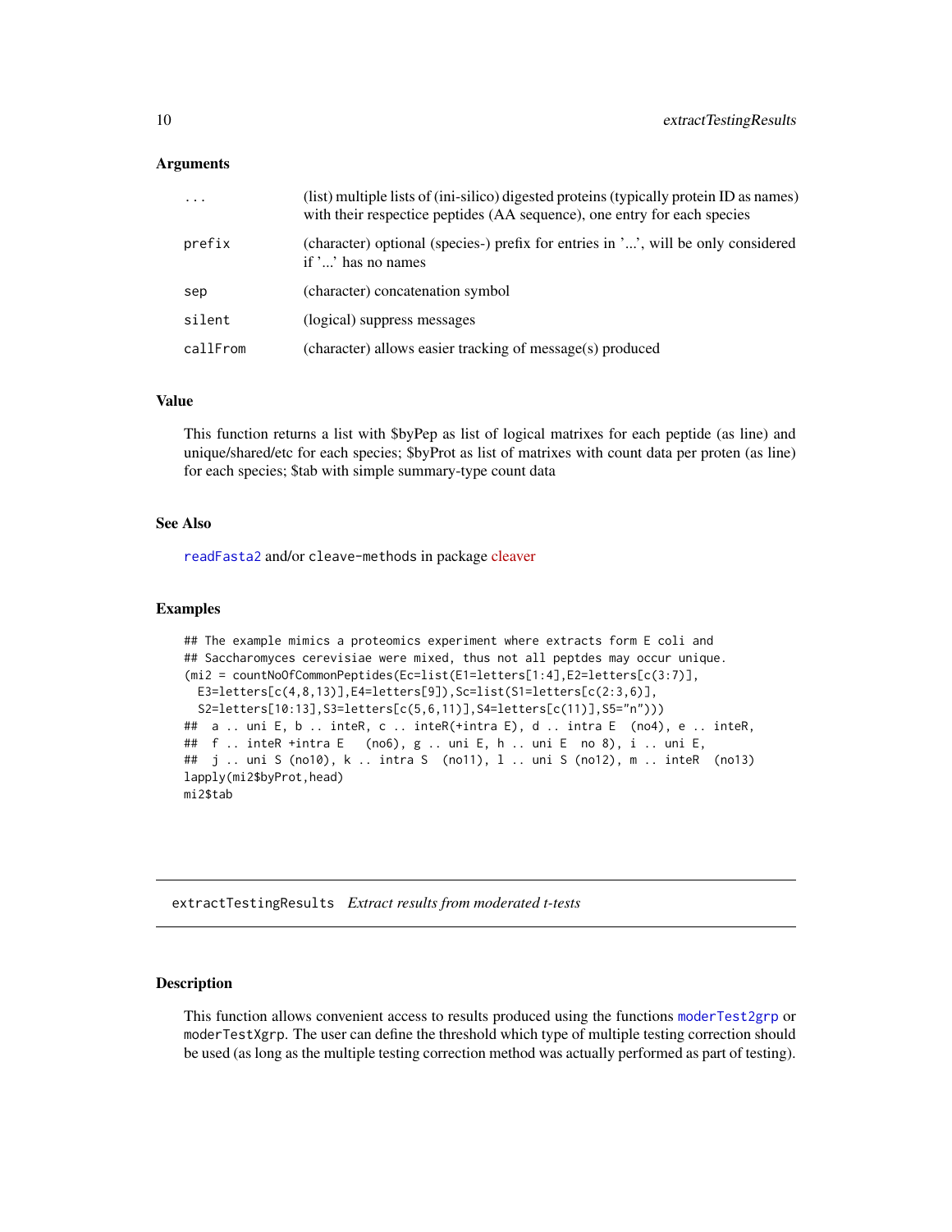### Arguments

| | |
|---|---|
| ... | (list) multiple lists of (ini-silico) digested proteins (typically protein ID as names) with their respectice peptides (AA sequence), one entry for each species |
| prefix | (character) optional (species-) prefix for entries in '...', will be only considered if '...' has no names |
| sep | (character) concatenation symbol |
| silent | (logical) suppress messages |
| callFrom | (character) allows easier tracking of message(s) produced |

### Value

This function returns a list with $byPep as list of logical matrixes for each peptide (as line) and unique/shared/etc for each species; $byProt as list of matrixes with count data per proten (as line) for each species; $tab with simple summary-type count data

### See Also

readFasta2 and/or cleave-methods in package cleaver

### Examples

```
## The example mimics a proteomics experiment where extracts form E coli and
## Saccharomyces cerevisiae were mixed, thus not all peptdes may occur unique.
(mi2 = countNoOfCommonPeptides(Ec=list(E1=letters[1:4],E2=letters[c(3:7)],
  E3=letters[c(4,8,13)],E4=letters[9]),Sc=list(S1=letters[c(2:3,6)],
  S2=letters[10:13],S3=letters[c(5,6,11)],S4=letters[c(11)],S5="n")))
##  a .. uni E, b .. inteR, c .. inteR(+intra E), d .. intra E  (no4), e .. inteR,
##  f .. inteR +intra E   (no6), g .. uni E, h .. uni E  no 8), i .. uni E,
##  j .. uni S (no10), k .. intra S  (no11), l .. uni S (no12), m .. inteR  (no13)
lapply(mi2$byProt,head)
mi2$tab
```

---

## extractTestingResults *Extract results from moderated t-tests*

### Description

This function allows convenient access to results produced using the functions moderTest2grp or moderTestXgrp. The user can define the threshold which type of multiple testing correction should be used (as long as the multiple testing correction method was actually performed as part of testing).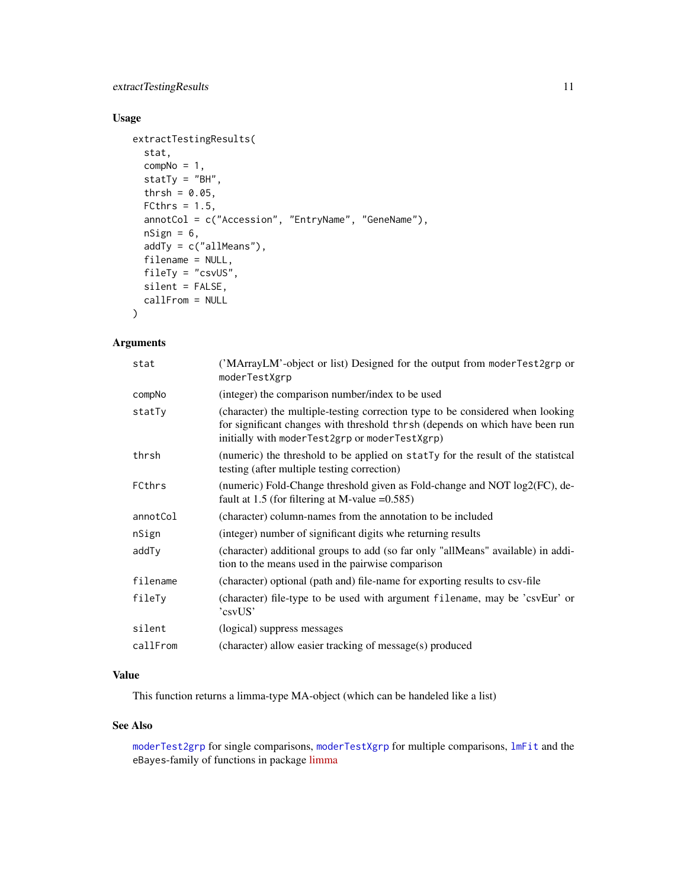## Usage

```
extractTestingResults(
  stat,
  compNo = 1,
  statTy = "BH",
  thrsh = 0.05,
  FCthrs = 1.5,
  annotCol = c("Accession", "EntryName", "GeneName"),
  nSign = 6,
  addTy = c("allMeans"),
  filename = NULL,
  fileTy = "csvUS",
  silent = FALSE,
  callFrom = NULL
)
```

## Arguments

| | |
|---|---|
| `stat` | ('MArrayLM'-object or list) Designed for the output from `moderTest2grp` or `moderTestXgrp` |
| `compNo` | (integer) the comparison number/index to be used |
| `statTy` | (character) the multiple-testing correction type to be considered when looking for significant changes with threshold `thrsh` (depends on which have been run initially with `moderTest2grp` or `moderTestXgrp`) |
| `thrsh` | (numeric) the threshold to be applied on `statTy` for the result of the statistcal testing (after multiple testing correction) |
| `FCthrs` | (numeric) Fold-Change threshold given as Fold-change and NOT log2(FC), default at 1.5 (for filtering at M-value =0.585) |
| `annotCol` | (character) column-names from the annotation to be included |
| `nSign` | (integer) number of significant digits whe returning results |
| `addTy` | (character) additional groups to add (so far only "allMeans" available) in addition to the means used in the pairwise comparison |
| `filename` | (character) optional (path and) file-name for exporting results to csv-file |
| `fileTy` | (character) file-type to be used with argument `filename`, may be 'csvEur' or 'csvUS' |
| `silent` | (logical) suppress messages |
| `callFrom` | (character) allow easier tracking of message(s) produced |

## Value

This function returns a limma-type MA-object (which can be handeled like a list)

## See Also

`moderTest2grp` for single comparisons, `moderTestXgrp` for multiple comparisons, `lmFit` and the eBayes-family of functions in package limma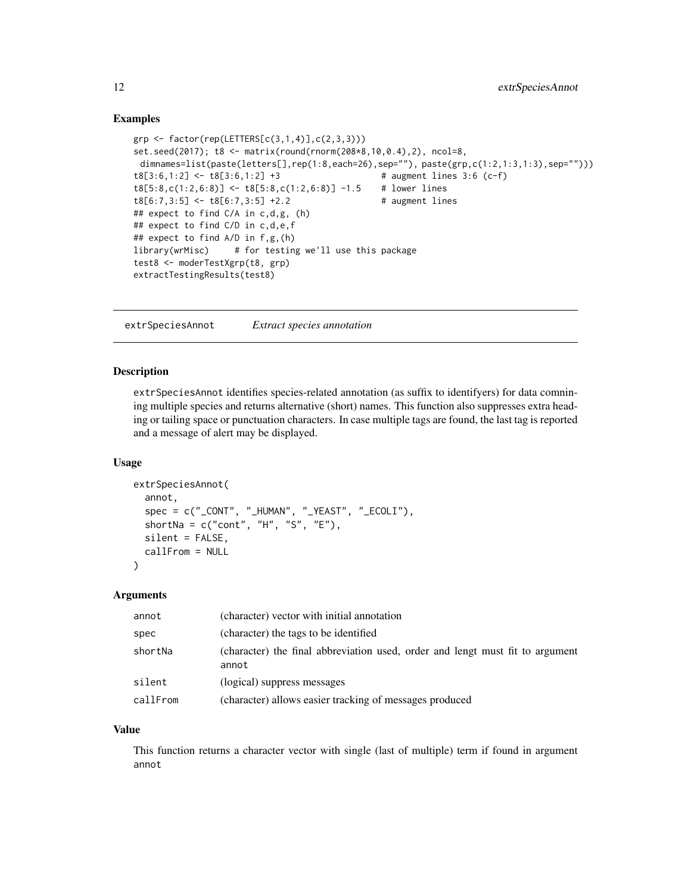### Examples

```
grp <- factor(rep(LETTERS[c(3,1,4)],c(2,3,3)))
set.seed(2017); t8 <- matrix(round(rnorm(208*8,10,0.4),2), ncol=8,
 dimnames=list(paste(letters[],rep(1:8,each=26),sep=""), paste(grp,c(1:2,1:3,1:3),sep="")))
t8[3:6,1:2] <- t8[3:6,1:2] +3                    # augment lines 3:6 (c-f)
t8[5:8,c(1:2,6:8)] <- t8[5:8,c(1:2,6:8)] -1.5    # lower lines
t8[6:7,3:5] <- t8[6:7,3:5] +2.2                  # augment lines
## expect to find C/A in c,d,g, (h)
## expect to find C/D in c,d,e,f
## expect to find A/D in f,g,(h)
library(wrMisc)     # for testing we'll use this package
test8 <- moderTestXgrp(t8, grp)
extractTestingResults(test8)
```

---

## extrSpeciesAnnot *Extract species annotation*

### Description

extrSpeciesAnnot identifies species-related annotation (as suffix to identifyers) for data comnining multiple species and returns alternative (short) names. This function also suppresses extra heading or tailing space or punctuation characters. In case multiple tags are found, the last tag is reported and a message of alert may be displayed.

### Usage

```
extrSpeciesAnnot(
  annot,
  spec = c("_CONT", "_HUMAN", "_YEAST", "_ECOLI"),
  shortNa = c("cont", "H", "S", "E"),
  silent = FALSE,
  callFrom = NULL
)
```

### Arguments

| | |
|---|---|
| annot | (character) vector with initial annotation |
| spec | (character) the tags to be identified |
| shortNa | (character) the final abbreviation used, order and lengt must fit to argument annot |
| silent | (logical) suppress messages |
| callFrom | (character) allows easier tracking of messages produced |

### Value

This function returns a character vector with single (last of multiple) term if found in argument annot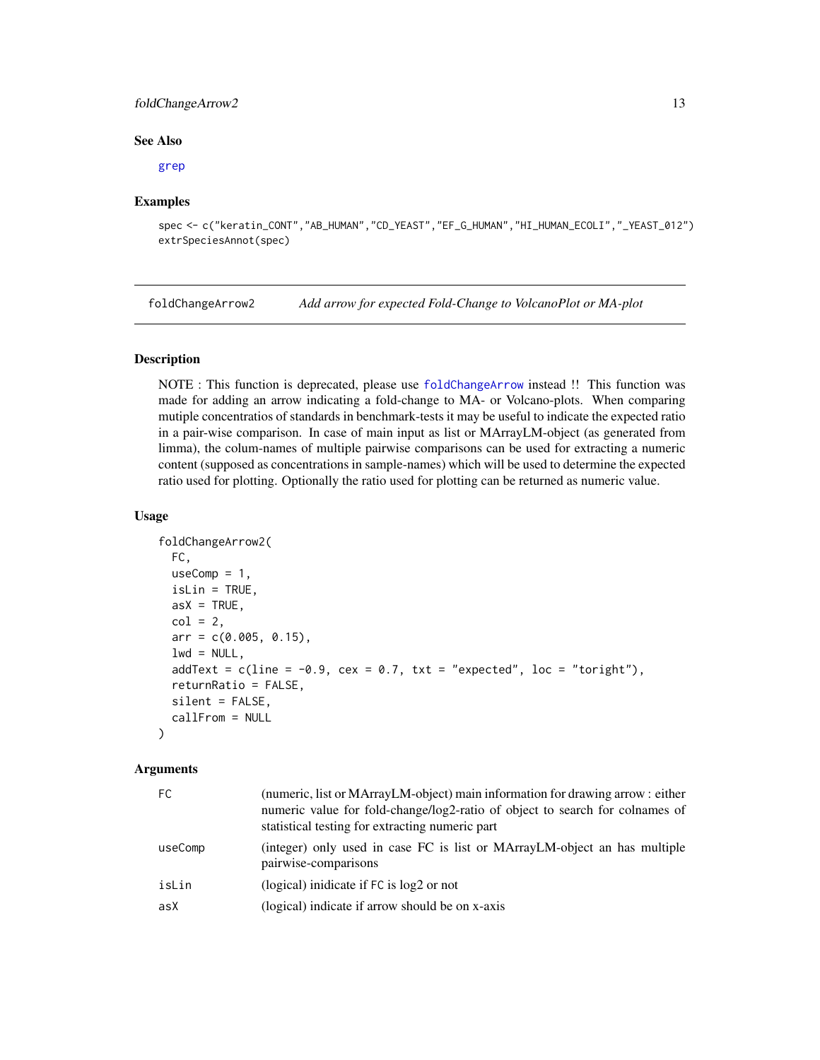### See Also

grep

### Examples

```
spec <- c("keratin_CONT","AB_HUMAN","CD_YEAST","EF_G_HUMAN","HI_HUMAN_ECOLI","_YEAST_012")
extrSpeciesAnnot(spec)
```

---

## foldChangeArrow2 — *Add arrow for expected Fold-Change to VolcanoPlot or MA-plot*

### Description

NOTE : This function is deprecated, please use foldChangeArrow instead !! This function was made for adding an arrow indicating a fold-change to MA- or Volcano-plots. When comparing mutiple concentratios of standards in benchmark-tests it may be useful to indicate the expected ratio in a pair-wise comparison. In case of main input as list or MArrayLM-object (as generated from limma), the colum-names of multiple pairwise comparisons can be used for extracting a numeric content (supposed as concentrations in sample-names) which will be used to determine the expected ratio used for plotting. Optionally the ratio used for plotting can be returned as numeric value.

### Usage

```
foldChangeArrow2(
  FC,
  useComp = 1,
  isLin = TRUE,
  asX = TRUE,
  col = 2,
  arr = c(0.005, 0.15),
  lwd = NULL,
  addText = c(line = -0.9, cex = 0.7, txt = "expected", loc = "toright"),
  returnRatio = FALSE,
  silent = FALSE,
  callFrom = NULL
)
```

### Arguments

| | |
|---|---|
| FC | (numeric, list or MArrayLM-object) main information for drawing arrow : either numeric value for fold-change/log2-ratio of object to search for colnames of statistical testing for extracting numeric part |
| useComp | (integer) only used in case FC is list or MArrayLM-object an has multiple pairwise-comparisons |
| isLin | (logical) inidicate if FC is log2 or not |
| asX | (logical) indicate if arrow should be on x-axis |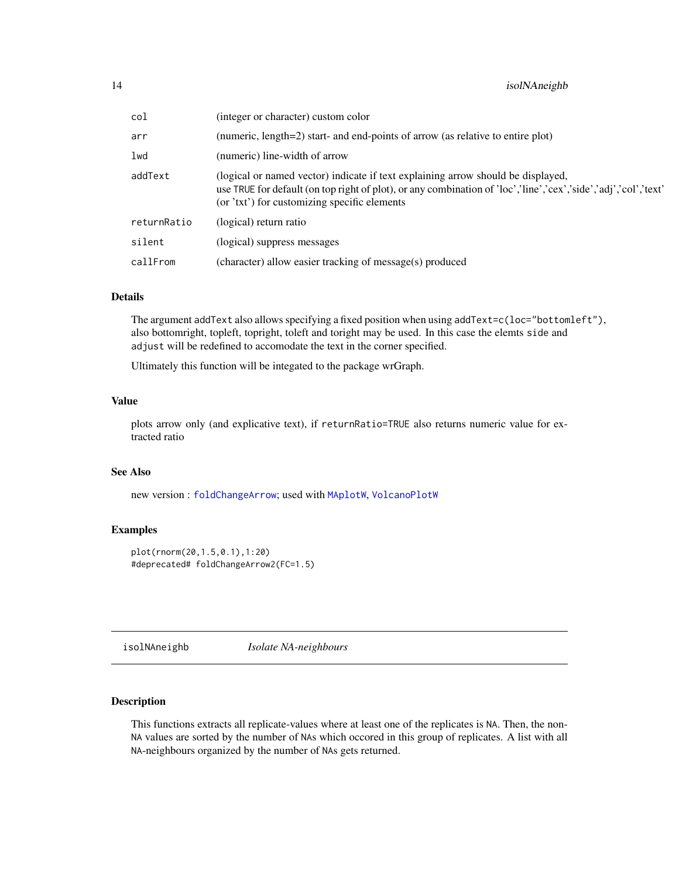| | |
|---|---|
| `col` | (integer or character) custom color |
| `arr` | (numeric, length=2) start- and end-points of arrow (as relative to entire plot) |
| `lwd` | (numeric) line-width of arrow |
| `addText` | (logical or named vector) indicate if text explaining arrow should be displayed, use `TRUE` for default (on top right of plot), or any combination of 'loc','line','cex','side','adj','col','text' (or 'txt') for customizing specific elements |
| `returnRatio` | (logical) return ratio |
| `silent` | (logical) suppress messages |
| `callFrom` | (character) allow easier tracking of message(s) produced |

### Details

The argument `addText` also allows specifying a fixed position when using `addText=c(loc="bottomleft")`, also bottomright, topleft, topright, toleft and toright may be used. In this case the elemts `side` and `adjust` will be redefined to accomodate the text in the corner specified.

Ultimately this function will be integated to the package wrGraph.

### Value

plots arrow only (and explicative text), if `returnRatio=TRUE` also returns numeric value for extracted ratio

### See Also

new version : `foldChangeArrow`; used with `MAplotW`, `VolcanoPlotW`

### Examples

```
plot(rnorm(20,1.5,0.1),1:20)
#deprecated# foldChangeArrow2(FC=1.5)
```

---

## isolNAneighb *Isolate NA-neighbours*

### Description

This functions extracts all replicate-values where at least one of the replicates is `NA`. Then, the non-`NA` values are sorted by the number of `NA`s which occored in this group of replicates. A list with all `NA`-neighbours organized by the number of `NA`s gets returned.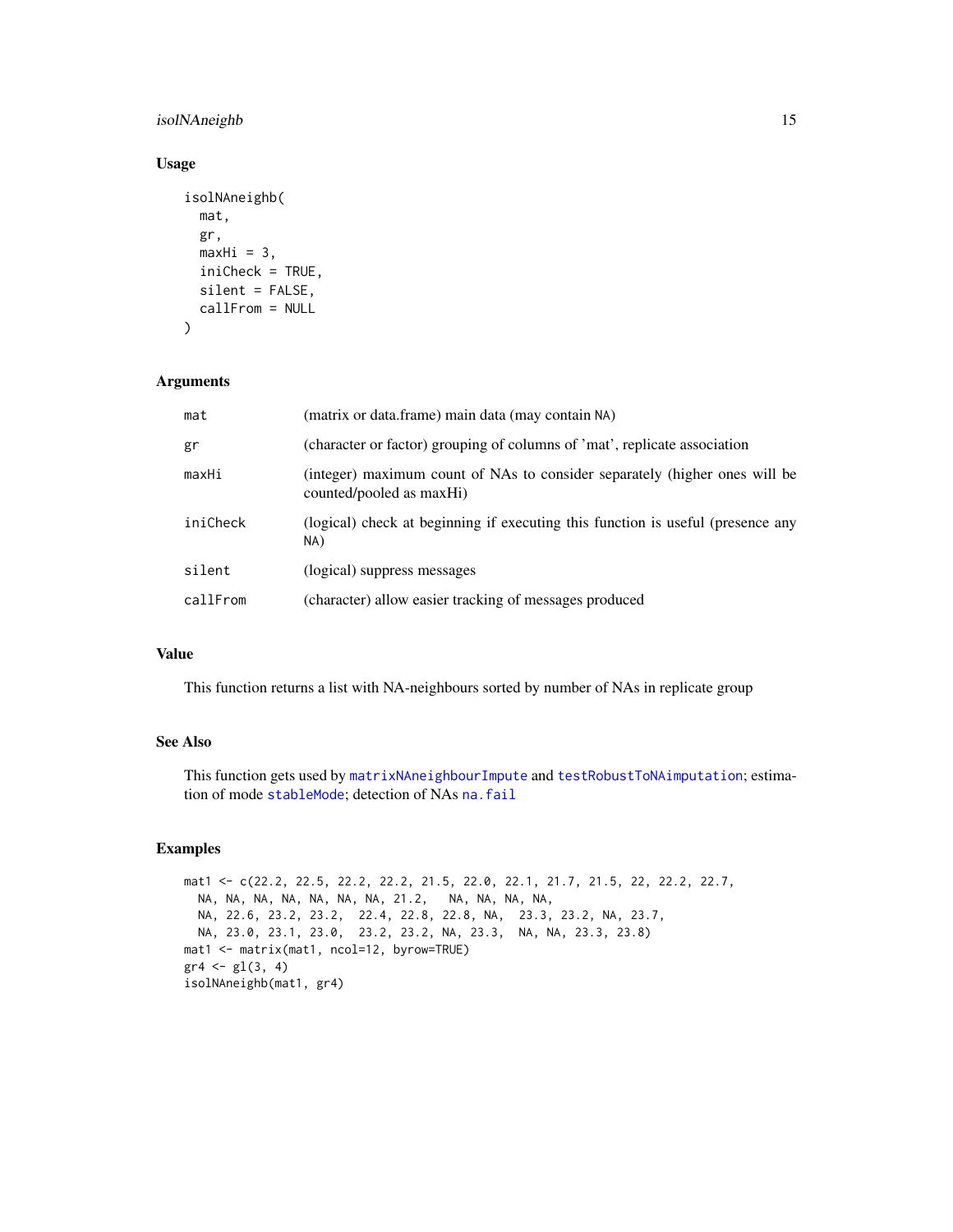## Usage

```
isolNAneighb(
  mat,
  gr,
  maxHi = 3,
  iniCheck = TRUE,
  silent = FALSE,
  callFrom = NULL
)
```

## Arguments

| | |
|---|---|
| mat | (matrix or data.frame) main data (may contain NA) |
| gr | (character or factor) grouping of columns of 'mat', replicate association |
| maxHi | (integer) maximum count of NAs to consider separately (higher ones will be counted/pooled as maxHi) |
| iniCheck | (logical) check at beginning if executing this function is useful (presence any NA) |
| silent | (logical) suppress messages |
| callFrom | (character) allow easier tracking of messages produced |

## Value

This function returns a list with NA-neighbours sorted by number of NAs in replicate group

## See Also

This function gets used by `matrixNAneighbourImpute` and `testRobustToNAimputation`; estimation of mode `stableMode`; detection of NAs `na.fail`

## Examples

```
mat1 <- c(22.2, 22.5, 22.2, 22.2, 21.5, 22.0, 22.1, 21.7, 21.5, 22, 22.2, 22.7,
  NA, NA, NA, NA, NA, NA, NA, 21.2,   NA, NA, NA, NA,
  NA, 22.6, 23.2, 23.2,  22.4, 22.8, 22.8, NA,  23.3, 23.2, NA, 23.7,
  NA, 23.0, 23.1, 23.0,  23.2, 23.2, NA, 23.3,  NA, NA, 23.3, 23.8)
mat1 <- matrix(mat1, ncol=12, byrow=TRUE)
gr4 <- gl(3, 4)
isolNAneighb(mat1, gr4)
```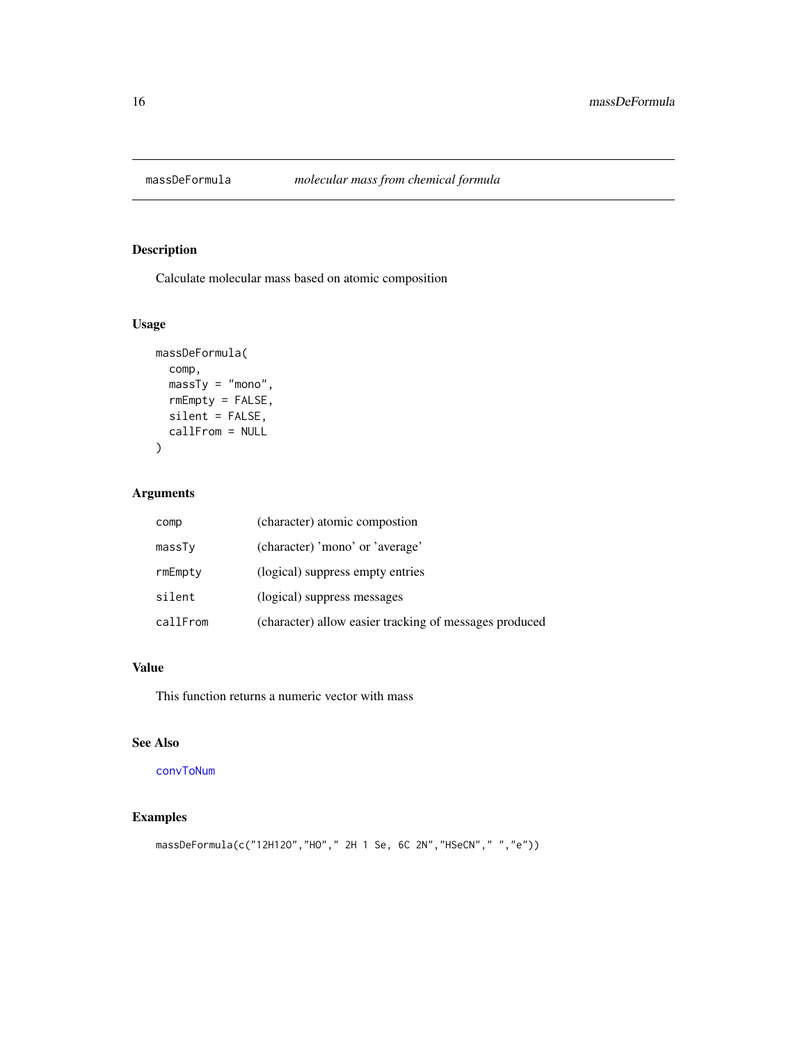## massDeFormula — *molecular mass from chemical formula*

### Description

Calculate molecular mass based on atomic composition

### Usage

```
massDeFormula(
  comp,
  massTy = "mono",
  rmEmpty = FALSE,
  silent = FALSE,
  callFrom = NULL
)
```

### Arguments

| | |
|---|---|
| comp | (character) atomic compostion |
| massTy | (character) 'mono' or 'average' |
| rmEmpty | (logical) suppress empty entries |
| silent | (logical) suppress messages |
| callFrom | (character) allow easier tracking of messages produced |

### Value

This function returns a numeric vector with mass

### See Also

convToNum

### Examples

```
massDeFormula(c("12H12O","HO"," 2H 1 Se, 6C 2N","HSeCN"," ","e"))
```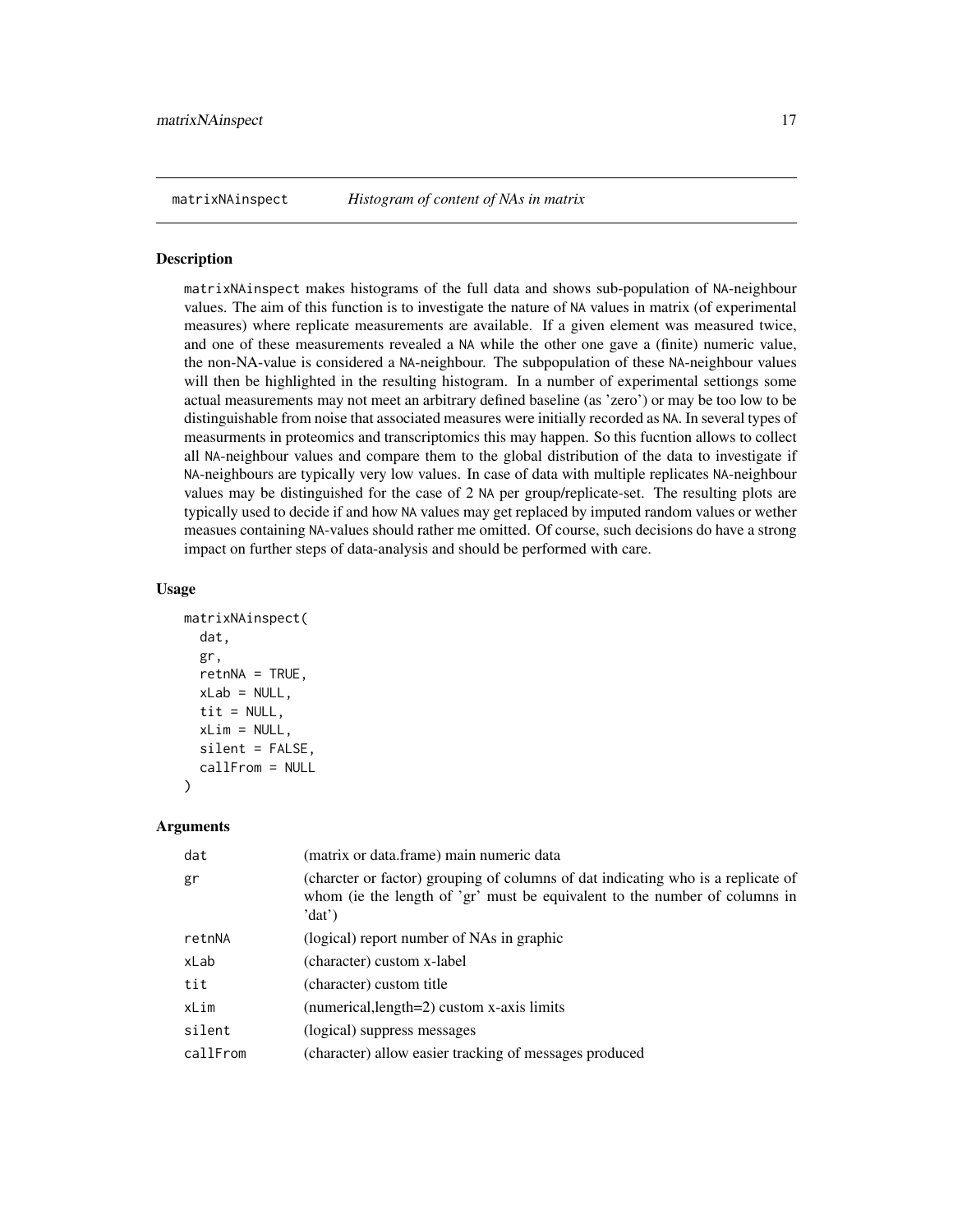## matrixNAinspect *Histogram of content of NAs in matrix*

### Description

matrixNAinspect makes histograms of the full data and shows sub-population of NA-neighbour values. The aim of this function is to investigate the nature of NA values in matrix (of experimental measures) where replicate measurements are available. If a given element was measured twice, and one of these measurements revealed a NA while the other one gave a (finite) numeric value, the non-NA-value is considered a NA-neighbour. The subpopulation of these NA-neighbour values will then be highlighted in the resulting histogram. In a number of experimental settiongs some actual measurements may not meet an arbitrary defined baseline (as 'zero') or may be too low to be distinguishable from noise that associated measures were initially recorded as NA. In several types of measurments in proteomics and transcriptomics this may happen. So this fucntion allows to collect all NA-neighbour values and compare them to the global distribution of the data to investigate if NA-neighbours are typically very low values. In case of data with multiple replicates NA-neighbour values may be distinguished for the case of 2 NA per group/replicate-set. The resulting plots are typically used to decide if and how NA values may get replaced by imputed random values or wether measues containing NA-values should rather me omitted. Of course, such decisions do have a strong impact on further steps of data-analysis and should be performed with care.

### Usage

```
matrixNAinspect(
  dat,
  gr,
  retnNA = TRUE,
  xLab = NULL,
  tit = NULL,
  xLim = NULL,
  silent = FALSE,
  callFrom = NULL
)
```

### Arguments

| | |
|---|---|
| dat | (matrix or data.frame) main numeric data |
| gr | (charcter or factor) grouping of columns of dat indicating who is a replicate of whom (ie the length of 'gr' must be equivalent to the number of columns in 'dat') |
| retnNA | (logical) report number of NAs in graphic |
| xLab | (character) custom x-label |
| tit | (character) custom title |
| xLim | (numerical,length=2) custom x-axis limits |
| silent | (logical) suppress messages |
| callFrom | (character) allow easier tracking of messages produced |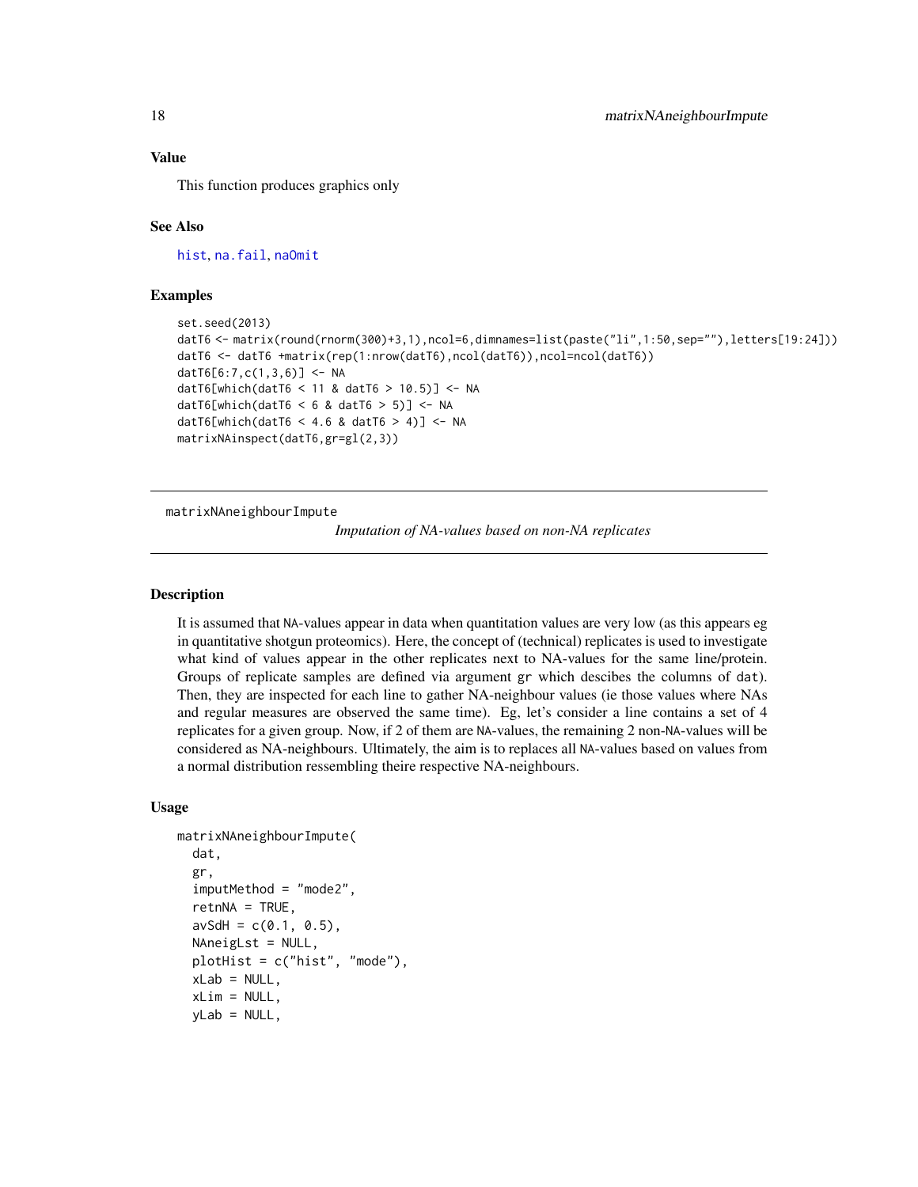### Value

This function produces graphics only

### See Also

hist, na.fail, naOmit

### Examples

```
set.seed(2013)
datT6 <- matrix(round(rnorm(300)+3,1),ncol=6,dimnames=list(paste("li",1:50,sep=""),letters[19:24]))
datT6 <- datT6 +matrix(rep(1:nrow(datT6),ncol(datT6)),ncol=ncol(datT6))
datT6[6:7,c(1,3,6)] <- NA
datT6[which(datT6 < 11 & datT6 > 10.5)] <- NA
datT6[which(datT6 < 6 & datT6 > 5)] <- NA
datT6[which(datT6 < 4.6 & datT6 > 4)] <- NA
matrixNAinspect(datT6,gr=gl(2,3))
```

---

## matrixNAneighbourImpute

*Imputation of NA-values based on non-NA replicates*

---

### Description

It is assumed that NA-values appear in data when quantitation values are very low (as this appears eg in quantitative shotgun proteomics). Here, the concept of (technical) replicates is used to investigate what kind of values appear in the other replicates next to NA-values for the same line/protein. Groups of replicate samples are defined via argument gr which descibes the columns of dat). Then, they are inspected for each line to gather NA-neighbour values (ie those values where NAs and regular measures are observed the same time). Eg, let's consider a line contains a set of 4 replicates for a given group. Now, if 2 of them are NA-values, the remaining 2 non-NA-values will be considered as NA-neighbours. Ultimately, the aim is to replaces all NA-values based on values from a normal distribution ressembling theire respective NA-neighbours.

### Usage

```
matrixNAneighbourImpute(
  dat,
  gr,
  imputMethod = "mode2",
  retnNA = TRUE,
  avSdH = c(0.1, 0.5),
  NAneigLst = NULL,
  plotHist = c("hist", "mode"),
  xLab = NULL,
  xLim = NULL,
  yLab = NULL,
```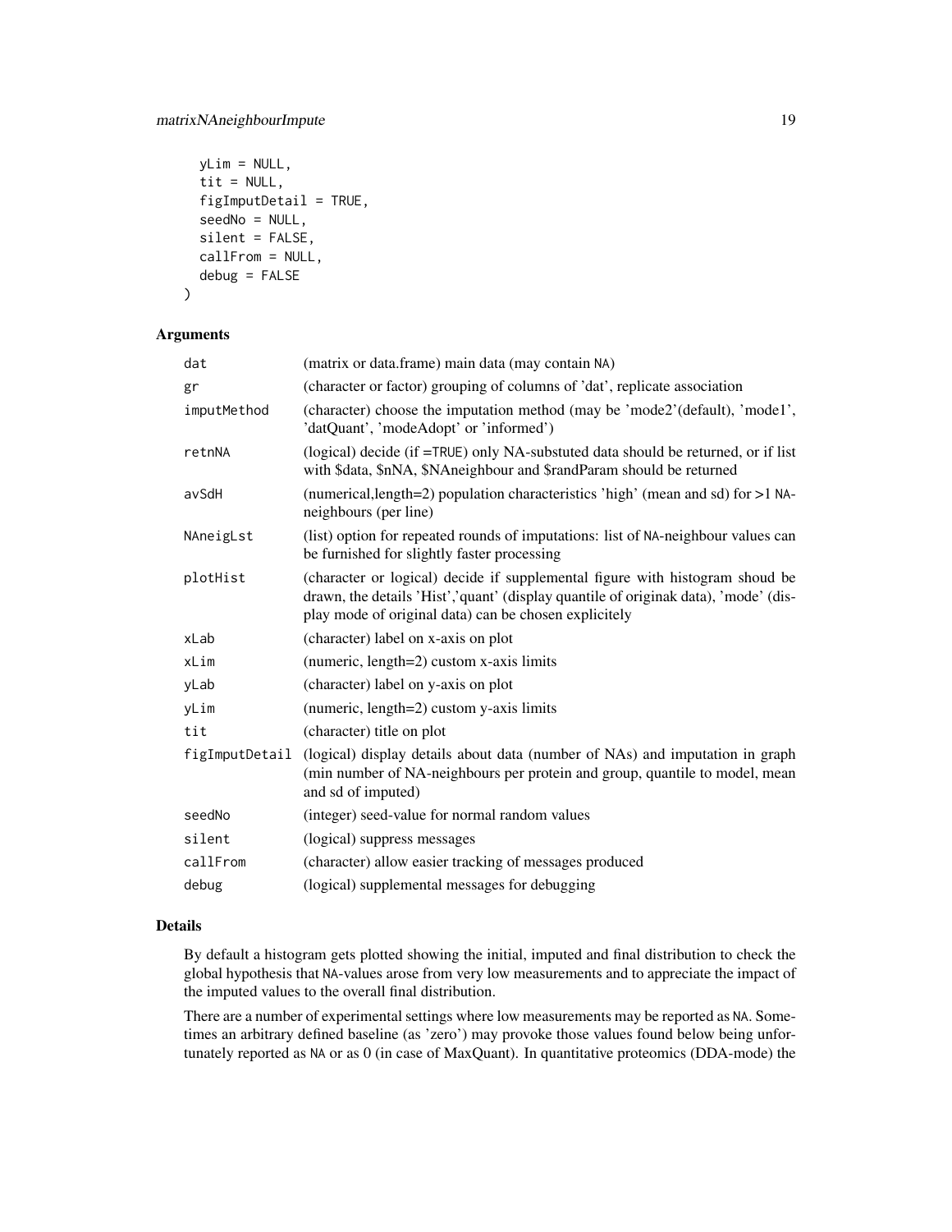```
  yLim = NULL,
  tit = NULL,
  figImputDetail = TRUE,
  seedNo = NULL,
  silent = FALSE,
  callFrom = NULL,
  debug = FALSE
)
```

## Arguments

| | |
|---|---|
| dat | (matrix or data.frame) main data (may contain NA) |
| gr | (character or factor) grouping of columns of 'dat', replicate association |
| imputMethod | (character) choose the imputation method (may be 'mode2'(default), 'mode1', 'datQuant', 'modeAdopt' or 'informed') |
| retnNA | (logical) decide (if =TRUE) only NA-substuted data should be returned, or if list with $data, $nNA, $NAneighbour and $randParam should be returned |
| avSdH | (numerical,length=2) population characteristics 'high' (mean and sd) for >1 NA-neighbours (per line) |
| NAneigLst | (list) option for repeated rounds of imputations: list of NA-neighbour values can be furnished for slightly faster processing |
| plotHist | (character or logical) decide if supplemental figure with histogram shoud be drawn, the details 'Hist','quant' (display quantile of originak data), 'mode' (display mode of original data) can be chosen explicitely |
| xLab | (character) label on x-axis on plot |
| xLim | (numeric, length=2) custom x-axis limits |
| yLab | (character) label on y-axis on plot |
| yLim | (numeric, length=2) custom y-axis limits |
| tit | (character) title on plot |
| figImputDetail | (logical) display details about data (number of NAs) and imputation in graph (min number of NA-neighbours per protein and group, quantile to model, mean and sd of imputed) |
| seedNo | (integer) seed-value for normal random values |
| silent | (logical) suppress messages |
| callFrom | (character) allow easier tracking of messages produced |
| debug | (logical) supplemental messages for debugging |

## Details

By default a histogram gets plotted showing the initial, imputed and final distribution to check the global hypothesis that NA-values arose from very low measurements and to appreciate the impact of the imputed values to the overall final distribution.

There are a number of experimental settings where low measurements may be reported as NA. Sometimes an arbitrary defined baseline (as 'zero') may provoke those values found below being unfortunately reported as NA or as 0 (in case of MaxQuant). In quantitative proteomics (DDA-mode) the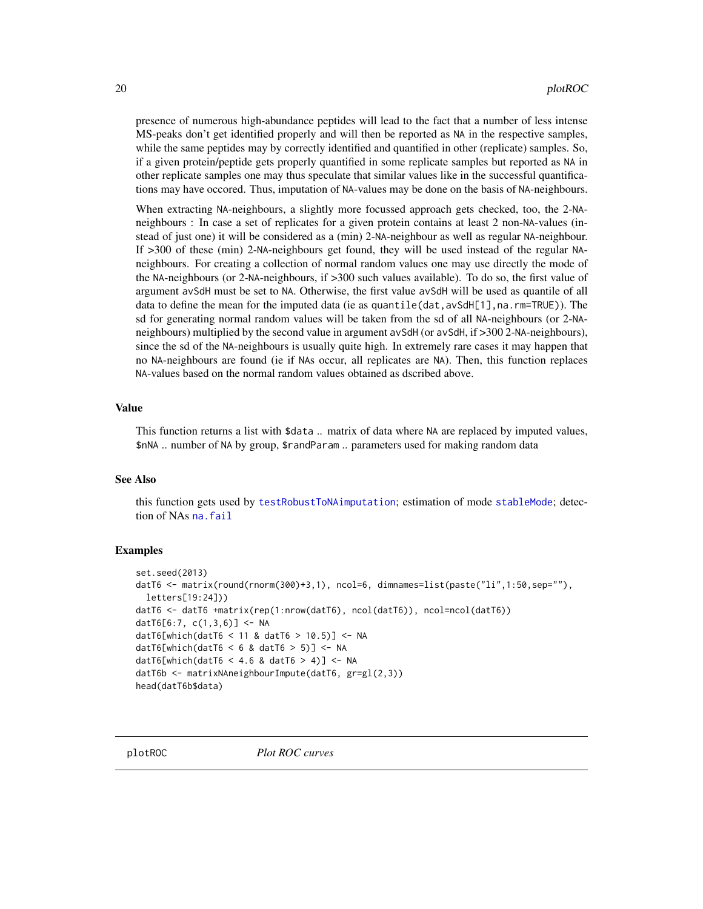presence of numerous high-abundance peptides will lead to the fact that a number of less intense MS-peaks don't get identified properly and will then be reported as NA in the respective samples, while the same peptides may by correctly identified and quantified in other (replicate) samples. So, if a given protein/peptide gets properly quantified in some replicate samples but reported as NA in other replicate samples one may thus speculate that similar values like in the successful quantifications may have occored. Thus, imputation of NA-values may be done on the basis of NA-neighbours.

When extracting NA-neighbours, a slightly more focussed approach gets checked, too, the 2-NA-neighbours : In case a set of replicates for a given protein contains at least 2 non-NA-values (instead of just one) it will be considered as a (min) 2-NA-neighbour as well as regular NA-neighbour. If >300 of these (min) 2-NA-neighbours get found, they will be used instead of the regular NA-neighbours. For creating a collection of normal random values one may use directly the mode of the NA-neighbours (or 2-NA-neighbours, if >300 such values available). To do so, the first value of argument avSdH must be set to NA. Otherwise, the first value avSdH will be used as quantile of all data to define the mean for the imputed data (ie as quantile(dat,avSdH[1],na.rm=TRUE)). The sd for generating normal random values will be taken from the sd of all NA-neighbours (or 2-NA-neighbours) multiplied by the second value in argument avSdH (or avSdH, if >300 2-NA-neighbours), since the sd of the NA-neighbours is usually quite high. In extremely rare cases it may happen that no NA-neighbours are found (ie if NAs occur, all replicates are NA). Then, this function replaces NA-values based on the normal random values obtained as dscribed above.

## Value

This function returns a list with $data .. matrix of data where NA are replaced by imputed values, $nNA .. number of NA by group, $randParam .. parameters used for making random data

## See Also

this function gets used by testRobustToNAimputation; estimation of mode stableMode; detection of NAs na.fail

## Examples

```
set.seed(2013)
datT6 <- matrix(round(rnorm(300)+3,1), ncol=6, dimnames=list(paste("li",1:50,sep=""),
  letters[19:24]))
datT6 <- datT6 +matrix(rep(1:nrow(datT6), ncol(datT6)), ncol=ncol(datT6))
datT6[6:7, c(1,3,6)] <- NA
datT6[which(datT6 < 11 & datT6 > 10.5)] <- NA
datT6[which(datT6 < 6 & datT6 > 5)] <- NA
datT6[which(datT6 < 4.6 & datT6 > 4)] <- NA
datT6b <- matrixNAneighbourImpute(datT6, gr=gl(2,3))
head(datT6b$data)
```

---

plotROC *Plot ROC curves*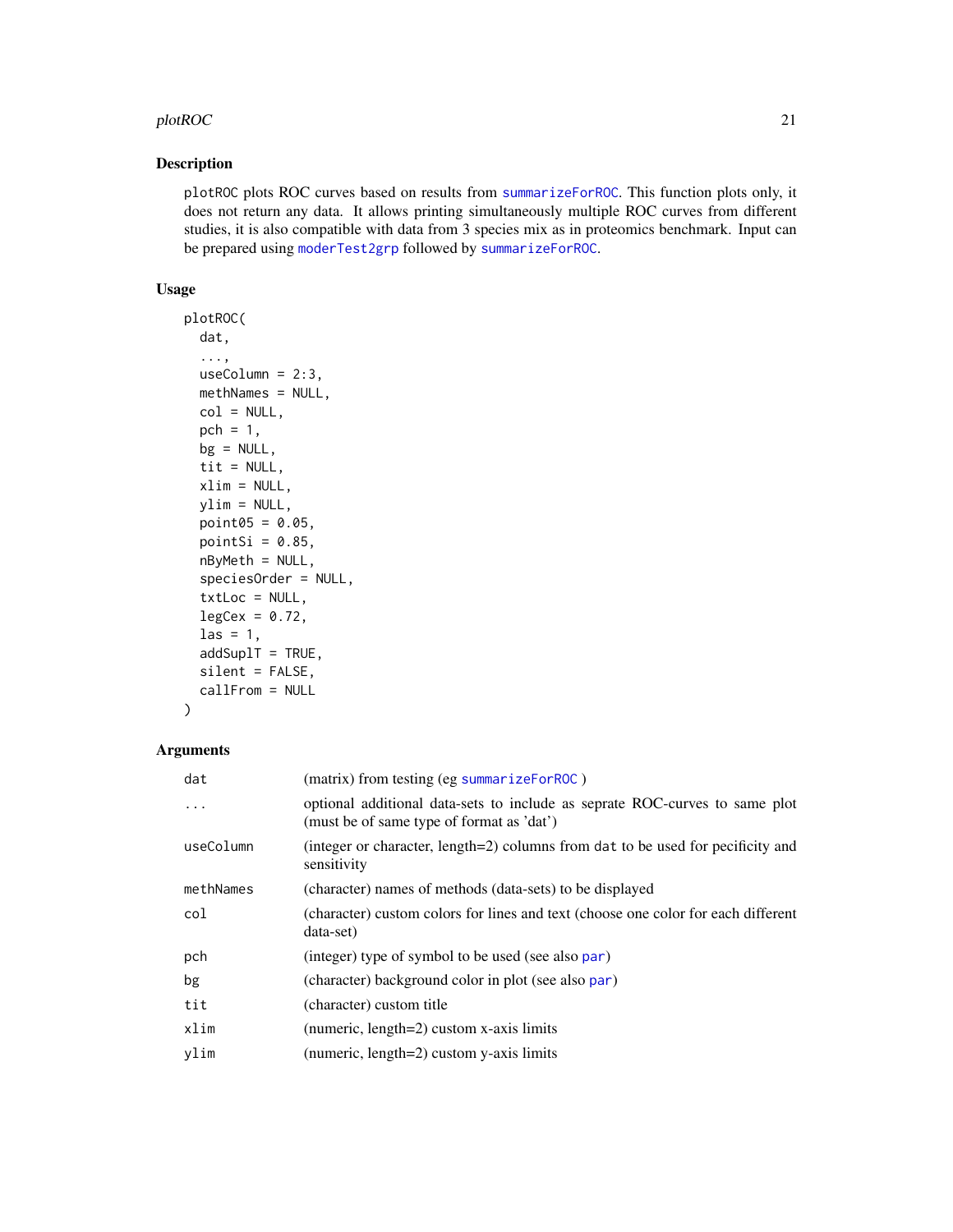## Description

plotROC plots ROC curves based on results from summarizeForROC. This function plots only, it does not return any data. It allows printing simultaneously multiple ROC curves from different studies, it is also compatible with data from 3 species mix as in proteomics benchmark. Input can be prepared using moderTest2grp followed by summarizeForROC.

## Usage

```
plotROC(
  dat,
  ...,
  useColumn = 2:3,
  methNames = NULL,
  col = NULL,
  pch = 1,
  bg = NULL,
  tit = NULL,
  xlim = NULL,
  ylim = NULL,
  point05 = 0.05,
  pointSi = 0.85,
  nByMeth = NULL,
  speciesOrder = NULL,
  txtLoc = NULL,
  legCex = 0.72,
  las = 1,
  addSuplT = TRUE,
  silent = FALSE,
  callFrom = NULL
)
```

## Arguments

| Argument | Description |
|---|---|
| dat | (matrix) from testing (eg summarizeForROC ) |
| ... | optional additional data-sets to include as seprate ROC-curves to same plot (must be of same type of format as 'dat') |
| useColumn | (integer or character, length=2) columns from dat to be used for pecificity and sensitivity |
| methNames | (character) names of methods (data-sets) to be displayed |
| col | (character) custom colors for lines and text (choose one color for each different data-set) |
| pch | (integer) type of symbol to be used (see also par) |
| bg | (character) background color in plot (see also par) |
| tit | (character) custom title |
| xlim | (numeric, length=2) custom x-axis limits |
| ylim | (numeric, length=2) custom y-axis limits |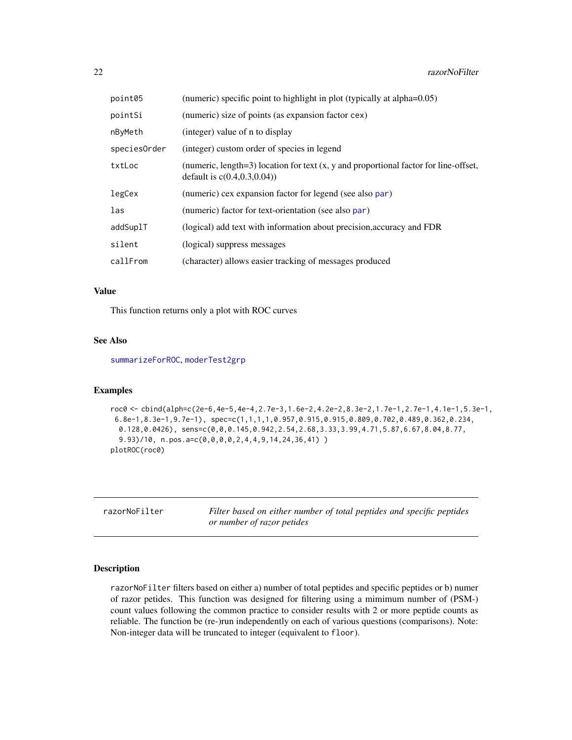| | |
|---|---|
| point05 | (numeric) specific point to highlight in plot (typically at alpha=0.05) |
| pointSi | (numeric) size of points (as expansion factor cex) |
| nByMeth | (integer) value of n to display |
| speciesOrder | (integer) custom order of species in legend |
| txtLoc | (numeric, length=3) location for text (x, y and proportional factor for line-offset, default is c(0.4,0.3,0.04)) |
| legCex | (numeric) cex expansion factor for legend (see also par) |
| las | (numeric) factor for text-orientation (see also par) |
| addSuplT | (logical) add text with information about precision,accuracy and FDR |
| silent | (logical) suppress messages |
| callFrom | (character) allows easier tracking of messages produced |

## Value

This function returns only a plot with ROC curves

## See Also

summarizeForROC, moderTest2grp

## Examples

```
roc0 <- cbind(alph=c(2e-6,4e-5,4e-4,2.7e-3,1.6e-2,4.2e-2,8.3e-2,1.7e-1,2.7e-1,4.1e-1,5.3e-1,
 6.8e-1,8.3e-1,9.7e-1), spec=c(1,1,1,1,0.957,0.915,0.915,0.809,0.702,0.489,0.362,0.234,
  0.128,0.0426), sens=c(0,0,0.145,0.942,2.54,2.68,3.33,3.99,4.71,5.87,6.67,8.04,8.77,
  9.93)/10, n.pos.a=c(0,0,0,0,2,4,4,9,14,24,36,41) )
plotROC(roc0)
```

---

# razorNoFilter

*Filter based on either number of total peptides and specific peptides or number of razor petides*

## Description

razorNoFilter filters based on either a) number of total peptides and specific peptides or b) numer of razor petides. This function was designed for filtering using a mimimum number of (PSM-) count values following the common practice to consider results with 2 or more peptide counts as reliable. The function be (re-)run independently on each of various questions (comparisons). Note: Non-integer data will be truncated to integer (equivalent to floor).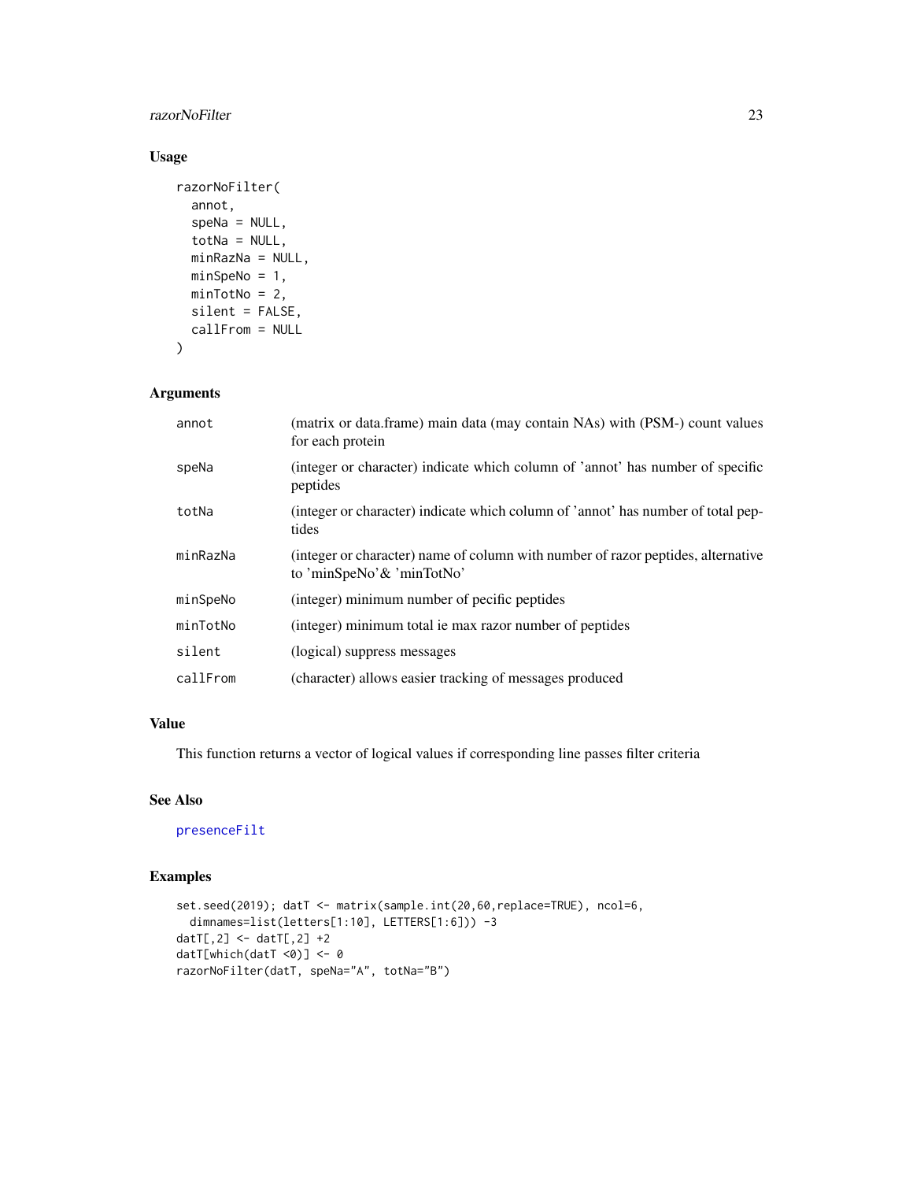## Usage

```
razorNoFilter(
  annot,
  speNa = NULL,
  totNa = NULL,
  minRazNa = NULL,
  minSpeNo = 1,
  minTotNo = 2,
  silent = FALSE,
  callFrom = NULL
)
```

## Arguments

| | |
|---|---|
| annot | (matrix or data.frame) main data (may contain NAs) with (PSM-) count values for each protein |
| speNa | (integer or character) indicate which column of 'annot' has number of specific peptides |
| totNa | (integer or character) indicate which column of 'annot' has number of total peptides |
| minRazNa | (integer or character) name of column with number of razor peptides, alternative to 'minSpeNo'& 'minTotNo' |
| minSpeNo | (integer) minimum number of pecific peptides |
| minTotNo | (integer) minimum total ie max razor number of peptides |
| silent | (logical) suppress messages |
| callFrom | (character) allows easier tracking of messages produced |

## Value

This function returns a vector of logical values if corresponding line passes filter criteria

## See Also

presenceFilt

## Examples

```
set.seed(2019); datT <- matrix(sample.int(20,60,replace=TRUE), ncol=6,
  dimnames=list(letters[1:10], LETTERS[1:6])) -3
datT[,2] <- datT[,2] +2
datT[which(datT <0)] <- 0
razorNoFilter(datT, speNa="A", totNa="B")
```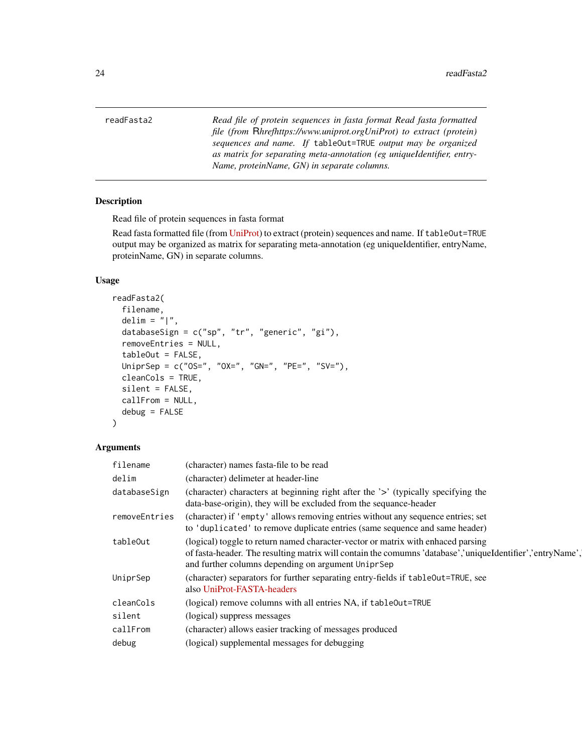readFasta2 — *Read file of protein sequences in fasta format Read fasta formatted file (from Rhrefhttps://www.uniprot.orgUniProt) to extract (protein) sequences and name. If `tableOut=TRUE` output may be organized as matrix for separating meta-annotation (eg uniqueIdentifier, entryName, proteinName, GN) in separate columns.*

## Description

Read file of protein sequences in fasta format

Read fasta formatted file (from UniProt) to extract (protein) sequences and name. If `tableOut=TRUE` output may be organized as matrix for separating meta-annotation (eg uniqueIdentifier, entryName, proteinName, GN) in separate columns.

## Usage

```
readFasta2(
  filename,
  delim = "|",
  databaseSign = c("sp", "tr", "generic", "gi"),
  removeEntries = NULL,
  tableOut = FALSE,
  UniprSep = c("OS=", "OX=", "GN=", "PE=", "SV="),
  cleanCols = TRUE,
  silent = FALSE,
  callFrom = NULL,
  debug = FALSE
)
```

## Arguments

| | |
|---|---|
| `filename` | (character) names fasta-file to be read |
| `delim` | (character) delimeter at header-line |
| `databaseSign` | (character) characters at beginning right after the '>' (typically specifying the data-base-origin), they will be excluded from the sequance-header |
| `removeEntries` | (character) if `'empty'` allows removing entries without any sequence entries; set to `'duplicated'` to remove duplicate entries (same sequence and same header) |
| `tableOut` | (logical) toggle to return named character-vector or matrix with enhaced parsing of fasta-header. The resulting matrix will contain the comumns 'database','uniqueIdentifier','entryName', and further columns depending on argument `UniprSep` |
| `UniprSep` | (character) separators for further separating entry-fields if `tableOut=TRUE`, see also UniProt-FASTA-headers |
| `cleanCols` | (logical) remove columns with all entries NA, if `tableOut=TRUE` |
| `silent` | (logical) suppress messages |
| `callFrom` | (character) allows easier tracking of messages produced |
| `debug` | (logical) supplemental messages for debugging |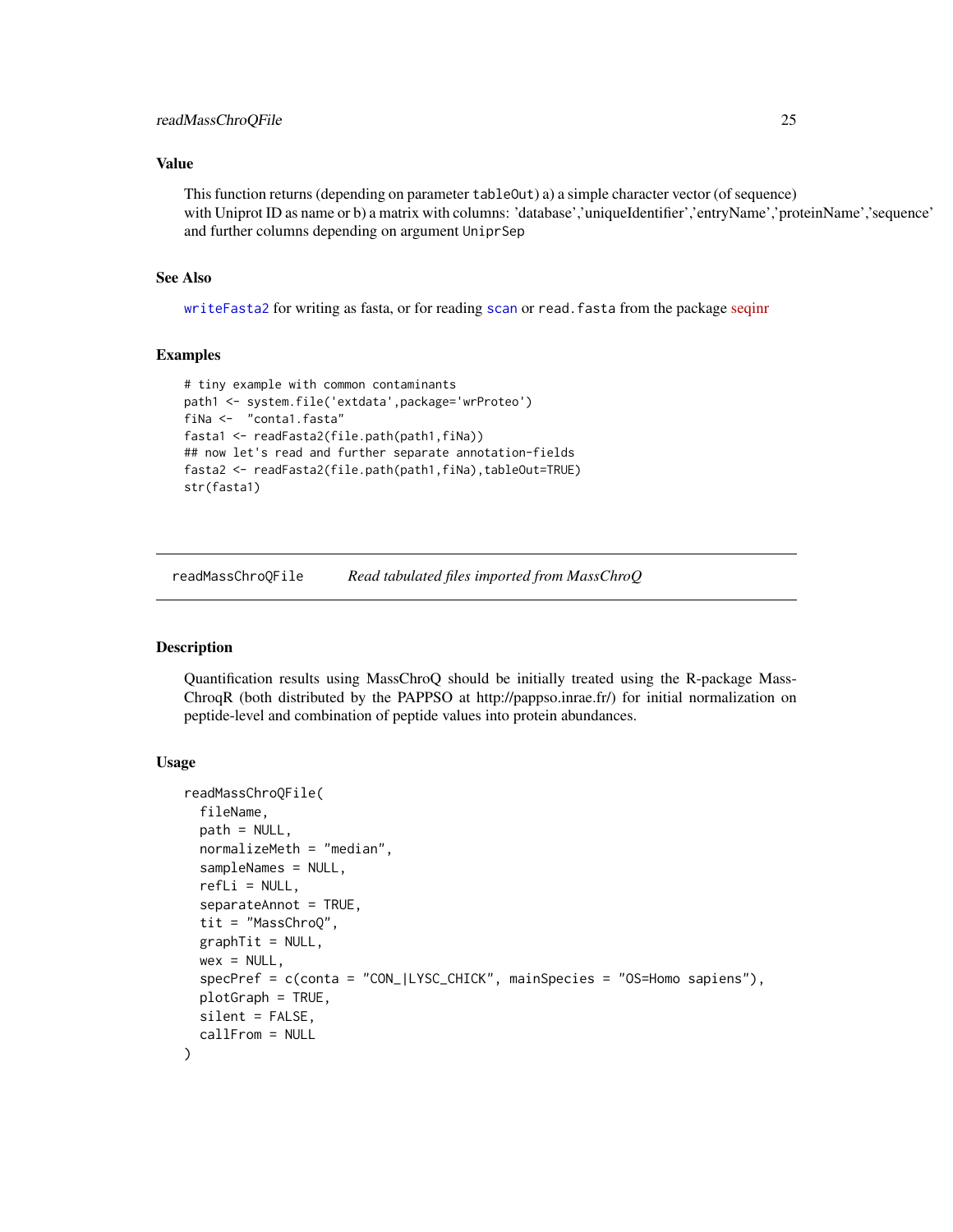### Value

This function returns (depending on parameter `tableOut`) a) a simple character vector (of sequence) with Uniprot ID as name or b) a matrix with columns: 'database','uniqueIdentifier','entryName','proteinName','sequence' and further columns depending on argument `UniprSep`

### See Also

`writeFasta2` for writing as fasta, or for reading `scan` or `read.fasta` from the package seqinr

### Examples

```
# tiny example with common contaminants
path1 <- system.file('extdata',package='wrProteo')
fiNa <-  "conta1.fasta"
fasta1 <- readFasta2(file.path(path1,fiNa))
## now let's read and further separate annotation-fields
fasta2 <- readFasta2(file.path(path1,fiNa),tableOut=TRUE)
str(fasta1)
```

---

## readMassChroQFile — *Read tabulated files imported from MassChroQ*

### Description

Quantification results using MassChroQ should be initially treated using the R-package MassChroqR (both distributed by the PAPPSO at http://pappso.inrae.fr/) for initial normalization on peptide-level and combination of peptide values into protein abundances.

### Usage

```
readMassChroQFile(
  fileName,
  path = NULL,
  normalizeMeth = "median",
  sampleNames = NULL,
  refLi = NULL,
  separateAnnot = TRUE,
  tit = "MassChroQ",
  graphTit = NULL,
  wex = NULL,
  specPref = c(conta = "CON_|LYSC_CHICK", mainSpecies = "OS=Homo sapiens"),
  plotGraph = TRUE,
  silent = FALSE,
  callFrom = NULL
)
```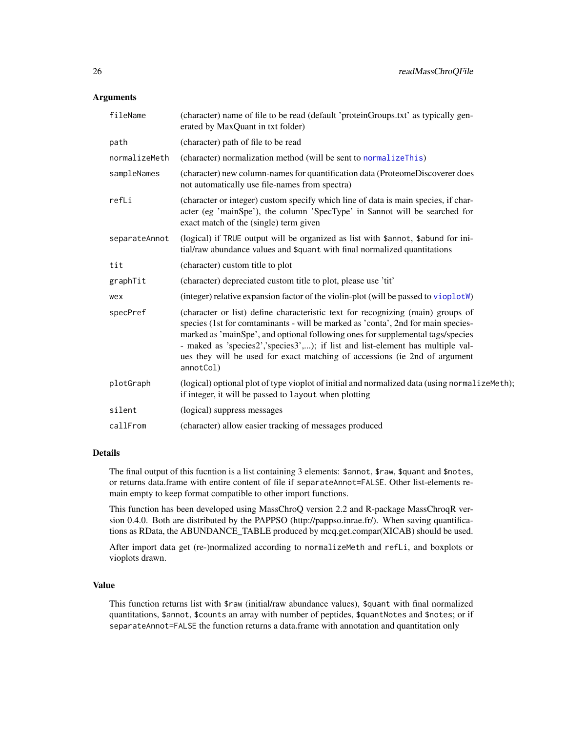## Arguments

| | |
|---|---|
| `fileName` | (character) name of file to be read (default 'proteinGroups.txt' as typically generated by MaxQuant in txt folder) |
| `path` | (character) path of file to be read |
| `normalizeMeth` | (character) normalization method (will be sent to `normalizeThis`) |
| `sampleNames` | (character) new column-names for quantification data (ProteomeDiscoverer does not automatically use file-names from spectra) |
| `refLi` | (character or integer) custom specify which line of data is main species, if character (eg 'mainSpe'), the column 'SpecType' in $annot will be searched for exact match of the (single) term given |
| `separateAnnot` | (logical) if `TRUE` output will be organized as list with `$annot`, `$abund` for initial/raw abundance values and `$quant` with final normalized quantitations |
| `tit` | (character) custom title to plot |
| `graphTit` | (character) depreciated custom title to plot, please use 'tit' |
| `wex` | (integer) relative expansion factor of the violin-plot (will be passed to `vioplotW`) |
| `specPref` | (character or list) define characteristic text for recognizing (main) groups of species (1st for comtaminants - will be marked as 'conta', 2nd for main species- marked as 'mainSpe', and optional following ones for supplemental tags/species - maked as 'species2','species3',...); if list and list-element has multiple values they will be used for exact matching of accessions (ie 2nd of argument `annotCol`) |
| `plotGraph` | (logical) optional plot of type vioplot of initial and normalized data (using `normalizeMeth`); if integer, it will be passed to `layout` when plotting |
| `silent` | (logical) suppress messages |
| `callFrom` | (character) allow easier tracking of messages produced |

## Details

The final output of this fucntion is a list containing 3 elements: `$annot`, `$raw`, `$quant` and `$notes`, or returns data.frame with entire content of file if `separateAnnot=FALSE`. Other list-elements remain empty to keep format compatible to other import functions.

This function has been developed using MassChroQ version 2.2 and R-package MassChroqR version 0.4.0. Both are distributed by the PAPPSO (http://pappso.inrae.fr/). When saving quantifications as RData, the ABUNDANCE_TABLE produced by mcq.get.compar(XICAB) should be used.

After import data get (re-)normalized according to `normalizeMeth` and `refLi`, and boxplots or vioplots drawn.

## Value

This function returns list with `$raw` (initial/raw abundance values), `$quant` with final normalized quantitations, `$annot`, `$counts` an array with number of peptides, `$quantNotes` and `$notes`; or if `separateAnnot=FALSE` the function returns a data.frame with annotation and quantitation only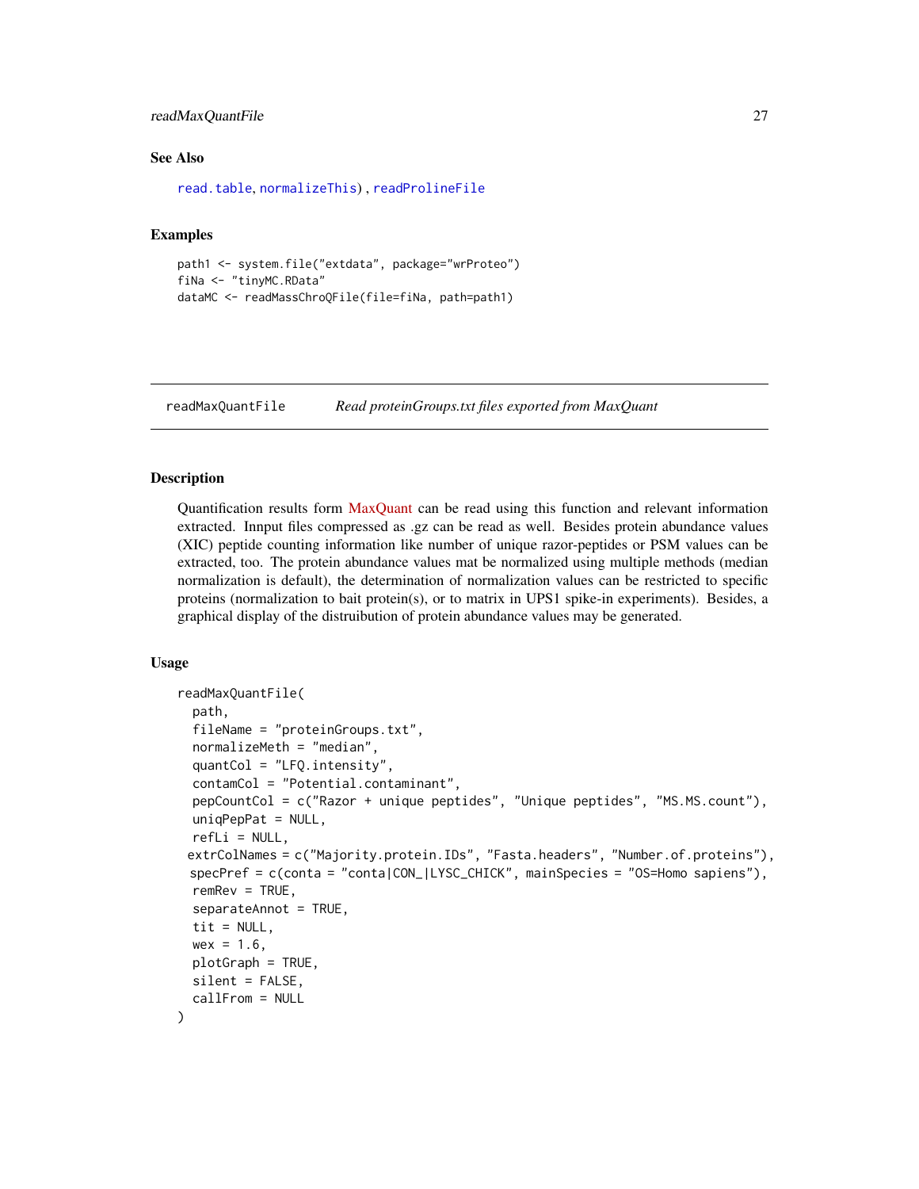### See Also

read.table, normalizeThis) , readProlineFile

### Examples

```
path1 <- system.file("extdata", package="wrProteo")
fiNa <- "tinyMC.RData"
dataMC <- readMassChroQFile(file=fiNa, path=path1)
```

---

## readMaxQuantFile    *Read proteinGroups.txt files exported from MaxQuant*

---

### Description

Quantification results form MaxQuant can be read using this function and relevant information extracted. Innput files compressed as .gz can be read as well. Besides protein abundance values (XIC) peptide counting information like number of unique razor-peptides or PSM values can be extracted, too. The protein abundance values mat be normalized using multiple methods (median normalization is default), the determination of normalization values can be restricted to specific proteins (normalization to bait protein(s), or to matrix in UPS1 spike-in experiments). Besides, a graphical display of the distruibution of protein abundance values may be generated.

### Usage

```
readMaxQuantFile(
  path,
  fileName = "proteinGroups.txt",
  normalizeMeth = "median",
  quantCol = "LFQ.intensity",
  contamCol = "Potential.contaminant",
  pepCountCol = c("Razor + unique peptides", "Unique peptides", "MS.MS.count"),
  uniqPepPat = NULL,
  refLi = NULL,
 extrColNames = c("Majority.protein.IDs", "Fasta.headers", "Number.of.proteins"),
 specPref = c(conta = "conta|CON_|LYSC_CHICK", mainSpecies = "OS=Homo sapiens"),
  remRev = TRUE,
  separateAnnot = TRUE,
  tit = NULL,
  wex = 1.6,
  plotGraph = TRUE,
  silent = FALSE,
  callFrom = NULL
)
```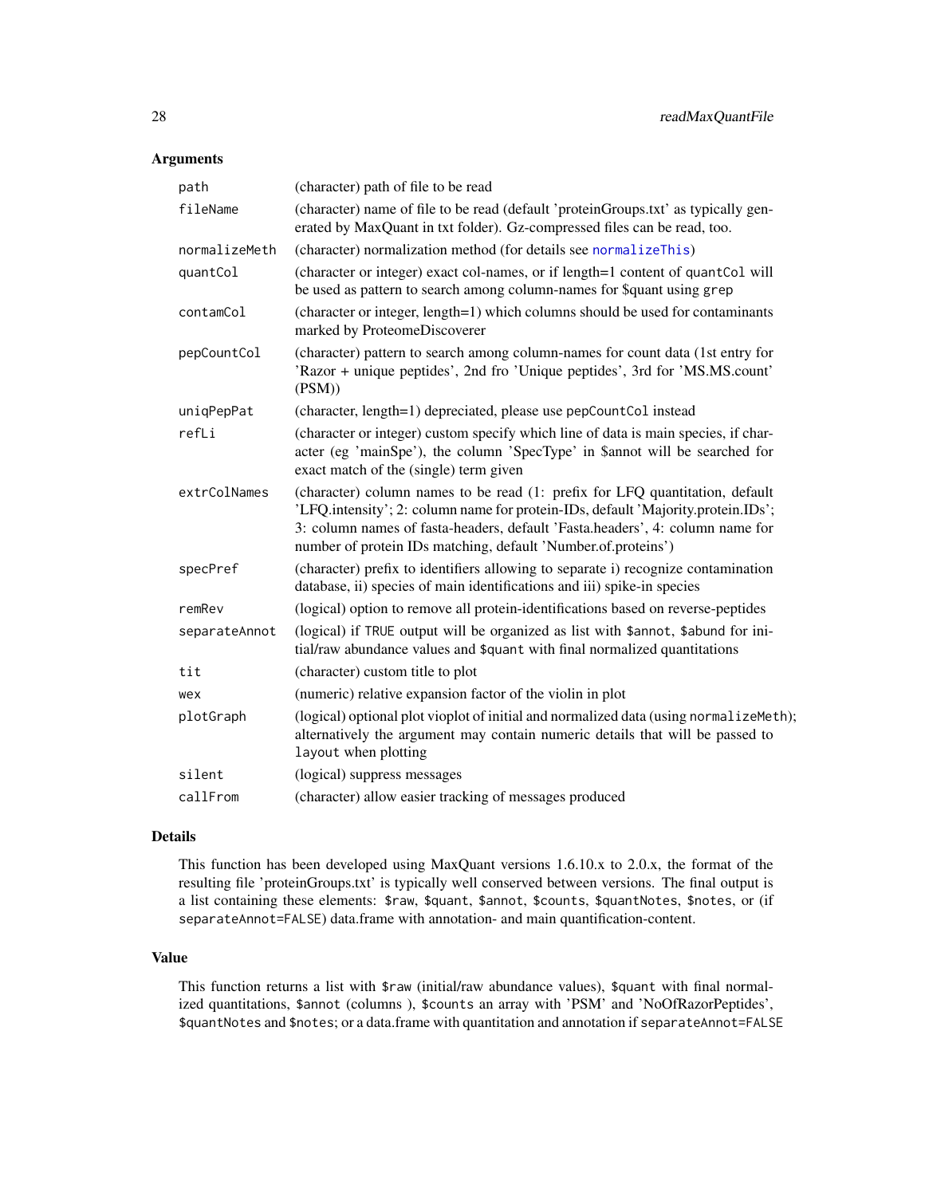## Arguments

| | |
|---|---|
| `path` | (character) path of file to be read |
| `fileName` | (character) name of file to be read (default 'proteinGroups.txt' as typically generated by MaxQuant in txt folder). Gz-compressed files can be read, too. |
| `normalizeMeth` | (character) normalization method (for details see `normalizeThis`) |
| `quantCol` | (character or integer) exact col-names, or if length=1 content of `quantCol` will be used as pattern to search among column-names for $quant using `grep` |
| `contamCol` | (character or integer, length=1) which columns should be used for contaminants marked by ProteomeDiscoverer |
| `pepCountCol` | (character) pattern to search among column-names for count data (1st entry for 'Razor + unique peptides', 2nd fro 'Unique peptides', 3rd for 'MS.MS.count' (PSM)) |
| `uniqPepPat` | (character, length=1) depreciated, please use `pepCountCol` instead |
| `refLi` | (character or integer) custom specify which line of data is main species, if character (eg 'mainSpe'), the column 'SpecType' in $annot will be searched for exact match of the (single) term given |
| `extrColNames` | (character) column names to be read (1: prefix for LFQ quantitation, default 'LFQ.intensity'; 2: column name for protein-IDs, default 'Majority.protein.IDs'; 3: column names of fasta-headers, default 'Fasta.headers', 4: column name for number of protein IDs matching, default 'Number.of.proteins') |
| `specPref` | (character) prefix to identifiers allowing to separate i) recognize contamination database, ii) species of main identifications and iii) spike-in species |
| `remRev` | (logical) option to remove all protein-identifications based on reverse-peptides |
| `separateAnnot` | (logical) if `TRUE` output will be organized as list with `$annot`, `$abund` for initial/raw abundance values and `$quant` with final normalized quantitations |
| `tit` | (character) custom title to plot |
| `wex` | (numeric) relative expansion factor of the violin in plot |
| `plotGraph` | (logical) optional plot vioplot of initial and normalized data (using `normalizeMeth`); alternatively the argument may contain numeric details that will be passed to `layout` when plotting |
| `silent` | (logical) suppress messages |
| `callFrom` | (character) allow easier tracking of messages produced |

## Details

This function has been developed using MaxQuant versions 1.6.10.x to 2.0.x, the format of the resulting file 'proteinGroups.txt' is typically well conserved between versions. The final output is a list containing these elements: `$raw`, `$quant`, `$annot`, `$counts`, `$quantNotes`, `$notes`, or (if `separateAnnot=FALSE`) data.frame with annotation- and main quantification-content.

## Value

This function returns a list with `$raw` (initial/raw abundance values), `$quant` with final normalized quantitations, `$annot` (columns ), `$counts` an array with 'PSM' and 'NoOfRazorPeptides', `$quantNotes` and `$notes`; or a data.frame with quantitation and annotation if `separateAnnot=FALSE`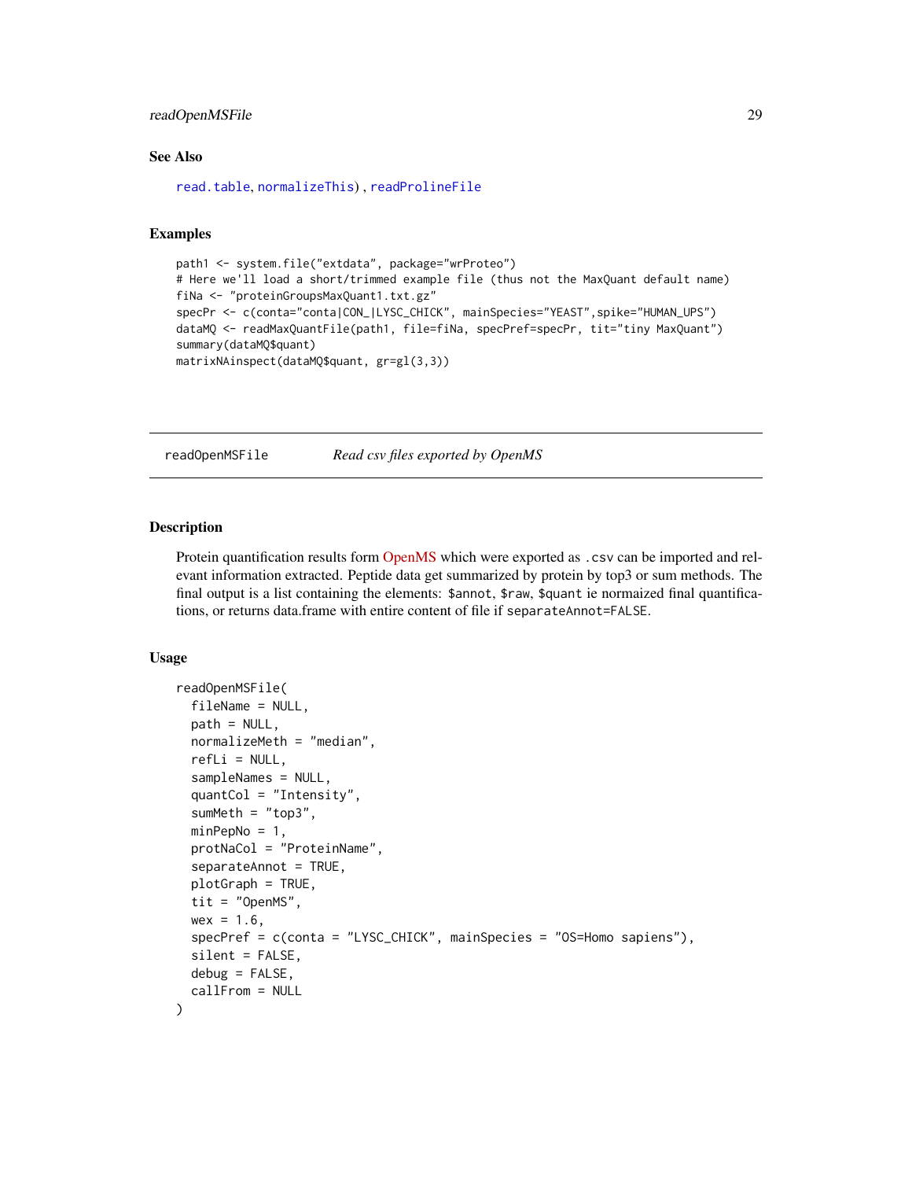## See Also

read.table, normalizeThis) , readProlineFile

## Examples

```
path1 <- system.file("extdata", package="wrProteo")
# Here we'll load a short/trimmed example file (thus not the MaxQuant default name)
fiNa <- "proteinGroupsMaxQuant1.txt.gz"
specPr <- c(conta="conta|CON_|LYSC_CHICK", mainSpecies="YEAST",spike="HUMAN_UPS")
dataMQ <- readMaxQuantFile(path1, file=fiNa, specPref=specPr, tit="tiny MaxQuant")
summary(dataMQ$quant)
matrixNAinspect(dataMQ$quant, gr=gl(3,3))
```

---

# readOpenMSFile    *Read csv files exported by OpenMS*

## Description

Protein quantification results form OpenMS which were exported as .csv can be imported and relevant information extracted. Peptide data get summarized by protein by top3 or sum methods. The final output is a list containing the elements: $annot, $raw, $quant ie normaized final quantifications, or returns data.frame with entire content of file if separateAnnot=FALSE.

## Usage

```
readOpenMSFile(
  fileName = NULL,
  path = NULL,
  normalizeMeth = "median",
  refLi = NULL,
  sampleNames = NULL,
  quantCol = "Intensity",
  sumMeth = "top3",
  minPepNo = 1,
  protNaCol = "ProteinName",
  separateAnnot = TRUE,
  plotGraph = TRUE,
  tit = "OpenMS",
  wex = 1.6,
  specPref = c(conta = "LYSC_CHICK", mainSpecies = "OS=Homo sapiens"),
  silent = FALSE,
  debug = FALSE,
  callFrom = NULL
)
```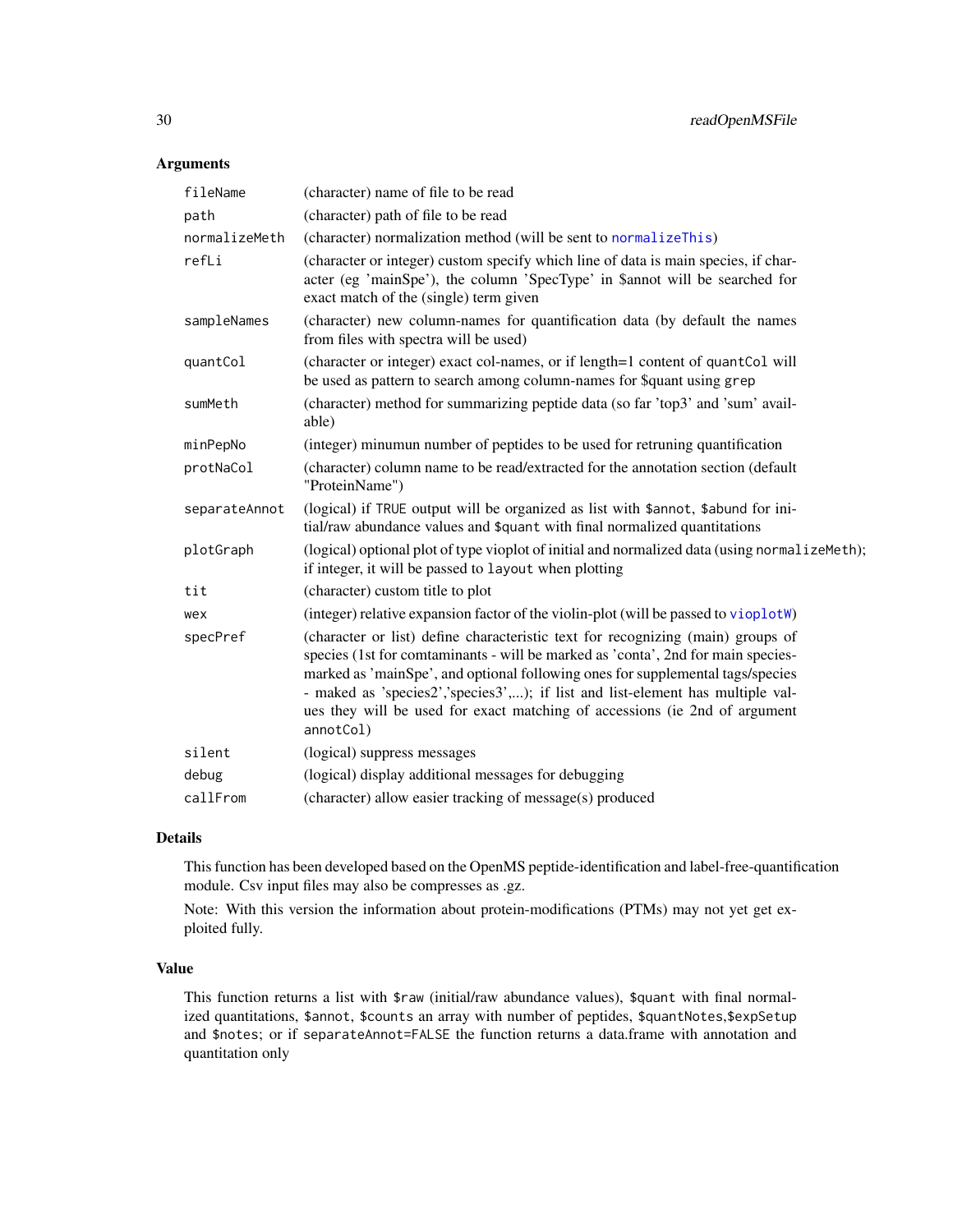## Arguments

| | |
|---|---|
| `fileName` | (character) name of file to be read |
| `path` | (character) path of file to be read |
| `normalizeMeth` | (character) normalization method (will be sent to `normalizeThis`) |
| `refLi` | (character or integer) custom specify which line of data is main species, if character (eg 'mainSpe'), the column 'SpecType' in $annot will be searched for exact match of the (single) term given |
| `sampleNames` | (character) new column-names for quantification data (by default the names from files with spectra will be used) |
| `quantCol` | (character or integer) exact col-names, or if length=1 content of `quantCol` will be used as pattern to search among column-names for $quant using `grep` |
| `sumMeth` | (character) method for summarizing peptide data (so far 'top3' and 'sum' available) |
| `minPepNo` | (integer) minumun number of peptides to be used for retruning quantification |
| `protNaCol` | (character) column name to be read/extracted for the annotation section (default "ProteinName") |
| `separateAnnot` | (logical) if `TRUE` output will be organized as list with `$annot`, `$abund` for initial/raw abundance values and `$quant` with final normalized quantitations |
| `plotGraph` | (logical) optional plot of type vioplot of initial and normalized data (using `normalizeMeth`); if integer, it will be passed to `layout` when plotting |
| `tit` | (character) custom title to plot |
| `wex` | (integer) relative expansion factor of the violin-plot (will be passed to `vioplotW`) |
| `specPref` | (character or list) define characteristic text for recognizing (main) groups of species (1st for comtaminants - will be marked as 'conta', 2nd for main species-marked as 'mainSpe', and optional following ones for supplemental tags/species - maked as 'species2','species3',...); if list and list-element has multiple values they will be used for exact matching of accessions (ie 2nd of argument `annotCol`) |
| `silent` | (logical) suppress messages |
| `debug` | (logical) display additional messages for debugging |
| `callFrom` | (character) allow easier tracking of message(s) produced |

## Details

This function has been developed based on the OpenMS peptide-identification and label-free-quantification module. Csv input files may also be compresses as .gz.

Note: With this version the information about protein-modifications (PTMs) may not yet get exploited fully.

## Value

This function returns a list with `$raw` (initial/raw abundance values), `$quant` with final normalized quantitations, `$annot`, `$counts` an array with number of peptides, `$quantNotes`,`$expSetup` and `$notes`; or if `separateAnnot=FALSE` the function returns a data.frame with annotation and quantitation only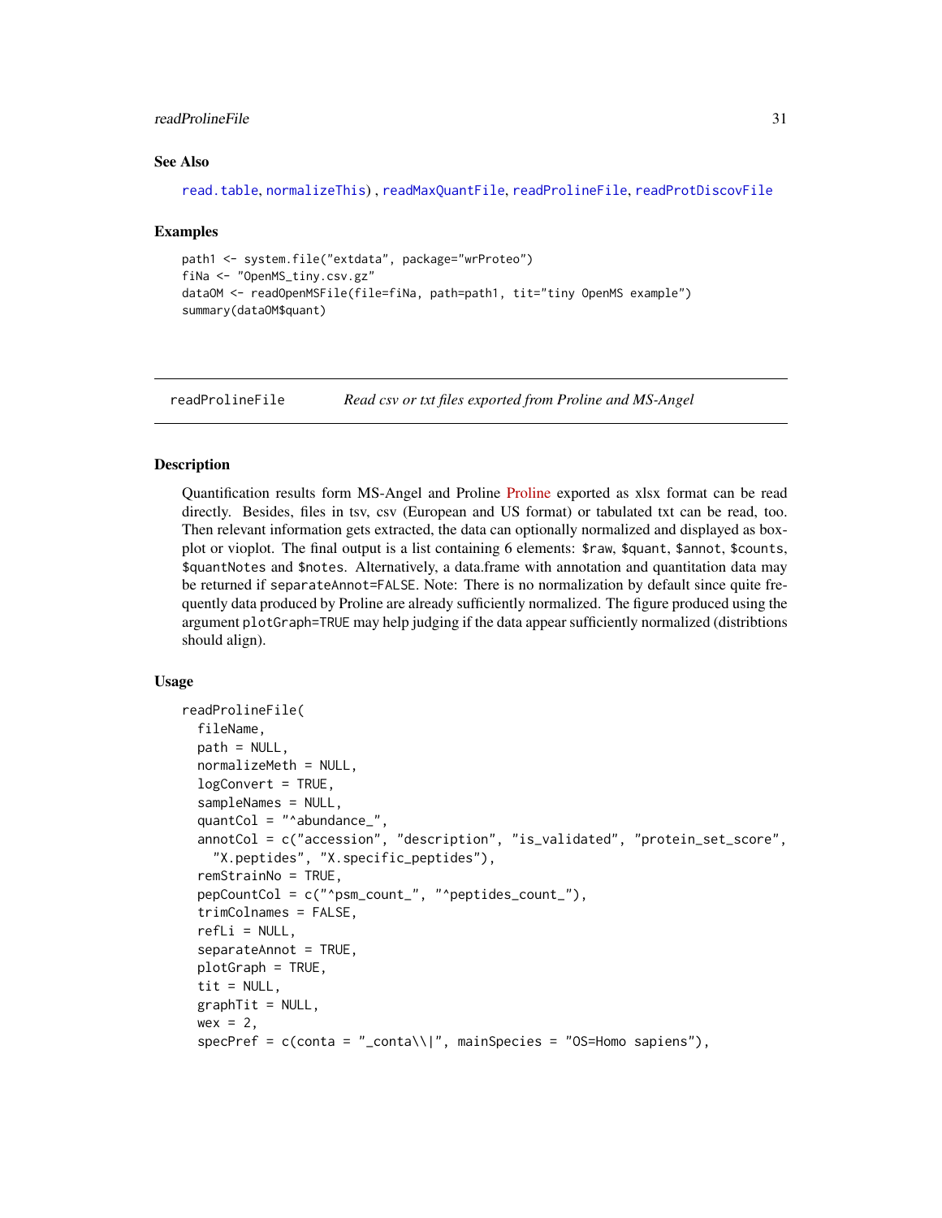### See Also

read.table, normalizeThis) , readMaxQuantFile, readProlineFile, readProtDiscovFile

### Examples

```
path1 <- system.file("extdata", package="wrProteo")
fiNa <- "OpenMS_tiny.csv.gz"
dataOM <- readOpenMSFile(file=fiNa, path=path1, tit="tiny OpenMS example")
summary(dataOM$quant)
```

---

## readProlineFile — *Read csv or txt files exported from Proline and MS-Angel*

### Description

Quantification results form MS-Angel and Proline Proline exported as xlsx format can be read directly. Besides, files in tsv, csv (European and US format) or tabulated txt can be read, too. Then relevant information gets extracted, the data can optionally normalized and displayed as boxplot or vioplot. The final output is a list containing 6 elements: `$raw`, `$quant`, `$annot`, `$counts`, `$quantNotes` and `$notes`. Alternatively, a data.frame with annotation and quantitation data may be returned if `separateAnnot=FALSE`. Note: There is no normalization by default since quite frequently data produced by Proline are already sufficiently normalized. The figure produced using the argument `plotGraph=TRUE` may help judging if the data appear sufficiently normalized (distribtions should align).

### Usage

```
readProlineFile(
  fileName,
  path = NULL,
  normalizeMeth = NULL,
  logConvert = TRUE,
  sampleNames = NULL,
  quantCol = "^abundance_",
  annotCol = c("accession", "description", "is_validated", "protein_set_score",
    "X.peptides", "X.specific_peptides"),
  remStrainNo = TRUE,
  pepCountCol = c("^psm_count_", "^peptides_count_"),
  trimColnames = FALSE,
  refLi = NULL,
  separateAnnot = TRUE,
  plotGraph = TRUE,
  tit = NULL,
  graphTit = NULL,
  wex = 2,
  specPref = c(conta = "_conta\\|", mainSpecies = "OS=Homo sapiens"),
```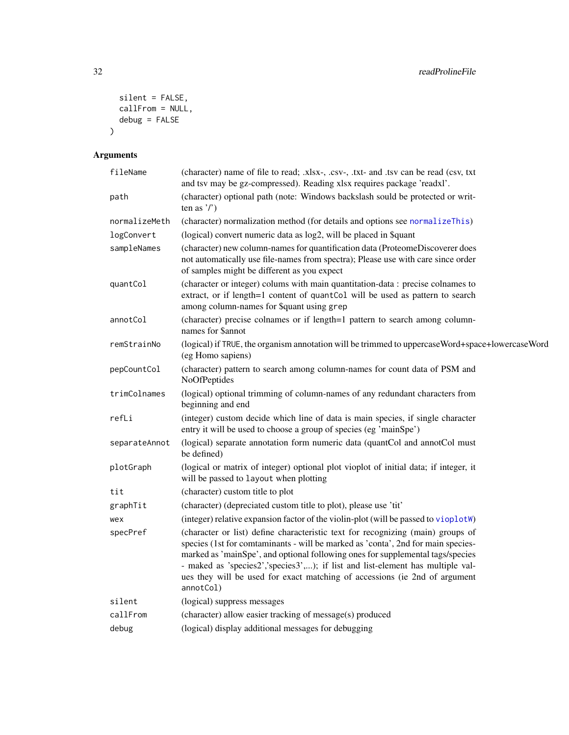```
  silent = FALSE,
  callFrom = NULL,
  debug = FALSE
)
```

## Arguments

| | |
|---|---|
| fileName | (character) name of file to read; .xlsx-, .csv-, .txt- and .tsv can be read (csv, txt and tsv may be gz-compressed). Reading xlsx requires package 'readxl'. |
| path | (character) optional path (note: Windows backslash sould be protected or written as '/') |
| normalizeMeth | (character) normalization method (for details and options see normalizeThis) |
| logConvert | (logical) convert numeric data as log2, will be placed in $quant |
| sampleNames | (character) new column-names for quantification data (ProteomeDiscoverer does not automatically use file-names from spectra); Please use with care since order of samples might be different as you expect |
| quantCol | (character or integer) colums with main quantitation-data : precise colnames to extract, or if length=1 content of `quantCol` will be used as pattern to search among column-names for $quant using `grep` |
| annotCol | (character) precise colnames or if length=1 pattern to search among column-names for $annot |
| remStrainNo | (logical) if `TRUE`, the organism annotation will be trimmed to uppercaseWord+space+lowercaseWord (eg Homo sapiens) |
| pepCountCol | (character) pattern to search among column-names for count data of PSM and NoOfPeptides |
| trimColnames | (logical) optional trimming of column-names of any redundant characters from beginning and end |
| refLi | (integer) custom decide which line of data is main species, if single character entry it will be used to choose a group of species (eg 'mainSpe') |
| separateAnnot | (logical) separate annotation form numeric data (quantCol and annotCol must be defined) |
| plotGraph | (logical or matrix of integer) optional plot vioplot of initial data; if integer, it will be passed to `layout` when plotting |
| tit | (character) custom title to plot |
| graphTit | (character) (depreciated custom title to plot), please use 'tit' |
| wex | (integer) relative expansion factor of the violin-plot (will be passed to vioplotW) |
| specPref | (character or list) define characteristic text for recognizing (main) groups of species (1st for comtaminants - will be marked as 'conta', 2nd for main species- marked as 'mainSpe', and optional following ones for supplemental tags/species - maked as 'species2','species3',...); if list and list-element has multiple values they will be used for exact matching of accessions (ie 2nd of argument `annotCol`) |
| silent | (logical) suppress messages |
| callFrom | (character) allow easier tracking of message(s) produced |
| debug | (logical) display additional messages for debugging |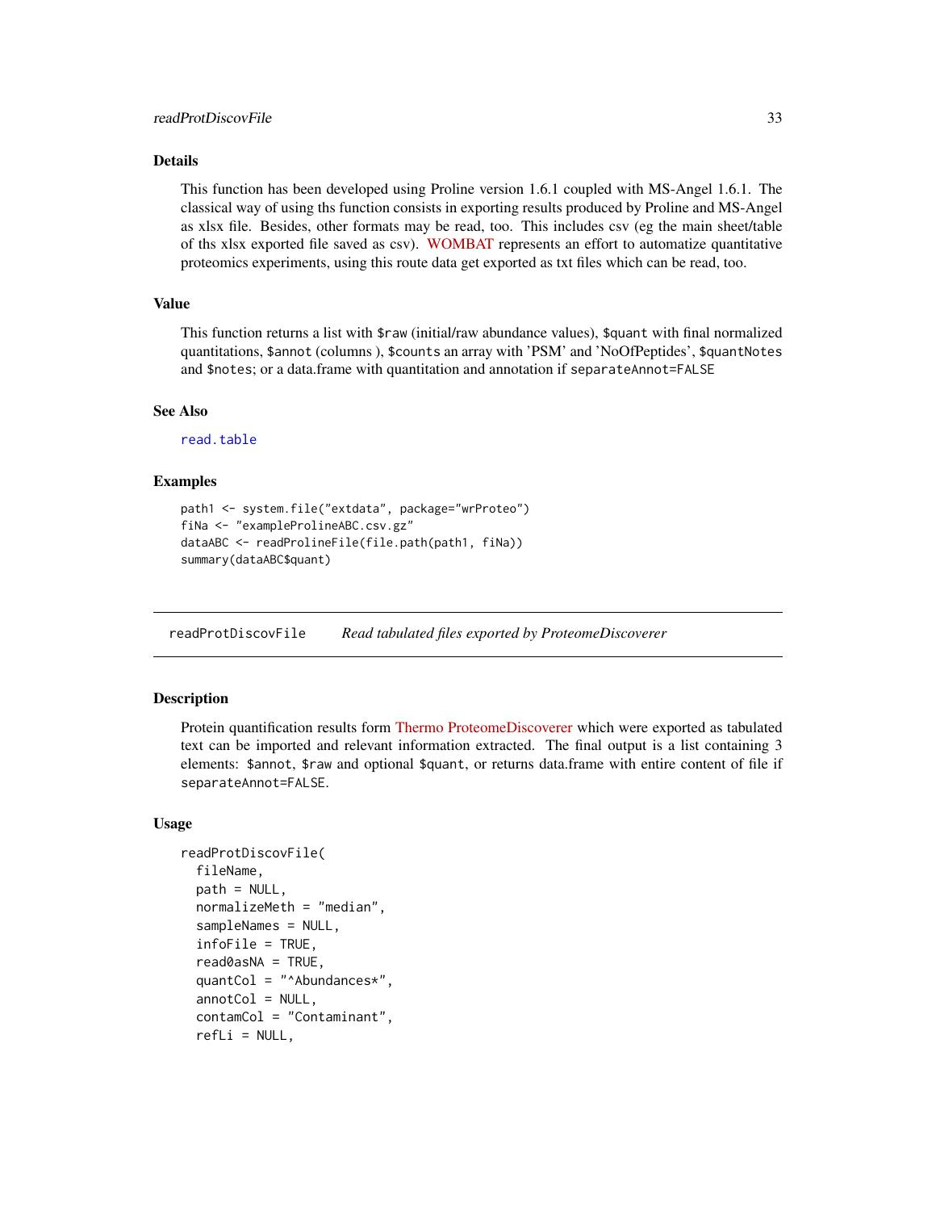### Details

This function has been developed using Proline version 1.6.1 coupled with MS-Angel 1.6.1. The classical way of using ths function consists in exporting results produced by Proline and MS-Angel as xlsx file. Besides, other formats may be read, too. This includes csv (eg the main sheet/table of ths xlsx exported file saved as csv). WOMBAT represents an effort to automatize quantitative proteomics experiments, using this route data get exported as txt files which can be read, too.

### Value

This function returns a list with `$raw` (initial/raw abundance values), `$quant` with final normalized quantitations, `$annot` (columns ), `$counts` an array with 'PSM' and 'NoOfPeptides', `$quantNotes` and `$notes`; or a data.frame with quantitation and annotation if `separateAnnot=FALSE`

### See Also

`read.table`

### Examples

```
path1 <- system.file("extdata", package="wrProteo")
fiNa <- "exampleProlineABC.csv.gz"
dataABC <- readProlineFile(file.path(path1, fiNa))
summary(dataABC$quant)
```

---

## readProtDiscovFile    *Read tabulated files exported by ProteomeDiscoverer*

---

### Description

Protein quantification results form Thermo ProteomeDiscoverer which were exported as tabulated text can be imported and relevant information extracted. The final output is a list containing 3 elements: `$annot`, `$raw` and optional `$quant`, or returns data.frame with entire content of file if `separateAnnot=FALSE`.

### Usage

```
readProtDiscovFile(
  fileName,
  path = NULL,
  normalizeMeth = "median",
  sampleNames = NULL,
  infoFile = TRUE,
  read0asNA = TRUE,
  quantCol = "^Abundances*",
  annotCol = NULL,
  contamCol = "Contaminant",
  refLi = NULL,
```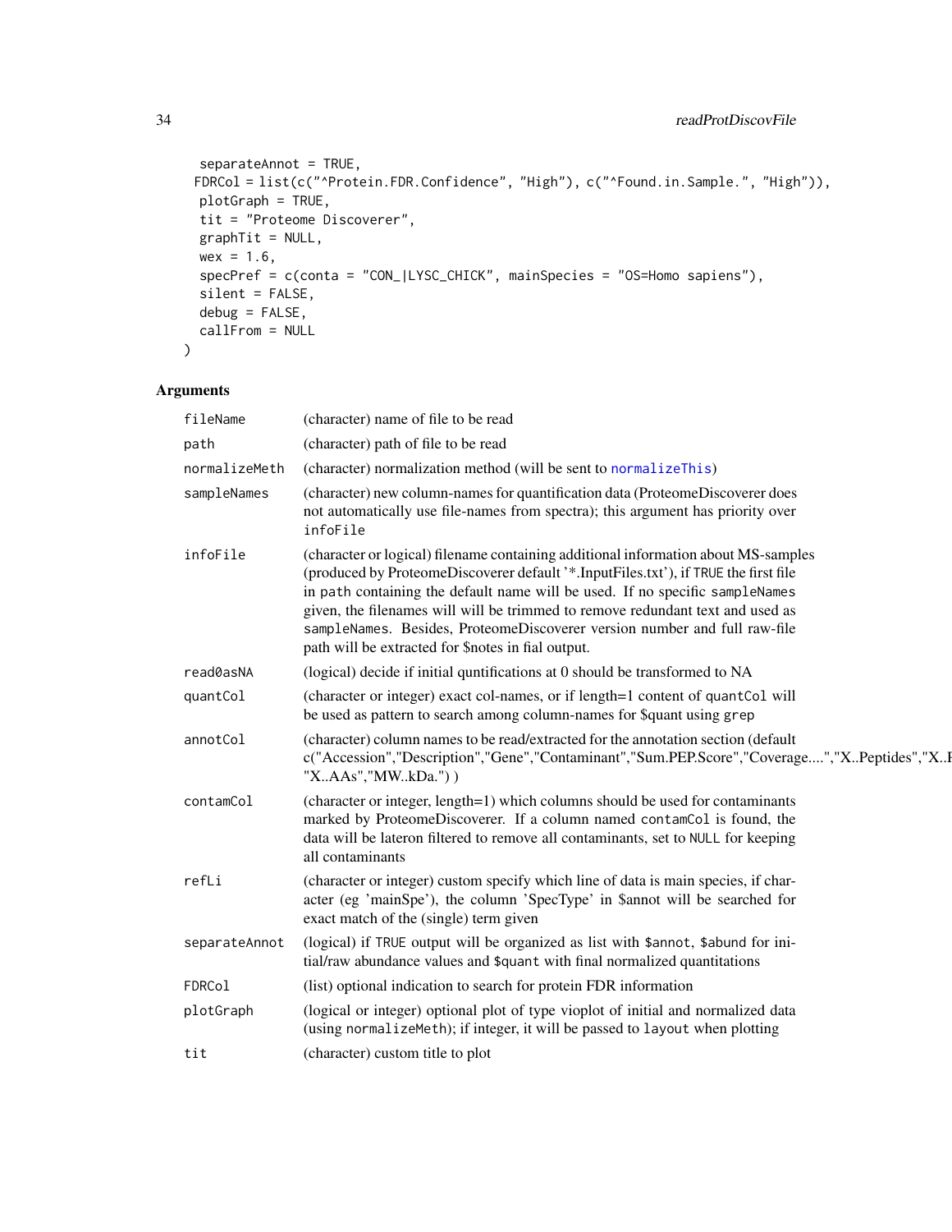```
  separateAnnot = TRUE,
  FDRCol = list(c("^Protein.FDR.Confidence", "High"), c("^Found.in.Sample.", "High")),
  plotGraph = TRUE,
  tit = "Proteome Discoverer",
  graphTit = NULL,
  wex = 1.6,
  specPref = c(conta = "CON_|LYSC_CHICK", mainSpecies = "OS=Homo sapiens"),
  silent = FALSE,
  debug = FALSE,
  callFrom = NULL
)
```

## Arguments

| | |
|---|---|
| `fileName` | (character) name of file to be read |
| `path` | (character) path of file to be read |
| `normalizeMeth` | (character) normalization method (will be sent to `normalizeThis`) |
| `sampleNames` | (character) new column-names for quantification data (ProteomeDiscoverer does not automatically use file-names from spectra); this argument has priority over `infoFile` |
| `infoFile` | (character or logical) filename containing additional information about MS-samples (produced by ProteomeDiscoverer default '*.InputFiles.txt'), if `TRUE` the first file in `path` containing the default name will be used. If no specific `sampleNames` given, the filenames will will be trimmed to remove redundant text and used as `sampleNames`. Besides, ProteomeDiscoverer version number and full raw-file path will be extracted for $notes in fial output. |
| `read0asNA` | (logical) decide if initial quntifications at 0 should be transformed to NA |
| `quantCol` | (character or integer) exact col-names, or if length=1 content of `quantCol` will be used as pattern to search among column-names for $quant using `grep` |
| `annotCol` | (character) column names to be read/extracted for the annotation section (default c("Accession","Description","Gene","Contaminant","Sum.PEP.Score","Coverage....","X..Peptides","X..F "X..AAs","MW..kDa.") ) |
| `contamCol` | (character or integer, length=1) which columns should be used for contaminants marked by ProteomeDiscoverer. If a column named `contamCol` is found, the data will be lateron filtered to remove all contaminants, set to `NULL` for keeping all contaminants |
| `refLi` | (character or integer) custom specify which line of data is main species, if character (eg 'mainSpe'), the column 'SpecType' in $annot will be searched for exact match of the (single) term given |
| `separateAnnot` | (logical) if `TRUE` output will be organized as list with `$annot`, `$abund` for initial/raw abundance values and `$quant` with final normalized quantitations |
| `FDRCol` | (list) optional indication to search for protein FDR information |
| `plotGraph` | (logical or integer) optional plot of type vioplot of initial and normalized data (using `normalizeMeth`); if integer, it will be passed to `layout` when plotting |
| `tit` | (character) custom title to plot |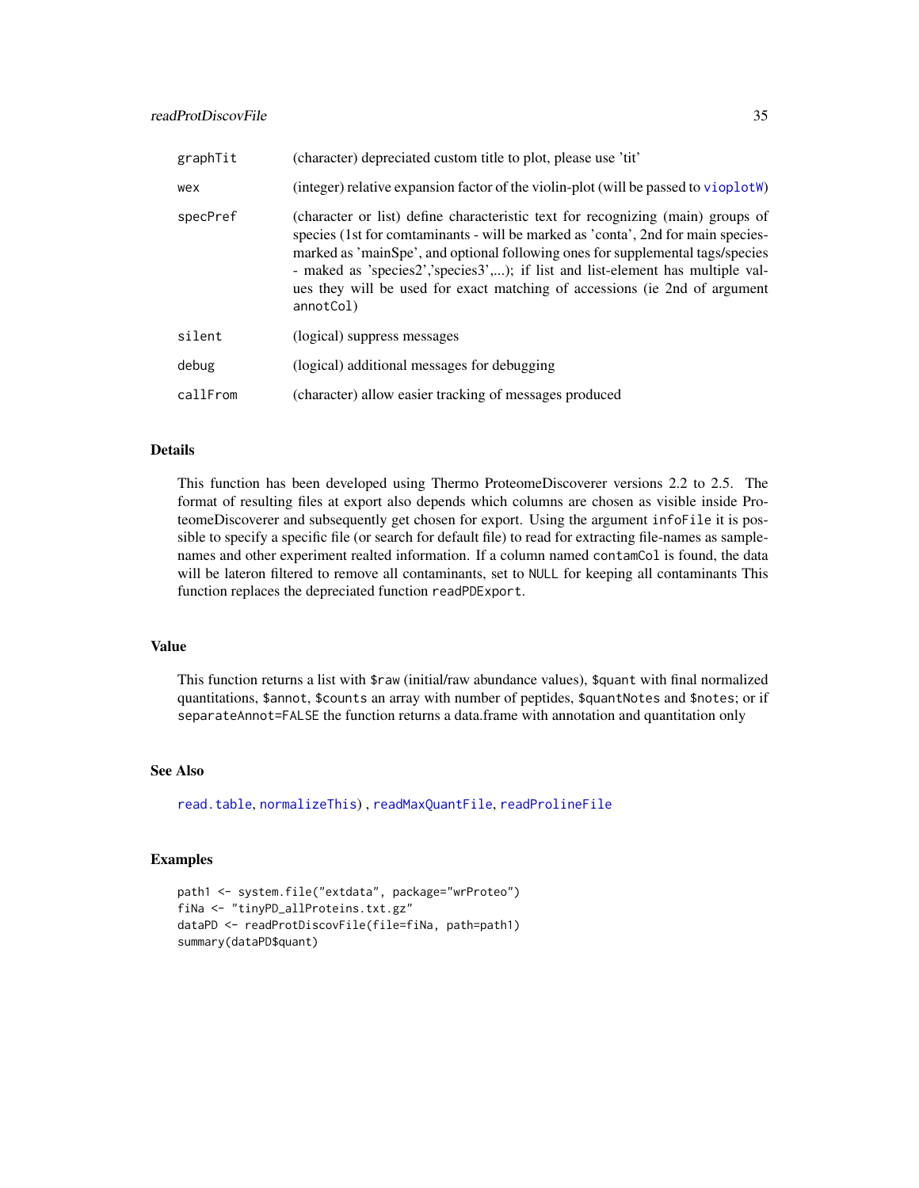| | |
|---|---|
| graphTit | (character) depreciated custom title to plot, please use 'tit' |
| wex | (integer) relative expansion factor of the violin-plot (will be passed to vioplotW) |
| specPref | (character or list) define characteristic text for recognizing (main) groups of species (1st for comtaminants - will be marked as 'conta', 2nd for main species- marked as 'mainSpe', and optional following ones for supplemental tags/species - maked as 'species2','species3',...); if list and list-element has multiple values they will be used for exact matching of accessions (ie 2nd of argument annotCol) |
| silent | (logical) suppress messages |
| debug | (logical) additional messages for debugging |
| callFrom | (character) allow easier tracking of messages produced |

## Details

This function has been developed using Thermo ProteomeDiscoverer versions 2.2 to 2.5. The format of resulting files at export also depends which columns are chosen as visible inside ProteomeDiscoverer and subsequently get chosen for export. Using the argument infoFile it is possible to specify a specific file (or search for default file) to read for extracting file-names as sample-names and other experiment realted information. If a column named contamCol is found, the data will be lateron filtered to remove all contaminants, set to NULL for keeping all contaminants This function replaces the depreciated function readPDExport.

## Value

This function returns a list with $raw (initial/raw abundance values), $quant with final normalized quantitations, $annot, $counts an array with number of peptides, $quantNotes and $notes; or if separateAnnot=FALSE the function returns a data.frame with annotation and quantitation only

## See Also

read.table, normalizeThis) , readMaxQuantFile, readProlineFile

## Examples

```
path1 <- system.file("extdata", package="wrProteo")
fiNa <- "tinyPD_allProteins.txt.gz"
dataPD <- readProtDiscovFile(file=fiNa, path=path1)
summary(dataPD$quant)
```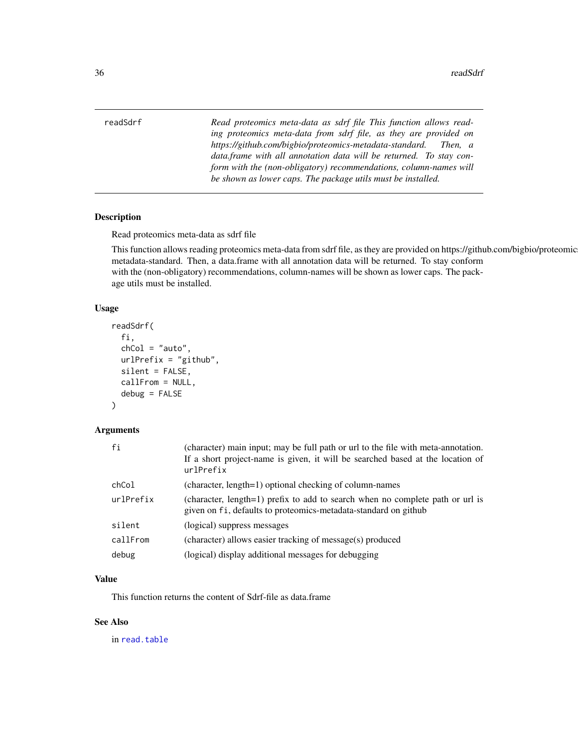# readSdrf

*Read proteomics meta-data as sdrf file This function allows reading proteomics meta-data from sdrf file, as they are provided on https://github.com/bigbio/proteomics-metadata-standard. Then, a data.frame with all annotation data will be returned. To stay conform with the (non-obligatory) recommendations, column-names will be shown as lower caps. The package utils must be installed.*

## Description

Read proteomics meta-data as sdrf file

This function allows reading proteomics meta-data from sdrf file, as they are provided on https://github.com/bigbio/proteomics-metadata-standard. Then, a data.frame with all annotation data will be returned. To stay conform with the (non-obligatory) recommendations, column-names will be shown as lower caps. The package utils must be installed.

## Usage

```
readSdrf(
  fi,
  chCol = "auto",
  urlPrefix = "github",
  silent = FALSE,
  callFrom = NULL,
  debug = FALSE
)
```

## Arguments

| | |
|---|---|
| `fi` | (character) main input; may be full path or url to the file with meta-annotation. If a short project-name is given, it will be searched based at the location of `urlPrefix` |
| `chCol` | (character, length=1) optional checking of column-names |
| `urlPrefix` | (character, length=1) prefix to add to search when no complete path or url is given on `fi`, defaults to proteomics-metadata-standard on github |
| `silent` | (logical) suppress messages |
| `callFrom` | (character) allows easier tracking of message(s) produced |
| `debug` | (logical) display additional messages for debugging |

## Value

This function returns the content of Sdrf-file as data.frame

## See Also

in `read.table`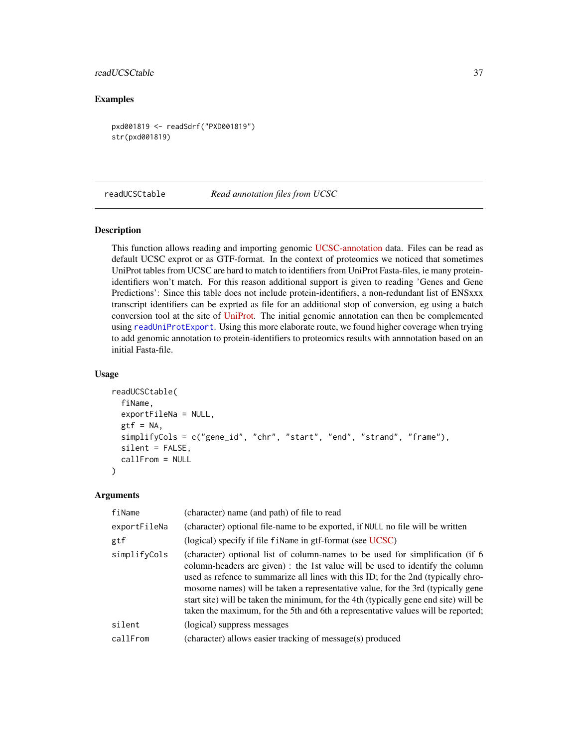## Examples

```
pxd001819 <- readSdrf("PXD001819")
str(pxd001819)
```

---

## readUCSCtable — *Read annotation files from UCSC*

### Description

This function allows reading and importing genomic UCSC-annotation data. Files can be read as default UCSC exprot or as GTF-format. In the context of proteomics we noticed that sometimes UniProt tables from UCSC are hard to match to identifiers from UniProt Fasta-files, ie many protein-identifiers won't match. For this reason additional support is given to reading 'Genes and Gene Predictions': Since this table does not include protein-identifiers, a non-redundant list of ENSxxx transcript identifiers can be exprted as file for an additional stop of conversion, eg using a batch conversion tool at the site of UniProt. The initial genomic annotation can then be complemented using `readUniProtExport`. Using this more elaborate route, we found higher coverage when trying to add genomic annotation to protein-identifiers to proteomics results with annnotation based on an initial Fasta-file.

### Usage

```
readUCSCtable(
  fiName,
  exportFileNa = NULL,
  gtf = NA,
  simplifyCols = c("gene_id", "chr", "start", "end", "strand", "frame"),
  silent = FALSE,
  callFrom = NULL
)
```

### Arguments

| | |
|---|---|
| `fiName` | (character) name (and path) of file to read |
| `exportFileNa` | (character) optional file-name to be exported, if `NULL` no file will be written |
| `gtf` | (logical) specify if file `fiName` in gtf-format (see UCSC) |
| `simplifyCols` | (character) optional list of column-names to be used for simplification (if 6 column-headers are given) : the 1st value will be used to identify the column used as refence to summarize all lines with this ID; for the 2nd (typically chromosome names) will be taken a representative value, for the 3rd (typically gene start site) will be taken the minimum, for the 4th (typically gene end site) will be taken the maximum, for the 5th and 6th a representative values will be reported; |
| `silent` | (logical) suppress messages |
| `callFrom` | (character) allows easier tracking of message(s) produced |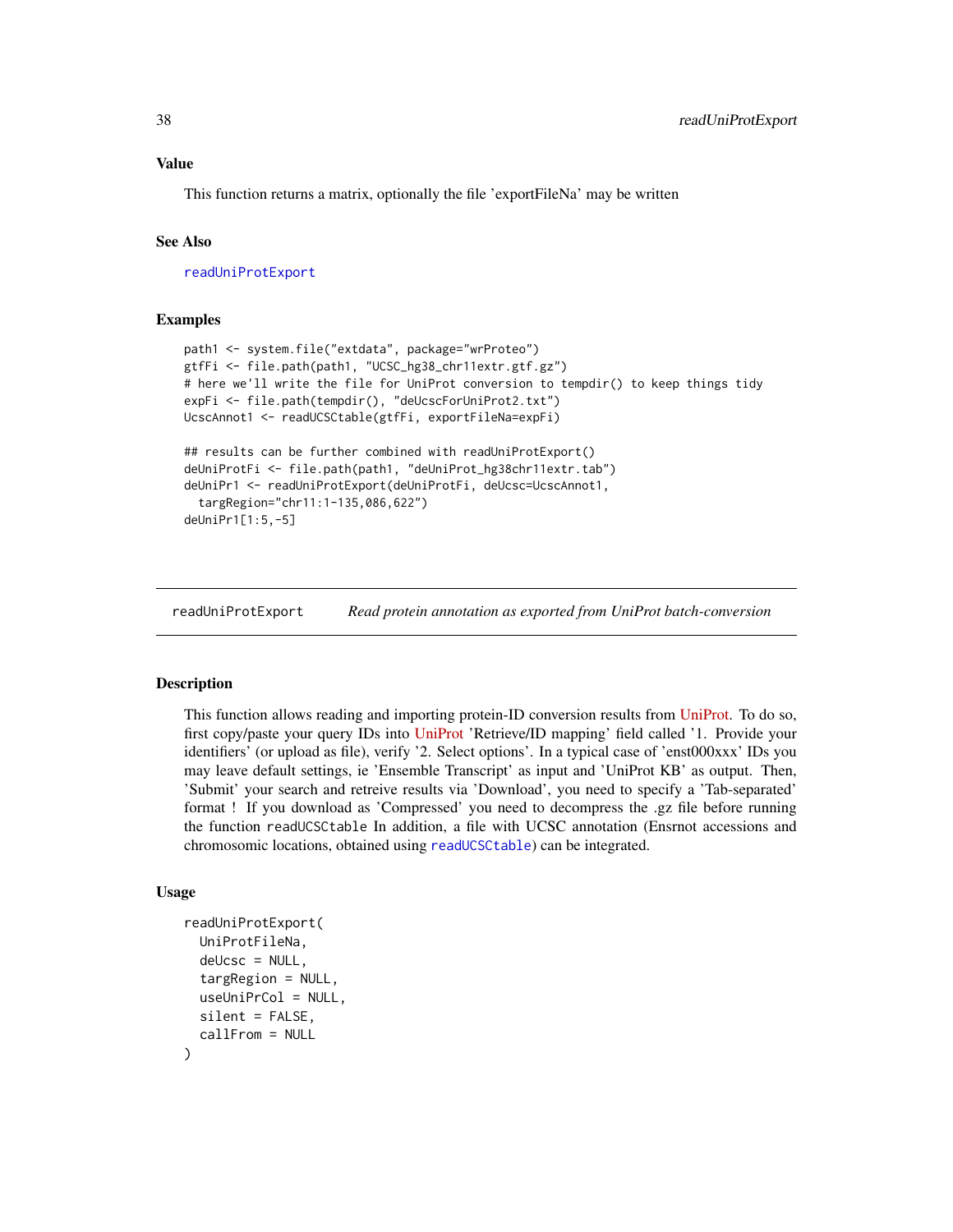### Value

This function returns a matrix, optionally the file 'exportFileNa' may be written

### See Also

readUniProtExport

### Examples

```
path1 <- system.file("extdata", package="wrProteo")
gtfFi <- file.path(path1, "UCSC_hg38_chr11extr.gtf.gz")
# here we'll write the file for UniProt conversion to tempdir() to keep things tidy
expFi <- file.path(tempdir(), "deUcscForUniProt2.txt")
UcscAnnot1 <- readUCSCtable(gtfFi, exportFileNa=expFi)

## results can be further combined with readUniProtExport()
deUniProtFi <- file.path(path1, "deUniProt_hg38chr11extr.tab")
deUniPr1 <- readUniProtExport(deUniProtFi, deUcsc=UcscAnnot1,
  targRegion="chr11:1-135,086,622")
deUniPr1[1:5,-5]
```

---

## readUniProtExport — *Read protein annotation as exported from UniProt batch-conversion*

### Description

This function allows reading and importing protein-ID conversion results from UniProt. To do so, first copy/paste your query IDs into UniProt 'Retrieve/ID mapping' field called '1. Provide your identifiers' (or upload as file), verify '2. Select options'. In a typical case of 'enst000xxx' IDs you may leave default settings, ie 'Ensemble Transcript' as input and 'UniProt KB' as output. Then, 'Submit' your search and retreive results via 'Download', you need to specify a 'Tab-separated' format ! If you download as 'Compressed' you need to decompress the .gz file before running the function `readUCSCtable` In addition, a file with UCSC annotation (Ensrnot accessions and chromosomic locations, obtained using `readUCSCtable`) can be integrated.

### Usage

```
readUniProtExport(
  UniProtFileNa,
  deUcsc = NULL,
  targRegion = NULL,
  useUniPrCol = NULL,
  silent = FALSE,
  callFrom = NULL
)
```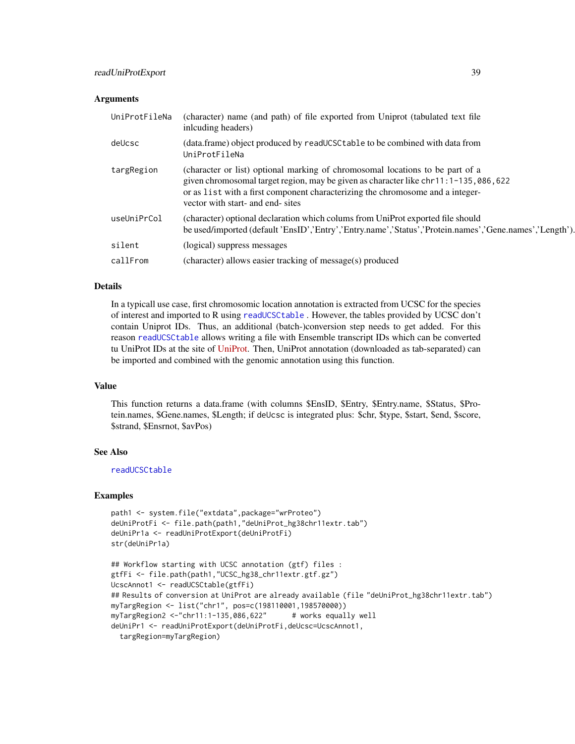### Arguments

| | |
|---|---|
| UniProtFileNa | (character) name (and path) of file exported from Uniprot (tabulated text file inlcuding headers) |
| deUcsc | (data.frame) object produced by `readUCSCtable` to be combined with data from `UniProtFileNa` |
| targRegion | (character or list) optional marking of chromosomal locations to be part of a given chromosomal target region, may be given as character like `chr11:1-135,086,622` or as `list` with a first component characterizing the chromosome and a integer-vector with start- and end- sites |
| useUniPrCol | (character) optional declaration which colums from UniProt exported file should be used/imported (default 'EnsID','Entry','Entry.name','Status','Protein.names','Gene.names','Length'). |
| silent | (logical) suppress messages |
| callFrom | (character) allows easier tracking of message(s) produced |

### Details

In a typicall use case, first chromosomic location annotation is extracted from UCSC for the species of interest and imported to R using `readUCSCtable` . However, the tables provided by UCSC don't contain Uniprot IDs. Thus, an additional (batch-)conversion step needs to get added. For this reason `readUCSCtable` allows writing a file with Ensemble transcript IDs which can be converted tu UniProt IDs at the site of UniProt. Then, UniProt annotation (downloaded as tab-separated) can be imported and combined with the genomic annotation using this function.

### Value

This function returns a data.frame (with columns $EnsID, $Entry, $Entry.name, $Status, $Protein.names, $Gene.names, $Length; if `deUcsc` is integrated plus: $chr, $type, $start, $end, $score, $strand, $Ensrnot, $avPos)

### See Also

`readUCSCtable`

### Examples

```
path1 <- system.file("extdata",package="wrProteo")
deUniProtFi <- file.path(path1,"deUniProt_hg38chr11extr.tab")
deUniPr1a <- readUniProtExport(deUniProtFi)
str(deUniPr1a)

## Workflow starting with UCSC annotation (gtf) files :
gtfFi <- file.path(path1,"UCSC_hg38_chr11extr.gtf.gz")
UcscAnnot1 <- readUCSCtable(gtfFi)
## Results of conversion at UniProt are already available (file "deUniProt_hg38chr11extr.tab")
myTargRegion <- list("chr1", pos=c(198110001,198570000))
myTargRegion2 <-"chr11:1-135,086,622"      # works equally well
deUniPr1 <- readUniProtExport(deUniProtFi,deUcsc=UcscAnnot1,
  targRegion=myTargRegion)
```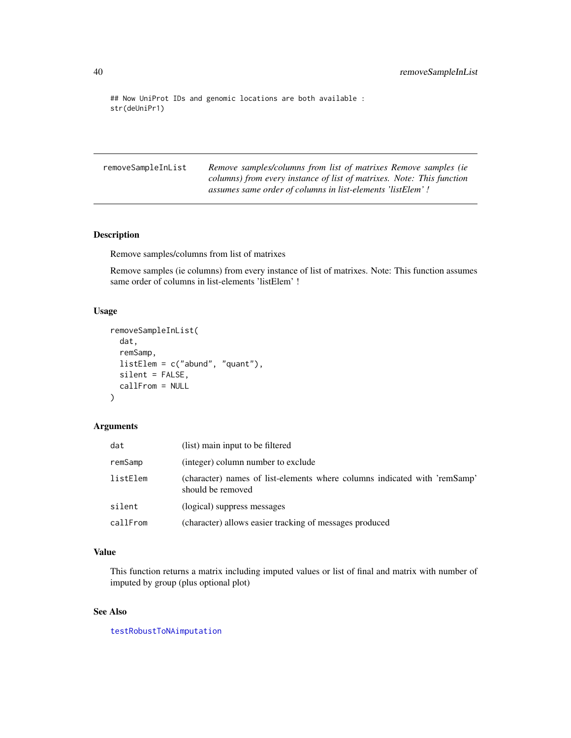```
## Now UniProt IDs and genomic locations are both available :
str(deUniPr1)
```

## removeSampleInList

*Remove samples/columns from list of matrixes Remove samples (ie columns) from every instance of list of matrixes. Note: This function assumes same order of columns in list-elements 'listElem' !*

### Description

Remove samples/columns from list of matrixes

Remove samples (ie columns) from every instance of list of matrixes. Note: This function assumes same order of columns in list-elements 'listElem' !

### Usage

```
removeSampleInList(
  dat,
  remSamp,
  listElem = c("abund", "quant"),
  silent = FALSE,
  callFrom = NULL
)
```

### Arguments

| | |
|---|---|
| dat | (list) main input to be filtered |
| remSamp | (integer) column number to exclude |
| listElem | (character) names of list-elements where columns indicated with 'remSamp' should be removed |
| silent | (logical) suppress messages |
| callFrom | (character) allows easier tracking of messages produced |

### Value

This function returns a matrix including imputed values or list of final and matrix with number of imputed by group (plus optional plot)

### See Also

testRobustToNAimputation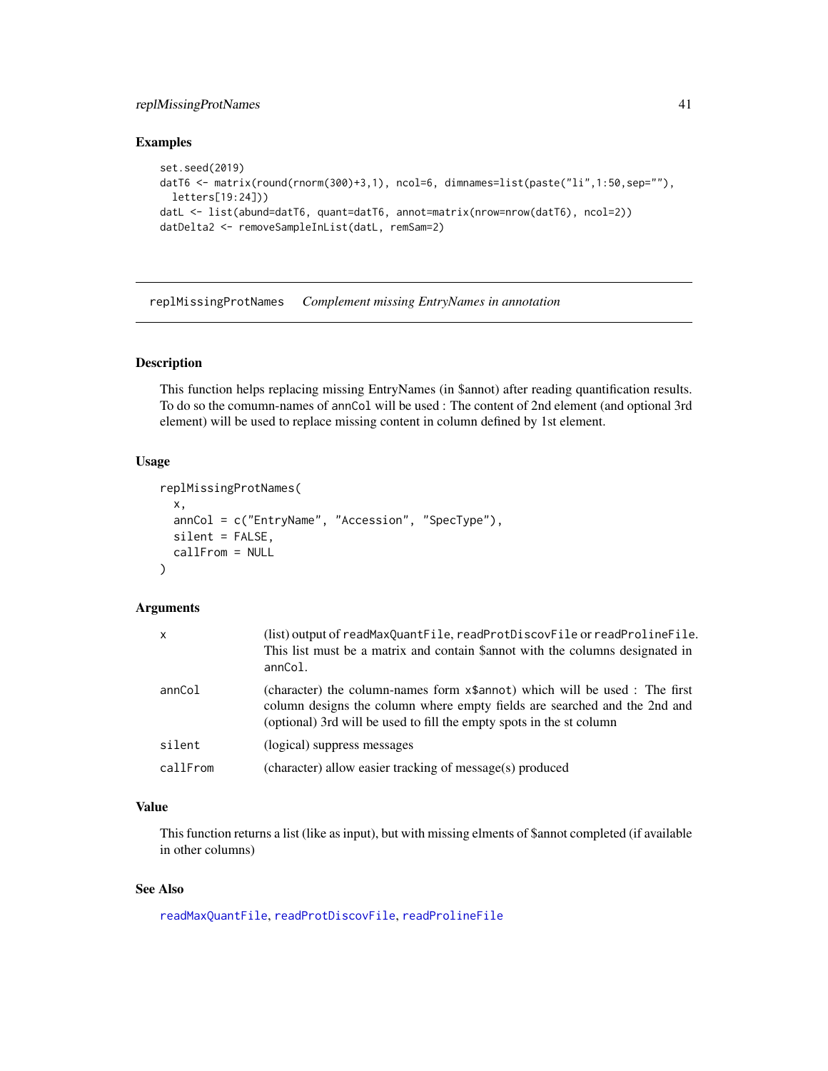## Examples

```
set.seed(2019)
datT6 <- matrix(round(rnorm(300)+3,1), ncol=6, dimnames=list(paste("li",1:50,sep=""),
  letters[19:24]))
datL <- list(abund=datT6, quant=datT6, annot=matrix(nrow=nrow(datT6), ncol=2))
datDelta2 <- removeSampleInList(datL, remSam=2)
```

---

# replMissingProtNames *Complement missing EntryNames in annotation*

## Description

This function helps replacing missing EntryNames (in $annot) after reading quantification results. To do so the comumn-names of `annCol` will be used : The content of 2nd element (and optional 3rd element) will be used to replace missing content in column defined by 1st element.

## Usage

```
replMissingProtNames(
  x,
  annCol = c("EntryName", "Accession", "SpecType"),
  silent = FALSE,
  callFrom = NULL
)
```

## Arguments

| | |
|---|---|
| x | (list) output of `readMaxQuantFile`, `readProtDiscovFile` or `readProlineFile`. This list must be a matrix and contain $annot with the columns designated in `annCol`. |
| annCol | (character) the column-names form `x$annot`) which will be used : The first column designs the column where empty fields are searched and the 2nd and (optional) 3rd will be used to fill the empty spots in the st column |
| silent | (logical) suppress messages |
| callFrom | (character) allow easier tracking of message(s) produced |

## Value

This function returns a list (like as input), but with missing elments of $annot completed (if available in other columns)

## See Also

`readMaxQuantFile`, `readProtDiscovFile`, `readProlineFile`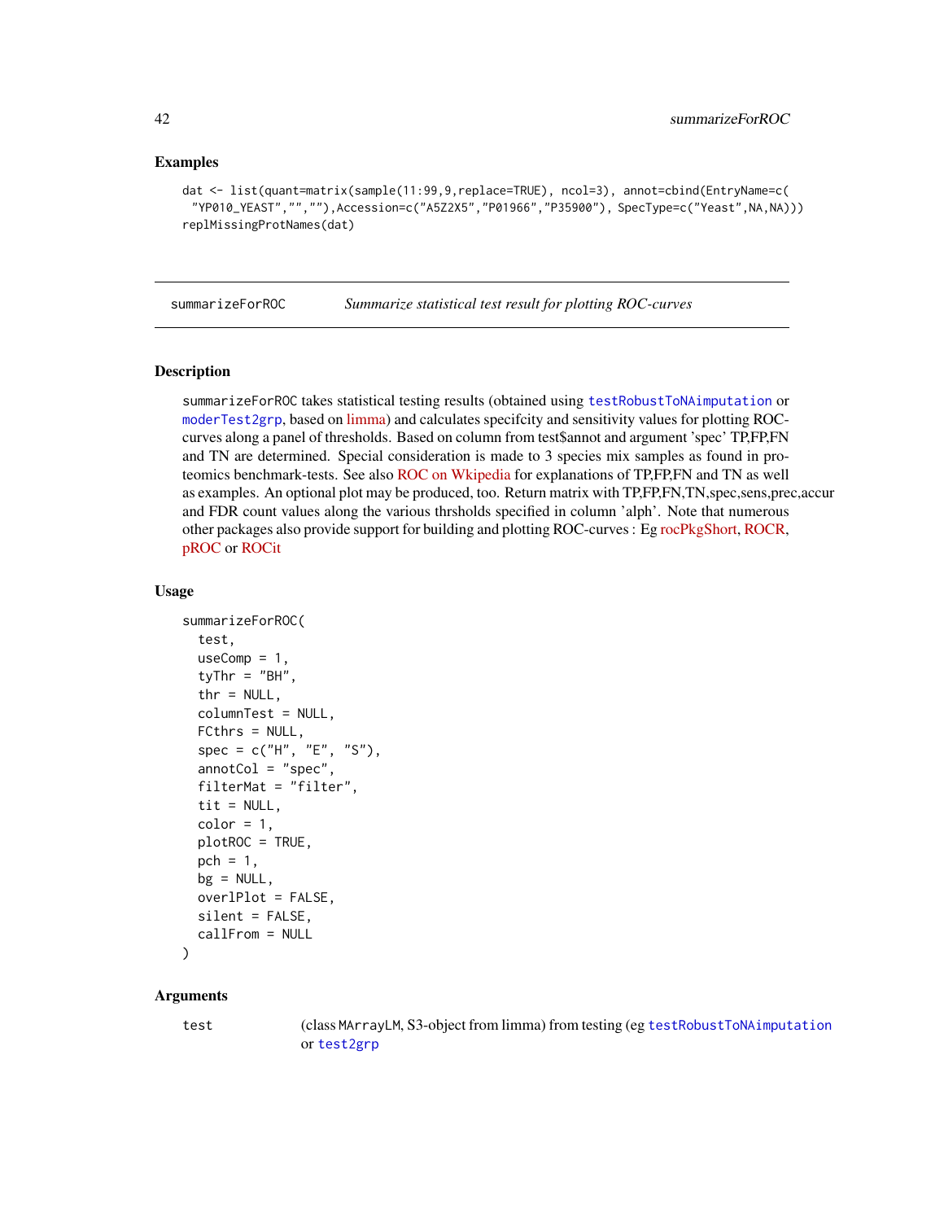## Examples

```
dat <- list(quant=matrix(sample(11:99,9,replace=TRUE), ncol=3), annot=cbind(EntryName=c(
 "YP010_YEAST","",""),Accession=c("A5Z2X5","P01966","P35900"), SpecType=c("Yeast",NA,NA)))
replMissingProtNames(dat)
```

---

## summarizeForROC — *Summarize statistical test result for plotting ROC-curves*

---

### Description

summarizeForROC takes statistical testing results (obtained using testRobustToNAimputation or moderTest2grp, based on limma) and calculates specifcity and sensitivity values for plotting ROC-curves along a panel of thresholds. Based on column from test$annot and argument 'spec' TP,FP,FN and TN are determined. Special consideration is made to 3 species mix samples as found in proteomics benchmark-tests. See also ROC on Wkipedia for explanations of TP,FP,FN and TN as well as examples. An optional plot may be produced, too. Return matrix with TP,FP,FN,TN,spec,sens,prec,accur and FDR count values along the various thrsholds specified in column 'alph'. Note that numerous other packages also provide support for building and plotting ROC-curves : Eg rocPkgShort, ROCR, pROC or ROCit

### Usage

```
summarizeForROC(
  test,
  useComp = 1,
  tyThr = "BH",
  thr = NULL,
  columnTest = NULL,
  FCthrs = NULL,
  spec = c("H", "E", "S"),
  annotCol = "spec",
  filterMat = "filter",
  tit = NULL,
  color = 1,
  plotROC = TRUE,
  pch = 1,
  bg = NULL,
  overlPlot = FALSE,
  silent = FALSE,
  callFrom = NULL
)
```

### Arguments

| | |
|---|---|
| test | (class MArrayLM, S3-object from limma) from testing (eg testRobustToNAimputation or test2grp |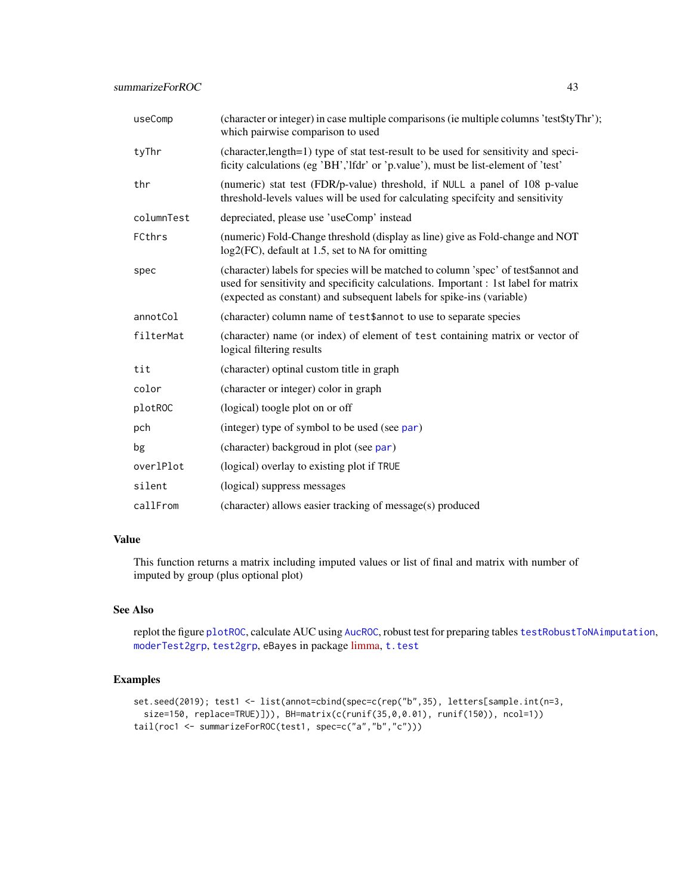| | |
|---|---|
| useComp | (character or integer) in case multiple comparisons (ie multiple columns 'test$tyThr'); which pairwise comparison to used |
| tyThr | (character,length=1) type of stat test-result to be used for sensitivity and specificity calculations (eg 'BH','lfdr' or 'p.value'), must be list-element of 'test' |
| thr | (numeric) stat test (FDR/p-value) threshold, if NULL a panel of 108 p-value threshold-levels values will be used for calculating specifcity and sensitivity |
| columnTest | depreciated, please use 'useComp' instead |
| FCthrs | (numeric) Fold-Change threshold (display as line) give as Fold-change and NOT log2(FC), default at 1.5, set to NA for omitting |
| spec | (character) labels for species will be matched to column 'spec' of test$annot and used for sensitivity and specificity calculations. Important : 1st label for matrix (expected as constant) and subsequent labels for spike-ins (variable) |
| annotCol | (character) column name of test$annot to use to separate species |
| filterMat | (character) name (or index) of element of test containing matrix or vector of logical filtering results |
| tit | (character) optinal custom title in graph |
| color | (character or integer) color in graph |
| plotROC | (logical) toogle plot on or off |
| pch | (integer) type of symbol to be used (see par) |
| bg | (character) backgroud in plot (see par) |
| overlPlot | (logical) overlay to existing plot if TRUE |
| silent | (logical) suppress messages |
| callFrom | (character) allows easier tracking of message(s) produced |

## Value

This function returns a matrix including imputed values or list of final and matrix with number of imputed by group (plus optional plot)

## See Also

replot the figure plotROC, calculate AUC using AucROC, robust test for preparing tables testRobustToNAimputation, moderTest2grp, test2grp, eBayes in package limma, t.test

## Examples

```
set.seed(2019); test1 <- list(annot=cbind(spec=c(rep("b",35), letters[sample.int(n=3,
  size=150, replace=TRUE)])), BH=matrix(c(runif(35,0,0.01), runif(150)), ncol=1))
tail(roc1 <- summarizeForROC(test1, spec=c("a","b","c")))
```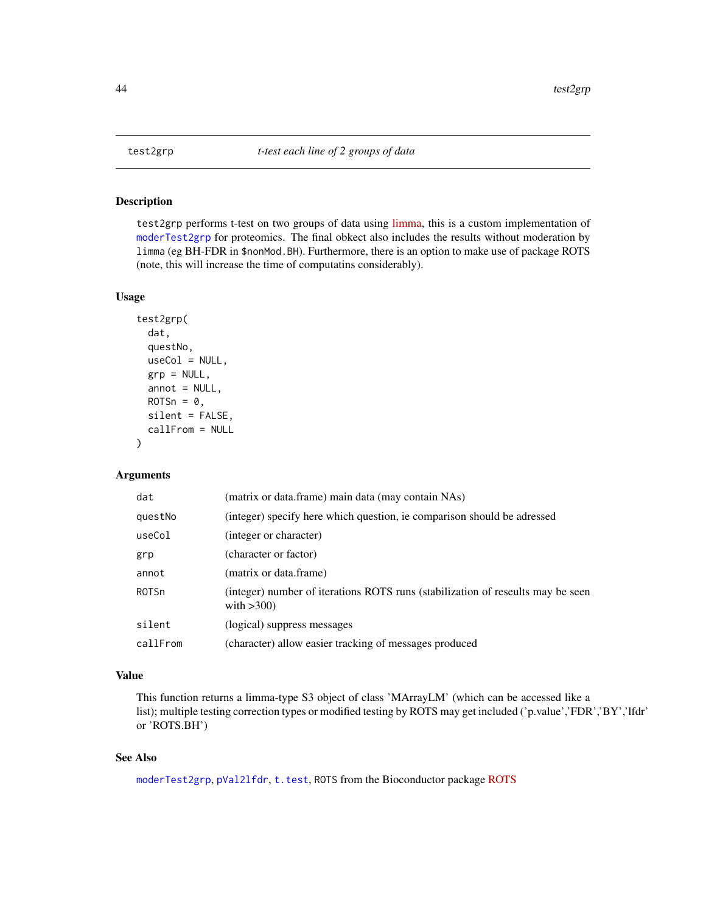## test2grp — *t-test each line of 2 groups of data*

### Description

`test2grp` performs t-test on two groups of data using limma, this is a custom implementation of `moderTest2grp` for proteomics. The final obkect also includes the results without moderation by `limma` (eg BH-FDR in `$nonMod.BH`). Furthermore, there is an option to make use of package ROTS (note, this will increase the time of computatins considerably).

### Usage

```
test2grp(
  dat,
  questNo,
  useCol = NULL,
  grp = NULL,
  annot = NULL,
  ROTSn = 0,
  silent = FALSE,
  callFrom = NULL
)
```

### Arguments

| | |
|---|---|
| `dat` | (matrix or data.frame) main data (may contain NAs) |
| `questNo` | (integer) specify here which question, ie comparison should be adressed |
| `useCol` | (integer or character) |
| `grp` | (character or factor) |
| `annot` | (matrix or data.frame) |
| `ROTSn` | (integer) number of iterations ROTS runs (stabilization of reseults may be seen with >300) |
| `silent` | (logical) suppress messages |
| `callFrom` | (character) allow easier tracking of messages produced |

### Value

This function returns a limma-type S3 object of class 'MArrayLM' (which can be accessed like a list); multiple testing correction types or modified testing by ROTS may get included ('p.value','FDR','BY','lfdr' or 'ROTS.BH')

### See Also

`moderTest2grp`, `pVal2lfdr`, `t.test`, `ROTS` from the Bioconductor package ROTS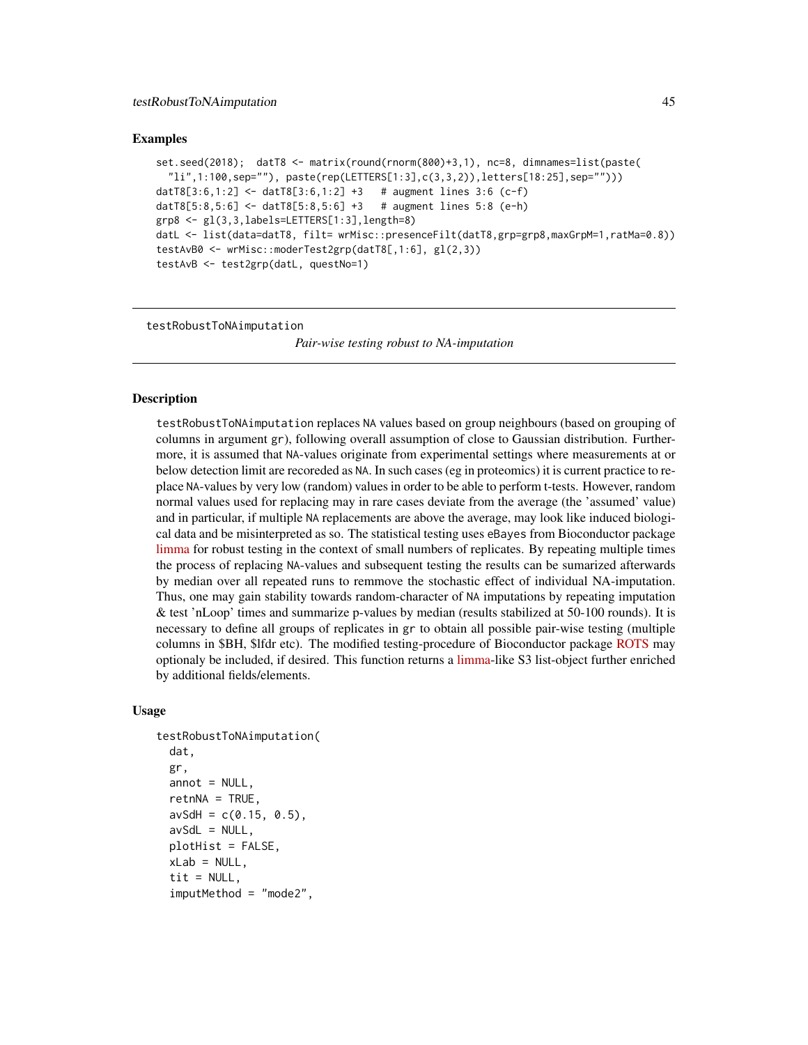## Examples

```
set.seed(2018);  datT8 <- matrix(round(rnorm(800)+3,1), nc=8, dimnames=list(paste(
  "li",1:100,sep=""), paste(rep(LETTERS[1:3],c(3,3,2)),letters[18:25],sep="")))
datT8[3:6,1:2] <- datT8[3:6,1:2] +3   # augment lines 3:6 (c-f)
datT8[5:8,5:6] <- datT8[5:8,5:6] +3   # augment lines 5:8 (e-h)
grp8 <- gl(3,3,labels=LETTERS[1:3],length=8)
datL <- list(data=datT8, filt= wrMisc::presenceFilt(datT8,grp=grp8,maxGrpM=1,ratMa=0.8))
testAvB0 <- wrMisc::moderTest2grp(datT8[,1:6], gl(2,3))
testAvB <- test2grp(datL, questNo=1)
```

---

testRobustToNAimputation &emsp; *Pair-wise testing robust to NA-imputation*

---

## Description

`testRobustToNAimputation` replaces `NA` values based on group neighbours (based on grouping of columns in argument `gr`), following overall assumption of close to Gaussian distribution. Furthermore, it is assumed that `NA`-values originate from experimental settings where measurements at or below detection limit are recoreded as `NA`. In such cases (eg in proteomics) it is current practice to replace `NA`-values by very low (random) values in order to be able to perform t-tests. However, random normal values used for replacing may in rare cases deviate from the average (the 'assumed' value) and in particular, if multiple `NA` replacements are above the average, may look like induced biological data and be misinterpreted as so. The statistical testing uses `eBayes` from Bioconductor package limma for robust testing in the context of small numbers of replicates. By repeating multiple times the process of replacing `NA`-values and subsequent testing the results can be sumarized afterwards by median over all repeated runs to remmove the stochastic effect of individual NA-imputation. Thus, one may gain stability towards random-character of `NA` imputations by repeating imputation & test 'nLoop' times and summarize p-values by median (results stabilized at 50-100 rounds). It is necessary to define all groups of replicates in `gr` to obtain all possible pair-wise testing (multiple columns in $BH, $lfdr etc). The modified testing-procedure of Bioconductor package ROTS may optionaly be included, if desired. This function returns a limma-like S3 list-object further enriched by additional fields/elements.

## Usage

```
testRobustToNAimputation(
  dat,
  gr,
  annot = NULL,
  retnNA = TRUE,
  avSdH = c(0.15, 0.5),
  avSdL = NULL,
  plotHist = FALSE,
  xLab = NULL,
  tit = NULL,
  imputMethod = "mode2",
```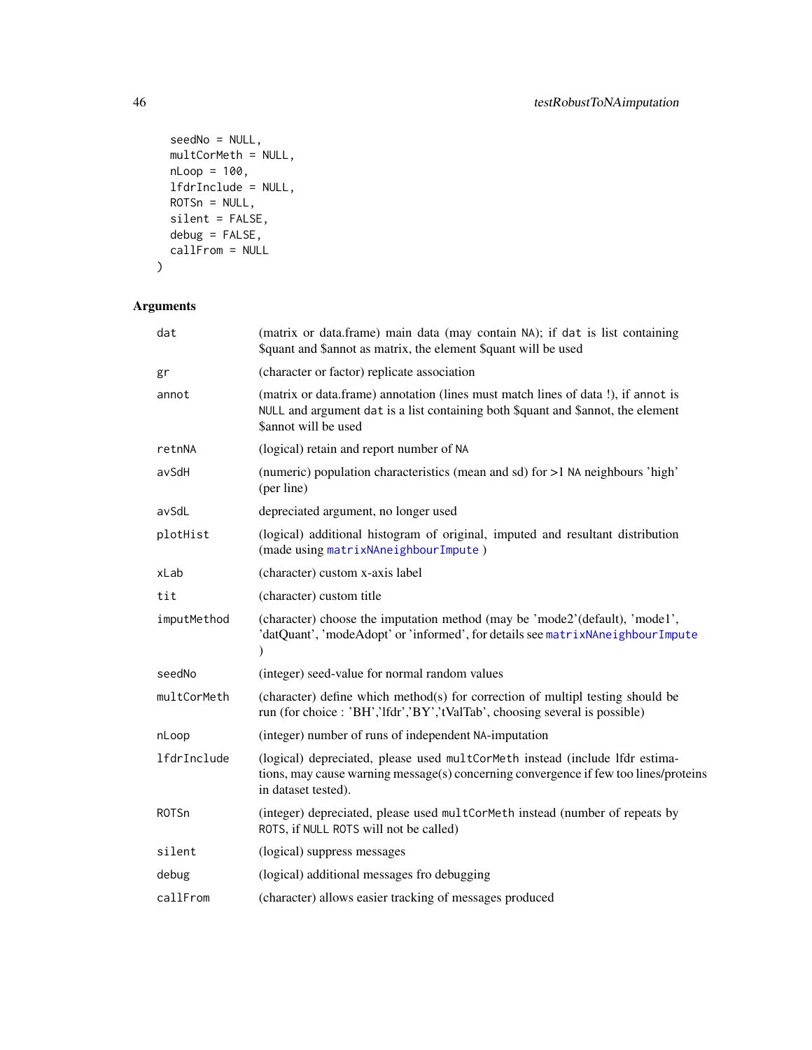```
  seedNo = NULL,
  multCorMeth = NULL,
  nLoop = 100,
  lfdrInclude = NULL,
  ROTSn = NULL,
  silent = FALSE,
  debug = FALSE,
  callFrom = NULL
)
```

## Arguments

| | |
|---|---|
| `dat` | (matrix or data.frame) main data (may contain `NA`); if `dat` is list containing $quant and $annot as matrix, the element $quant will be used |
| `gr` | (character or factor) replicate association |
| `annot` | (matrix or data.frame) annotation (lines must match lines of data !), if `annot` is `NULL` and argument `dat` is a list containing both $quant and $annot, the element $annot will be used |
| `retnNA` | (logical) retain and report number of `NA` |
| `avSdH` | (numeric) population characteristics (mean and sd) for >1 `NA` neighbours 'high' (per line) |
| `avSdL` | depreciated argument, no longer used |
| `plotHist` | (logical) additional histogram of original, imputed and resultant distribution (made using `matrixNAneighbourImpute` ) |
| `xLab` | (character) custom x-axis label |
| `tit` | (character) custom title |
| `imputMethod` | (character) choose the imputation method (may be 'mode2'(default), 'mode1', 'datQuant', 'modeAdopt' or 'informed', for details see `matrixNAneighbourImpute` ) |
| `seedNo` | (integer) seed-value for normal random values |
| `multCorMeth` | (character) define which method(s) for correction of multipl testing should be run (for choice : 'BH','lfdr','BY','tValTab', choosing several is possible) |
| `nLoop` | (integer) number of runs of independent `NA`-imputation |
| `lfdrInclude` | (logical) depreciated, please used `multCorMeth` instead (include lfdr estimations, may cause warning message(s) concerning convergence if few too lines/proteins in dataset tested). |
| `ROTSn` | (integer) depreciated, please used `multCorMeth` instead (number of repeats by `ROTS`, if `NULL` `ROTS` will not be called) |
| `silent` | (logical) suppress messages |
| `debug` | (logical) additional messages fro debugging |
| `callFrom` | (character) allows easier tracking of messages produced |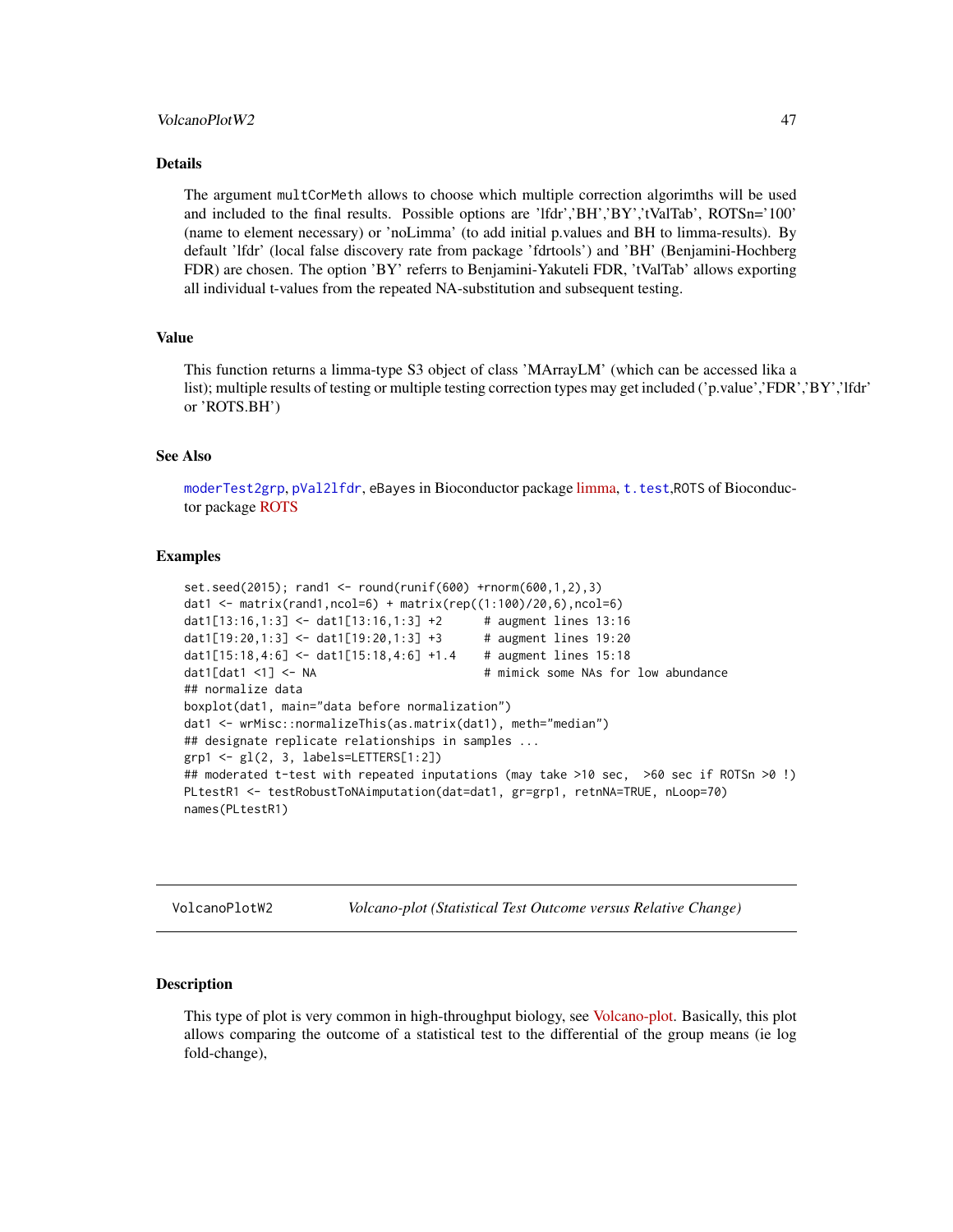## Details

The argument `multCorMeth` allows to choose which multiple correction algorimths will be used and included to the final results. Possible options are 'lfdr','BH','BY','tValTab', ROTSn='100' (name to element necessary) or 'noLimma' (to add initial p.values and BH to limma-results). By default 'lfdr' (local false discovery rate from package 'fdrtools') and 'BH' (Benjamini-Hochberg FDR) are chosen. The option 'BY' referrs to Benjamini-Yakuteli FDR, 'tValTab' allows exporting all individual t-values from the repeated NA-substitution and subsequent testing.

## Value

This function returns a limma-type S3 object of class 'MArrayLM' (which can be accessed lika a list); multiple results of testing or multiple testing correction types may get included ('p.value','FDR','BY','lfdr' or 'ROTS.BH')

## See Also

`moderTest2grp`, `pVal2lfdr`, eBayes in Bioconductor package limma, `t.test`,ROTS of Bioconductor package ROTS

## Examples

```
set.seed(2015); rand1 <- round(runif(600) +rnorm(600,1,2),3)
dat1 <- matrix(rand1,ncol=6) + matrix(rep((1:100)/20,6),ncol=6)
dat1[13:16,1:3] <- dat1[13:16,1:3] +2      # augment lines 13:16
dat1[19:20,1:3] <- dat1[19:20,1:3] +3      # augment lines 19:20
dat1[15:18,4:6] <- dat1[15:18,4:6] +1.4    # augment lines 15:18
dat1[dat1 <1] <- NA                        # mimick some NAs for low abundance
## normalize data
boxplot(dat1, main="data before normalization")
dat1 <- wrMisc::normalizeThis(as.matrix(dat1), meth="median")
## designate replicate relationships in samples ...
grp1 <- gl(2, 3, labels=LETTERS[1:2])
## moderated t-test with repeated inputations (may take >10 sec,  >60 sec if ROTSn >0 !)
PLtestR1 <- testRobustToNAimputation(dat=dat1, gr=grp1, retnNA=TRUE, nLoop=70)
names(PLtestR1)
```

---

# VolcanoPlotW2 &nbsp;&nbsp;&nbsp; *Volcano-plot (Statistical Test Outcome versus Relative Change)*

## Description

This type of plot is very common in high-throughput biology, see Volcano-plot. Basically, this plot allows comparing the outcome of a statistical test to the differential of the group means (ie log fold-change),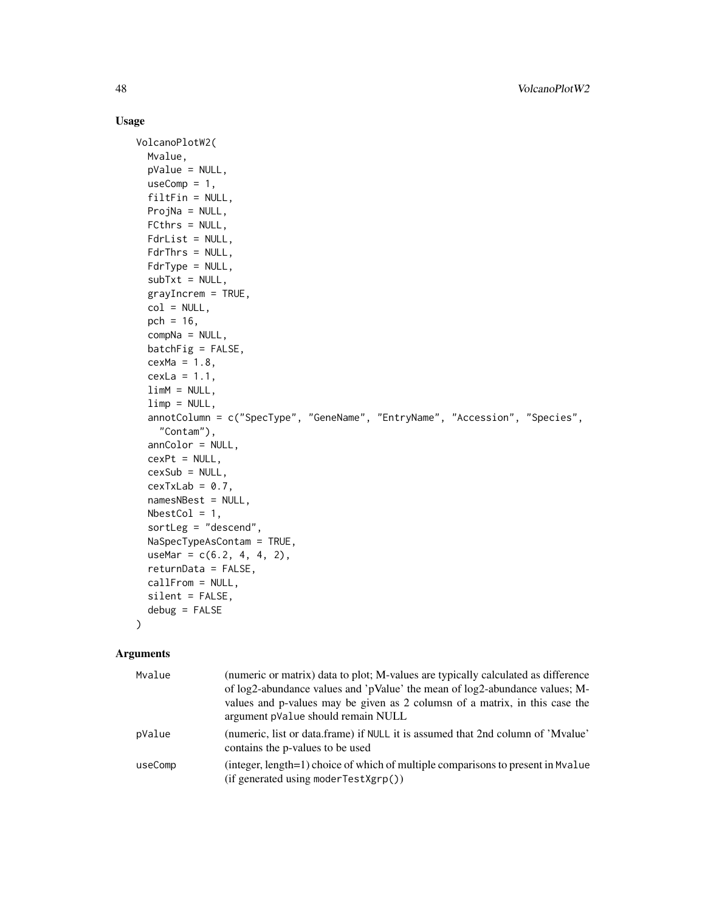## Usage

```
VolcanoPlotW2(
  Mvalue,
  pValue = NULL,
  useComp = 1,
  filtFin = NULL,
  ProjNa = NULL,
  FCthrs = NULL,
  FdrList = NULL,
  FdrThrs = NULL,
  FdrType = NULL,
  subTxt = NULL,
  grayIncrem = TRUE,
  col = NULL,
  pch = 16,
  compNa = NULL,
  batchFig = FALSE,
  cexMa = 1.8,
  cexLa = 1.1,
  limM = NULL,
  limp = NULL,
  annotColumn = c("SpecType", "GeneName", "EntryName", "Accession", "Species",
    "Contam"),
  annColor = NULL,
  cexPt = NULL,
  cexSub = NULL,
  cexTxLab = 0.7,
  namesNBest = NULL,
  NbestCol = 1,
  sortLeg = "descend",
  NaSpecTypeAsContam = TRUE,
  useMar = c(6.2, 4, 4, 2),
  returnData = FALSE,
  callFrom = NULL,
  silent = FALSE,
  debug = FALSE
)
```

## Arguments

| | |
|---|---|
| `Mvalue` | (numeric or matrix) data to plot; M-values are typically calculated as difference of log2-abundance values and 'pValue' the mean of log2-abundance values; M-values and p-values may be given as 2 columsn of a matrix, in this case the argument `pValue` should remain NULL |
| `pValue` | (numeric, list or data.frame) if `NULL` it is assumed that 2nd column of 'Mvalue' contains the p-values to be used |
| `useComp` | (integer, length=1) choice of which of multiple comparisons to present in `Mvalue` (if generated using `moderTestXgrp()`) |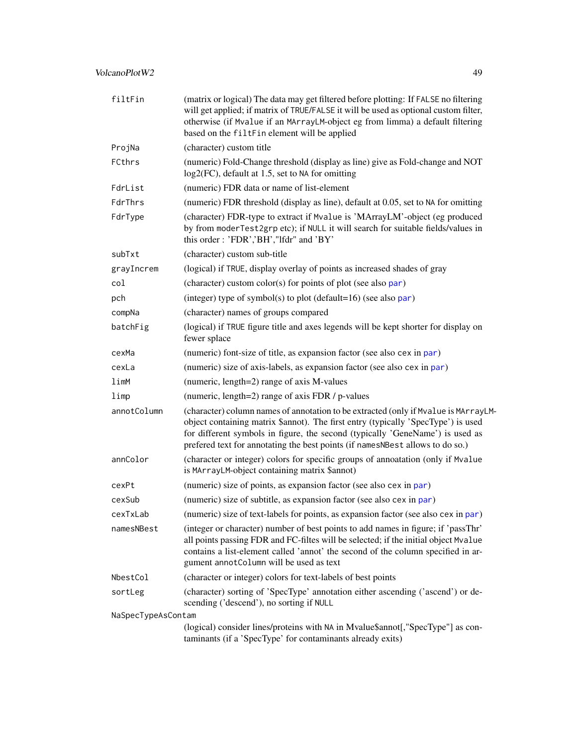| | |
|---|---|
| `filtFin` | (matrix or logical) The data may get filtered before plotting: If `FALSE` no filtering will get applied; if matrix of `TRUE`/`FALSE` it will be used as optional custom filter, otherwise (if `Mvalue` if an `MArrayLM`-object eg from limma) a default filtering based on the `filtFin` element will be applied |
| `ProjNa` | (character) custom title |
| `FCthrs` | (numeric) Fold-Change threshold (display as line) give as Fold-change and NOT log2(FC), default at 1.5, set to `NA` for omitting |
| `FdrList` | (numeric) FDR data or name of list-element |
| `FdrThrs` | (numeric) FDR threshold (display as line), default at 0.05, set to `NA` for omitting |
| `FdrType` | (character) FDR-type to extract if `Mvalue` is 'MArrayLM'-object (eg produced by from `moderTest2grp` etc); if `NULL` it will search for suitable fields/values in this order : 'FDR','BH',"lfdr" and 'BY' |
| `subTxt` | (character) custom sub-title |
| `grayIncrem` | (logical) if `TRUE`, display overlay of points as increased shades of gray |
| `col` | (character) custom color(s) for points of plot (see also `par`) |
| `pch` | (integer) type of symbol(s) to plot (default=16) (see also `par`) |
| `compNa` | (character) names of groups compared |
| `batchFig` | (logical) if `TRUE` figure title and axes legends will be kept shorter for display on fewer splace |
| `cexMa` | (numeric) font-size of title, as expansion factor (see also `cex` in `par`) |
| `cexLa` | (numeric) size of axis-labels, as expansion factor (see also `cex` in `par`) |
| `limM` | (numeric, length=2) range of axis M-values |
| `limp` | (numeric, length=2) range of axis FDR / p-values |
| `annotColumn` | (character) column names of annotation to be extracted (only if `Mvalue` is `MArrayLM`-object containing matrix $annot). The first entry (typically 'SpecType') is used for different symbols in figure, the second (typically 'GeneName') is used as prefered text for annotating the best points (if `namesNBest` allows to do so.) |
| `annColor` | (character or integer) colors for specific groups of annoatation (only if `Mvalue` is `MArrayLM`-object containing matrix $annot) |
| `cexPt` | (numeric) size of points, as expansion factor (see also `cex` in `par`) |
| `cexSub` | (numeric) size of subtitle, as expansion factor (see also `cex` in `par`) |
| `cexTxLab` | (numeric) size of text-labels for points, as expansion factor (see also `cex` in `par`) |
| `namesNBest` | (integer or character) number of best points to add names in figure; if 'passThr' all points passing FDR and FC-filtes will be selected; if the initial object `Mvalue` contains a list-element called 'annot' the second of the column specified in argument `annotColumn` will be used as text |
| `NbestCol` | (character or integer) colors for text-labels of best points |
| `sortLeg` | (character) sorting of 'SpecType' annotation either ascending ('ascend') or descending ('descend'), no sorting if `NULL` |
| `NaSpecTypeAsContam` | (logical) consider lines/proteins with `NA` in Mvalue$annot[,"SpecType"] as contaminants (if a 'SpecType' for contaminants already exits) |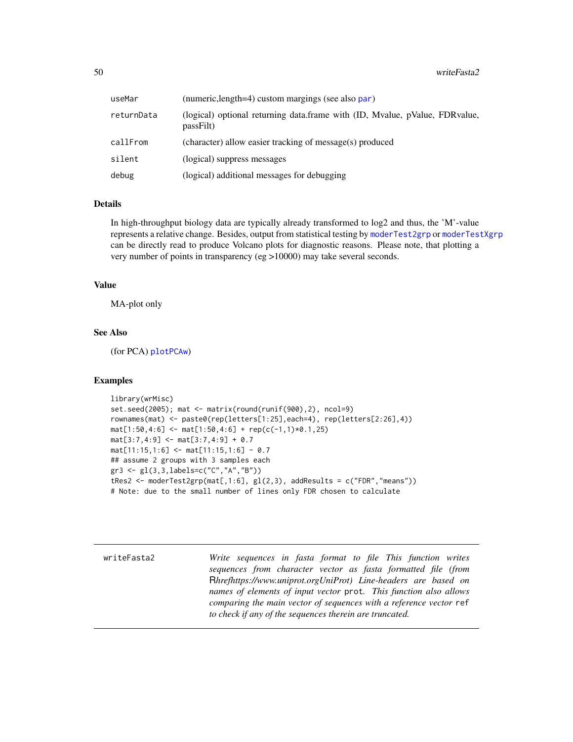| | |
|---|---|
| useMar | (numeric,length=4) custom margings (see also par) |
| returnData | (logical) optional returning data.frame with (ID, Mvalue, pValue, FDRvalue, passFilt) |
| callFrom | (character) allow easier tracking of message(s) produced |
| silent | (logical) suppress messages |
| debug | (logical) additional messages for debugging |

### Details

In high-throughput biology data are typically already transformed to log2 and thus, the 'M'-value represents a relative change. Besides, output from statistical testing by moderTest2grp or moderTestXgrp can be directly read to produce Volcano plots for diagnostic reasons. Please note, that plotting a very number of points in transparency (eg >10000) may take several seconds.

### Value

MA-plot only

### See Also

(for PCA) plotPCAw)

### Examples

```
library(wrMisc)
set.seed(2005); mat <- matrix(round(runif(900),2), ncol=9)
rownames(mat) <- paste0(rep(letters[1:25],each=4), rep(letters[2:26],4))
mat[1:50,4:6] <- mat[1:50,4:6] + rep(c(-1,1)*0.1,25)
mat[3:7,4:9] <- mat[3:7,4:9] + 0.7
mat[11:15,1:6] <- mat[11:15,1:6] - 0.7
## assume 2 groups with 3 samples each
gr3 <- gl(3,3,labels=c("C","A","B"))
tRes2 <- moderTest2grp(mat[,1:6], gl(2,3), addResults = c("FDR","means"))
# Note: due to the small number of lines only FDR chosen to calculate
```

---

## writeFasta2

*Write sequences in fasta format to file This function writes sequences from character vector as fasta formatted file (from Rhrefhttps://www.uniprot.orgUniProt) Line-headers are based on names of elements of input vector* `prot`*. This function also allows comparing the main vector of sequences with a reference vector* `ref` *to check if any of the sequences therein are truncated.*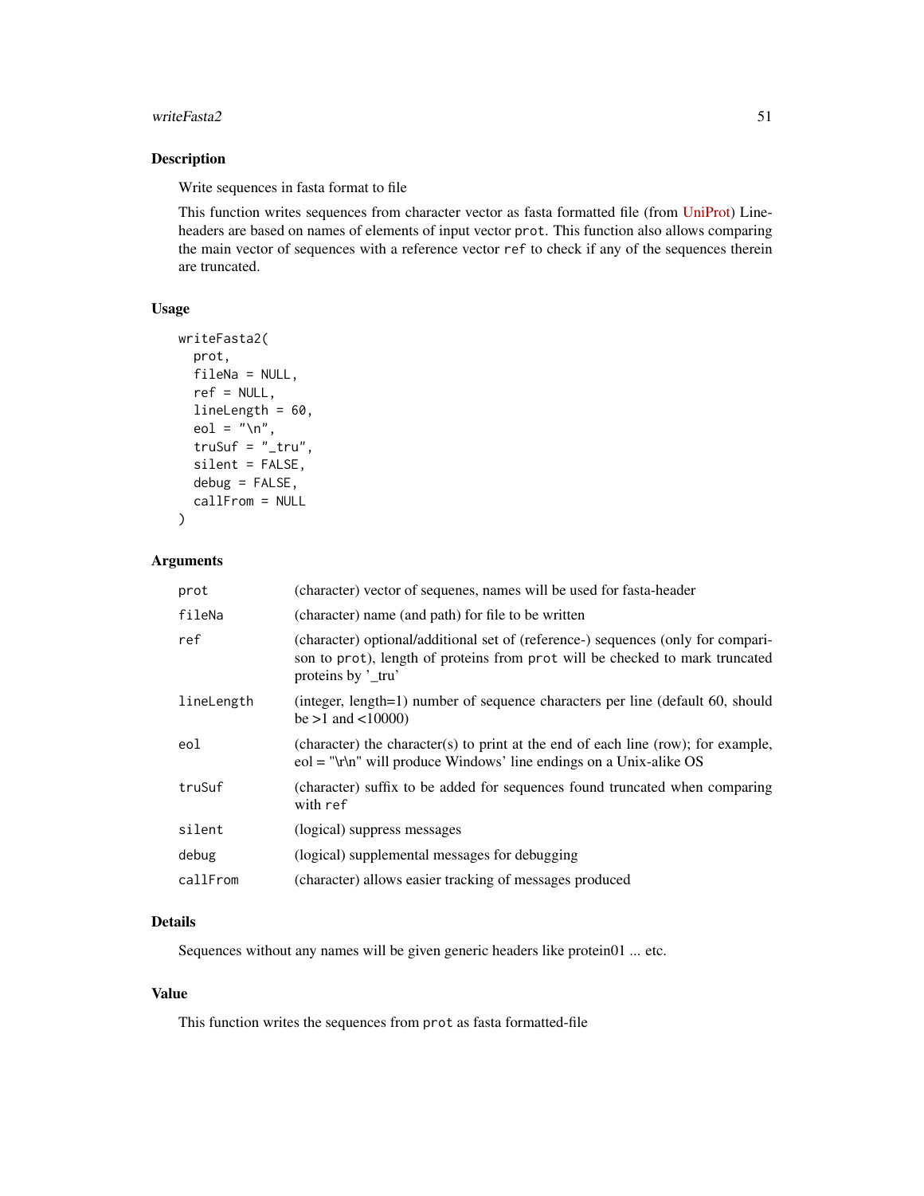## Description

Write sequences in fasta format to file

This function writes sequences from character vector as fasta formatted file (from UniProt) Line-headers are based on names of elements of input vector `prot`. This function also allows comparing the main vector of sequences with a reference vector `ref` to check if any of the sequences therein are truncated.

## Usage

```
writeFasta2(
  prot,
  fileNa = NULL,
  ref = NULL,
  lineLength = 60,
  eol = "\n",
  truSuf = "_tru",
  silent = FALSE,
  debug = FALSE,
  callFrom = NULL
)
```

## Arguments

| | |
|---|---|
| `prot` | (character) vector of sequenes, names will be used for fasta-header |
| `fileNa` | (character) name (and path) for file to be written |
| `ref` | (character) optional/additional set of (reference-) sequences (only for comparison to `prot`), length of proteins from `prot` will be checked to mark truncated proteins by '_tru' |
| `lineLength` | (integer, length=1) number of sequence characters per line (default 60, should be >1 and <10000) |
| `eol` | (character) the character(s) to print at the end of each line (row); for example, eol = "\r\n" will produce Windows' line endings on a Unix-alike OS |
| `truSuf` | (character) suffix to be added for sequences found truncated when comparing with `ref` |
| `silent` | (logical) suppress messages |
| `debug` | (logical) supplemental messages for debugging |
| `callFrom` | (character) allows easier tracking of messages produced |

## Details

Sequences without any names will be given generic headers like protein01 ... etc.

## Value

This function writes the sequences from `prot` as fasta formatted-file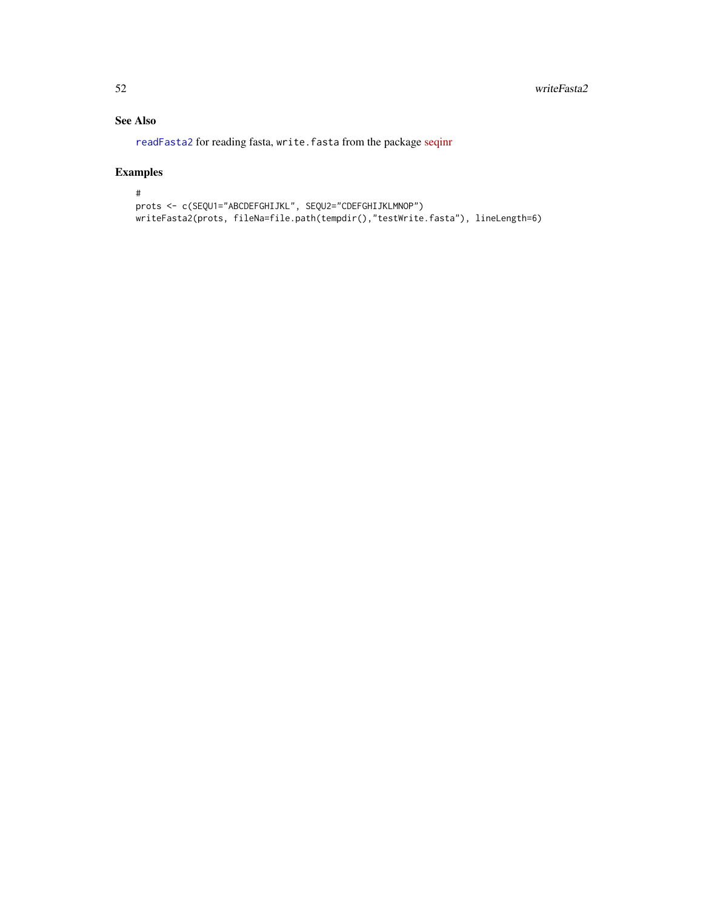## See Also

readFasta2 for reading fasta, write.fasta from the package seqinr

## Examples

```
#
prots <- c(SEQU1="ABCDEFGHIJKL", SEQU2="CDEFGHIJKLMNOP")
writeFasta2(prots, fileNa=file.path(tempdir(),"testWrite.fasta"), lineLength=6)
```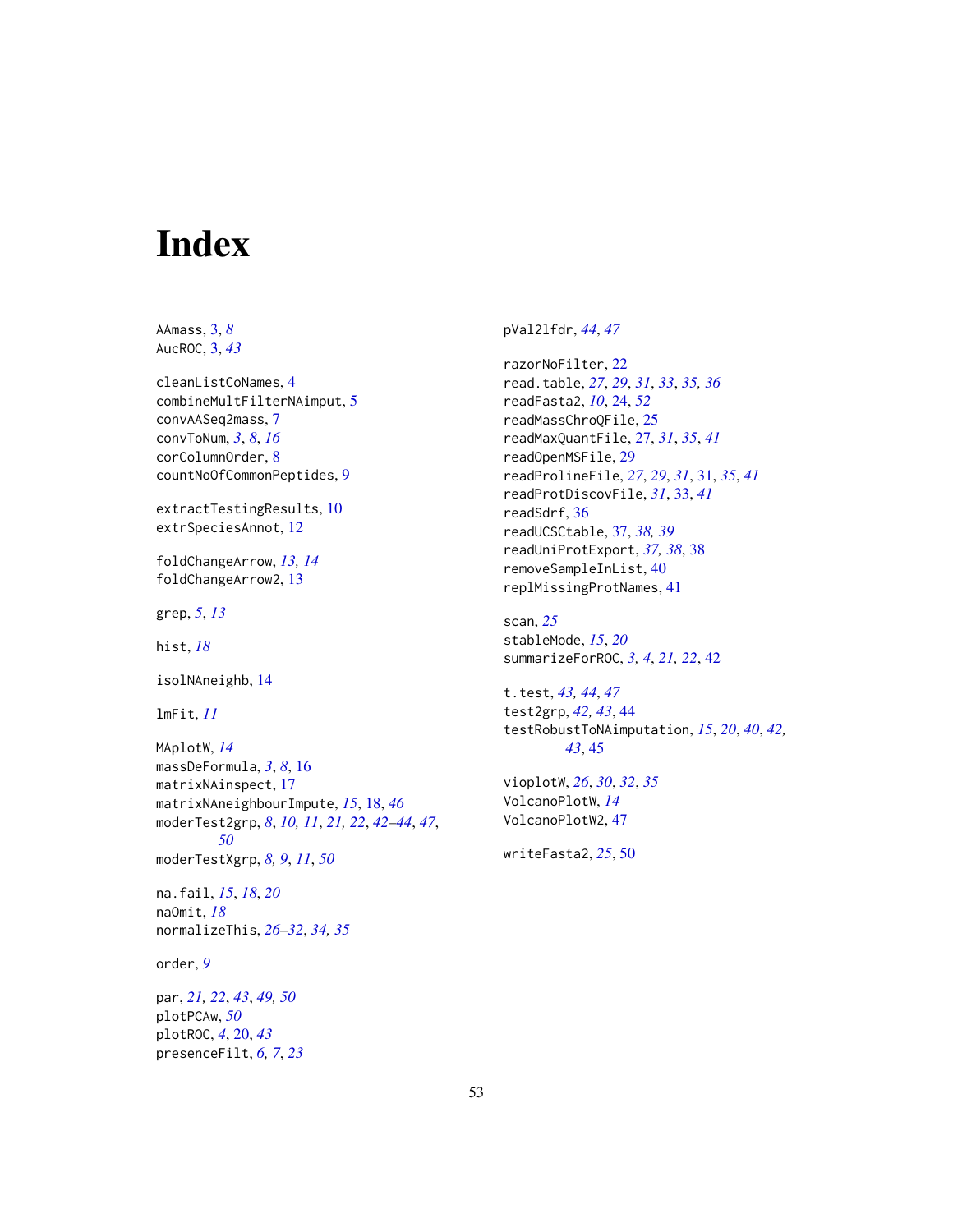# Index

AAmass, 3, *8*
AucROC, 3, *43*

cleanListCoNames, 4
combineMultFilterNAimput, 5
convAASeq2mass, 7
convToNum, *3*, *8*, *16*
corColumnOrder, 8
countNoOfCommonPeptides, 9

extractTestingResults, 10
extrSpeciesAnnot, 12

foldChangeArrow, *13, 14*
foldChangeArrow2, 13

grep, *5*, *13*

hist, *18*

isolNAneighb, 14

lmFit, *11*

MAplotW, *14*
massDeFormula, *3*, *8*, 16
matrixNAinspect, 17
matrixNAneighbourImpute, *15*, 18, *46*
moderTest2grp, *8*, *10, 11*, *21, 22*, *42–44*, *47*, *50*
moderTestXgrp, *8, 9*, *11*, *50*

na.fail, *15*, *18*, *20*
naOmit, *18*
normalizeThis, *26–32*, *34, 35*

order, *9*

par, *21, 22*, *43*, *49, 50*
plotPCAw, *50*
plotROC, *4*, 20, *43*
presenceFilt, *6, 7*, *23*

pVal2lfdr, *44*, *47*

razorNoFilter, 22
read.table, *27*, *29*, *31*, *33*, *35, 36*
readFasta2, *10*, 24, *52*
readMassChroQFile, 25
readMaxQuantFile, 27, *31*, *35*, *41*
readOpenMSFile, 29
readProlineFile, *27*, *29*, *31*, 31, *35*, *41*
readProtDiscovFile, *31*, 33, *41*
readSdrf, 36
readUCSCtable, 37, *38, 39*
readUniProtExport, *37, 38*, 38
removeSampleInList, 40
replMissingProtNames, 41

scan, *25*
stableMode, *15*, *20*
summarizeForROC, *3, 4*, *21, 22*, 42

t.test, *43, 44*, *47*
test2grp, *42, 43*, 44
testRobustToNAimputation, *15*, *20*, *40*, *42, 43*, 45

vioplotW, *26*, *30*, *32*, *35*
VolcanoPlotW, *14*
VolcanoPlotW2, 47

writeFasta2, *25*, 50